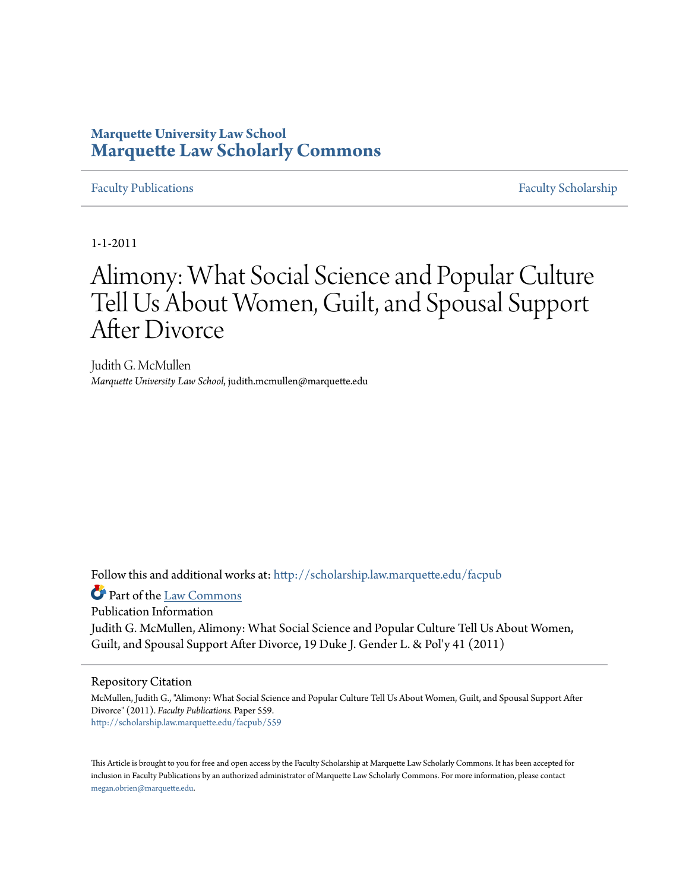**Marquette University Law School**
**Marquette Law Scholarly Commons**

Faculty Publications | Faculty Scholarship

1-1-2011

# Alimony: What Social Science and Popular Culture Tell Us About Women, Guilt, and Spousal Support After Divorce

Judith G. McMullen
*Marquette University Law School*, judith.mcmullen@marquette.edu

Follow this and additional works at: http://scholarship.law.marquette.edu/facpub

Part of the Law Commons

Publication Information
Judith G. McMullen, Alimony: What Social Science and Popular Culture Tell Us About Women, Guilt, and Spousal Support After Divorce, 19 Duke J. Gender L. & Pol'y 41 (2011)

Repository Citation
McMullen, Judith G., "Alimony: What Social Science and Popular Culture Tell Us About Women, Guilt, and Spousal Support After Divorce" (2011). *Faculty Publications.* Paper 559.
http://scholarship.law.marquette.edu/facpub/559

This Article is brought to you for free and open access by the Faculty Scholarship at Marquette Law Scholarly Commons. It has been accepted for inclusion in Faculty Publications by an authorized administrator of Marquette Law Scholarly Commons. For more information, please contact megan.obrien@marquette.edu.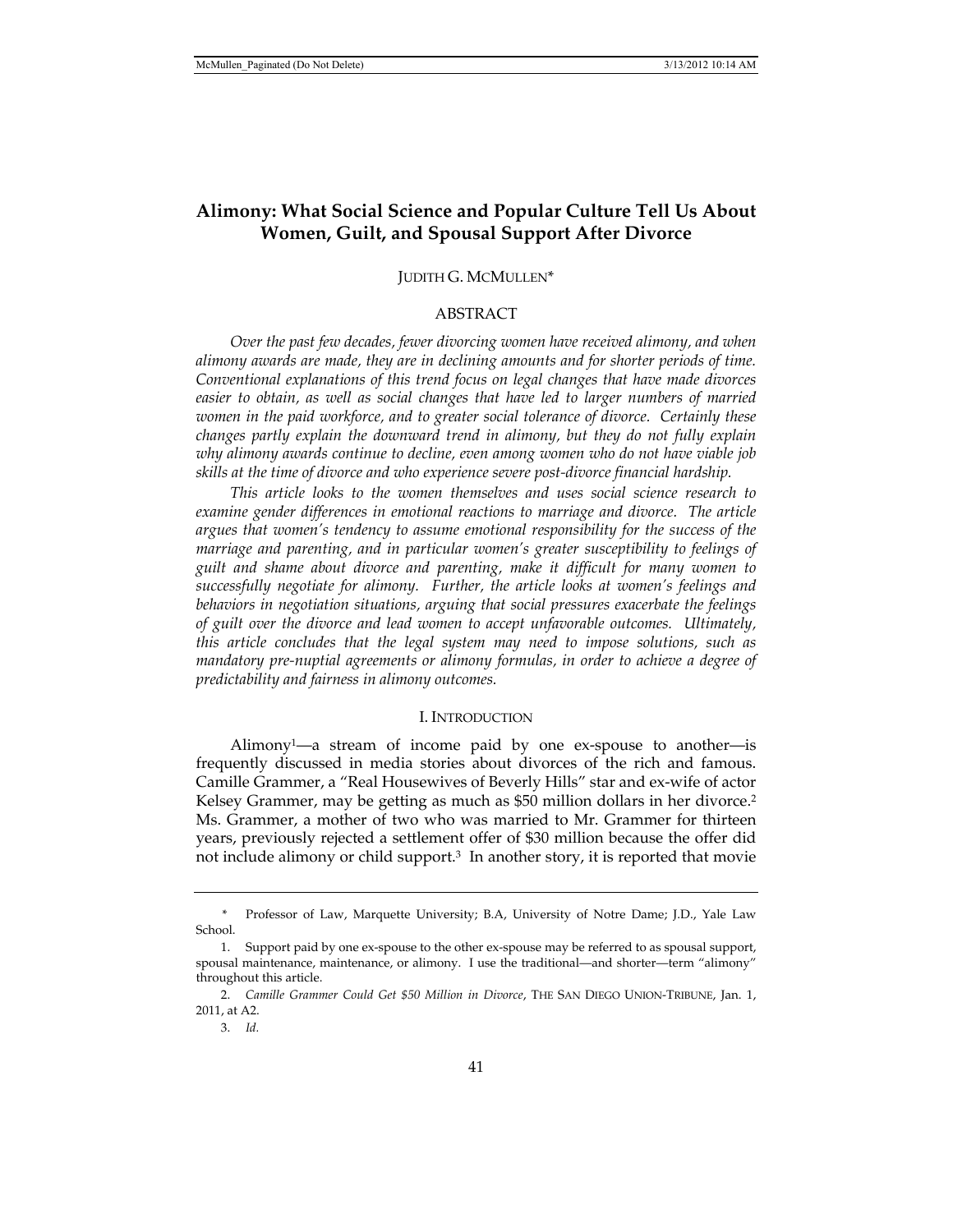# Alimony: What Social Science and Popular Culture Tell Us About Women, Guilt, and Spousal Support After Divorce

JUDITH G. MCMULLEN*

## ABSTRACT

*Over the past few decades, fewer divorcing women have received alimony, and when alimony awards are made, they are in declining amounts and for shorter periods of time. Conventional explanations of this trend focus on legal changes that have made divorces easier to obtain, as well as social changes that have led to larger numbers of married women in the paid workforce, and to greater social tolerance of divorce. Certainly these changes partly explain the downward trend in alimony, but they do not fully explain why alimony awards continue to decline, even among women who do not have viable job skills at the time of divorce and who experience severe post-divorce financial hardship.*

*This article looks to the women themselves and uses social science research to examine gender differences in emotional reactions to marriage and divorce. The article argues that women's tendency to assume emotional responsibility for the success of the marriage and parenting, and in particular women's greater susceptibility to feelings of guilt and shame about divorce and parenting, make it difficult for many women to successfully negotiate for alimony. Further, the article looks at women's feelings and behaviors in negotiation situations, arguing that social pressures exacerbate the feelings of guilt over the divorce and lead women to accept unfavorable outcomes. Ultimately, this article concludes that the legal system may need to impose solutions, such as mandatory pre-nuptial agreements or alimony formulas, in order to achieve a degree of predictability and fairness in alimony outcomes.*

## I. INTRODUCTION

Alimony[1]—a stream of income paid by one ex-spouse to another—is frequently discussed in media stories about divorces of the rich and famous. Camille Grammer, a "Real Housewives of Beverly Hills" star and ex-wife of actor Kelsey Grammer, may be getting as much as $50 million dollars in her divorce.[2] Ms. Grammer, a mother of two who was married to Mr. Grammer for thirteen years, previously rejected a settlement offer of $30 million because the offer did not include alimony or child support.[3] In another story, it is reported that movie

---

\* Professor of Law, Marquette University; B.A, University of Notre Dame; J.D., Yale Law School.

1. Support paid by one ex-spouse to the other ex-spouse may be referred to as spousal support, spousal maintenance, maintenance, or alimony. I use the traditional—and shorter—term "alimony" throughout this article.

2. *Camille Grammer Could Get $50 Million in Divorce*, THE SAN DIEGO UNION-TRIBUNE, Jan. 1, 2011, at A2.

3. *Id.*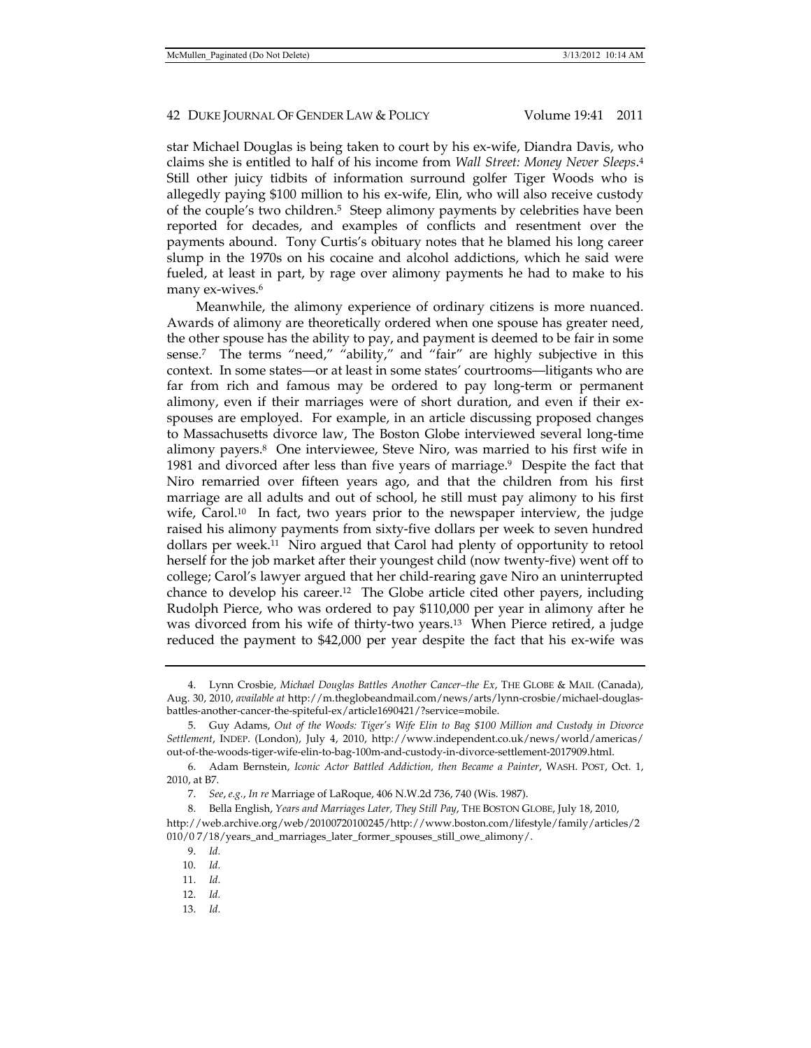star Michael Douglas is being taken to court by his ex-wife, Diandra Davis, who claims she is entitled to half of his income from *Wall Street: Money Never Sleeps*.[4] Still other juicy tidbits of information surround golfer Tiger Woods who is allegedly paying $100 million to his ex-wife, Elin, who will also receive custody of the couple's two children.[5] Steep alimony payments by celebrities have been reported for decades, and examples of conflicts and resentment over the payments abound. Tony Curtis's obituary notes that he blamed his long career slump in the 1970s on his cocaine and alcohol addictions, which he said were fueled, at least in part, by rage over alimony payments he had to make to his many ex-wives.[6]

Meanwhile, the alimony experience of ordinary citizens is more nuanced. Awards of alimony are theoretically ordered when one spouse has greater need, the other spouse has the ability to pay, and payment is deemed to be fair in some sense.[7] The terms "need," "ability," and "fair" are highly subjective in this context. In some states—or at least in some states' courtrooms—litigants who are far from rich and famous may be ordered to pay long-term or permanent alimony, even if their marriages were of short duration, and even if their ex-spouses are employed. For example, in an article discussing proposed changes to Massachusetts divorce law, The Boston Globe interviewed several long-time alimony payers.[8] One interviewee, Steve Niro, was married to his first wife in 1981 and divorced after less than five years of marriage.[9] Despite the fact that Niro remarried over fifteen years ago, and that the children from his first marriage are all adults and out of school, he still must pay alimony to his first wife, Carol.[10] In fact, two years prior to the newspaper interview, the judge raised his alimony payments from sixty-five dollars per week to seven hundred dollars per week.[11] Niro argued that Carol had plenty of opportunity to retool herself for the job market after their youngest child (now twenty-five) went off to college; Carol's lawyer argued that her child-rearing gave Niro an uninterrupted chance to develop his career.[12] The Globe article cited other payers, including Rudolph Pierce, who was ordered to pay $110,000 per year in alimony after he was divorced from his wife of thirty-two years.[13] When Pierce retired, a judge reduced the payment to $42,000 per year despite the fact that his ex-wife was

---

4. Lynn Crosbie, *Michael Douglas Battles Another Cancer–the Ex*, THE GLOBE & MAIL (Canada), Aug. 30, 2010, *available at* http://m.theglobeandmail.com/news/arts/lynn-crosbie/michael-douglas-battles-another-cancer-the-spiteful-ex/article1690421/?service=mobile.

5. Guy Adams, *Out of the Woods: Tiger's Wife Elin to Bag $100 Million and Custody in Divorce Settlement*, INDEP. (London), July 4, 2010, http://www.independent.co.uk/news/world/americas/out-of-the-woods-tiger-wife-elin-to-bag-100m-and-custody-in-divorce-settlement-2017909.html.

6. Adam Bernstein, *Iconic Actor Battled Addiction, then Became a Painter*, WASH. POST, Oct. 1, 2010, at B7.

7. *See*, *e.g.*, *In re* Marriage of LaRoque, 406 N.W.2d 736, 740 (Wis. 1987).

8. Bella English, *Years and Marriages Later, They Still Pay*, THE BOSTON GLOBE, July 18, 2010, http://web.archive.org/web/20100720100245/http://www.boston.com/lifestyle/family/articles/2010/07/18/years_and_marriages_later_former_spouses_still_owe_alimony/.

9. *Id.*

10. *Id.*

11. *Id.*

12. *Id.*

13. *Id.*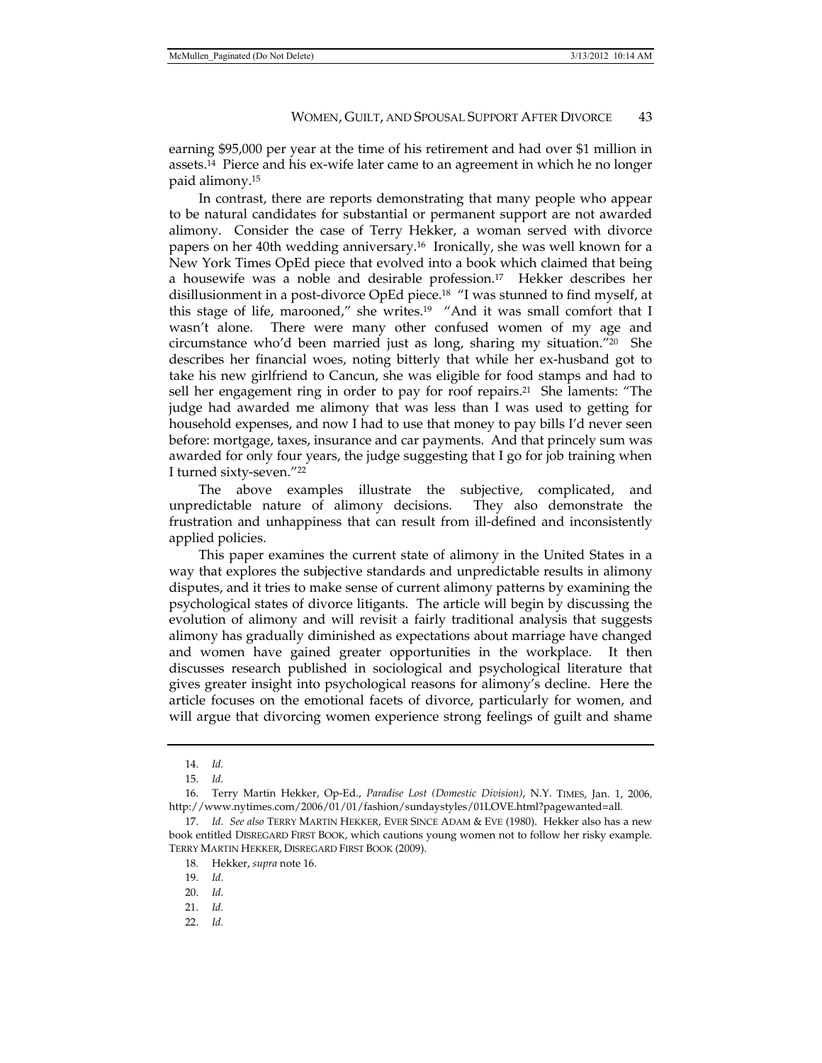earning $95,000 per year at the time of his retirement and had over $1 million in assets.[14] Pierce and his ex-wife later came to an agreement in which he no longer paid alimony.[15]

In contrast, there are reports demonstrating that many people who appear to be natural candidates for substantial or permanent support are not awarded alimony. Consider the case of Terry Hekker, a woman served with divorce papers on her 40th wedding anniversary.[16] Ironically, she was well known for a New York Times OpEd piece that evolved into a book which claimed that being a housewife was a noble and desirable profession.[17] Hekker describes her disillusionment in a post-divorce OpEd piece.[18] "I was stunned to find myself, at this stage of life, marooned," she writes.[19] "And it was small comfort that I wasn't alone. There were many other confused women of my age and circumstance who'd been married just as long, sharing my situation."[20] She describes her financial woes, noting bitterly that while her ex-husband got to take his new girlfriend to Cancun, she was eligible for food stamps and had to sell her engagement ring in order to pay for roof repairs.[21] She laments: "The judge had awarded me alimony that was less than I was used to getting for household expenses, and now I had to use that money to pay bills I'd never seen before: mortgage, taxes, insurance and car payments. And that princely sum was awarded for only four years, the judge suggesting that I go for job training when I turned sixty-seven."[22]

The above examples illustrate the subjective, complicated, and unpredictable nature of alimony decisions. They also demonstrate the frustration and unhappiness that can result from ill-defined and inconsistently applied policies.

This paper examines the current state of alimony in the United States in a way that explores the subjective standards and unpredictable results in alimony disputes, and it tries to make sense of current alimony patterns by examining the psychological states of divorce litigants. The article will begin by discussing the evolution of alimony and will revisit a fairly traditional analysis that suggests alimony has gradually diminished as expectations about marriage have changed and women have gained greater opportunities in the workplace. It then discusses research published in sociological and psychological literature that gives greater insight into psychological reasons for alimony's decline. Here the article focuses on the emotional facets of divorce, particularly for women, and will argue that divorcing women experience strong feelings of guilt and shame

---

14. *Id.*

15. *Id.*

16. Terry Martin Hekker, Op-Ed., *Paradise Lost (Domestic Division)*, N.Y. TIMES, Jan. 1, 2006, http://www.nytimes.com/2006/01/01/fashion/sundaystyles/01LOVE.html?pagewanted=all.

17. *Id. See also* TERRY MARTIN HEKKER, EVER SINCE ADAM & EVE (1980). Hekker also has a new book entitled DISREGARD FIRST BOOK, which cautions young women not to follow her risky example. TERRY MARTIN HEKKER, DISREGARD FIRST BOOK (2009).

18. Hekker, *supra* note 16.

19. *Id.*

20. *Id.*

21. *Id.*

22. *Id.*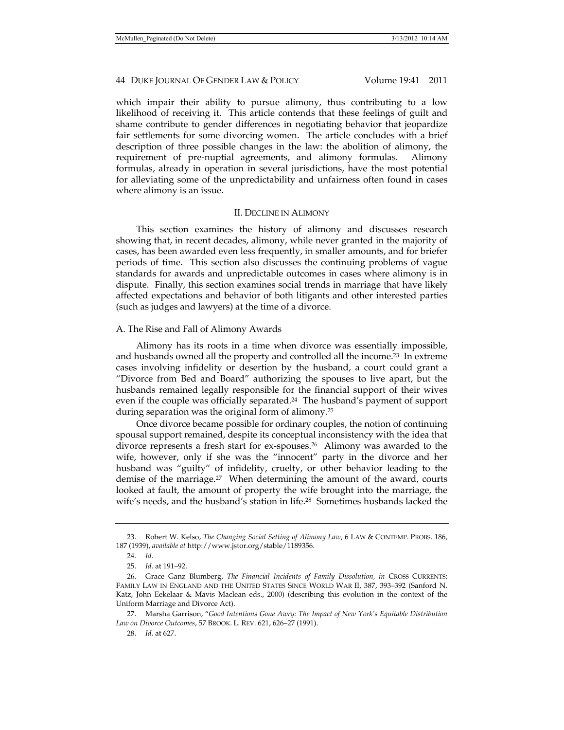which impair their ability to pursue alimony, thus contributing to a low likelihood of receiving it. This article contends that these feelings of guilt and shame contribute to gender differences in negotiating behavior that jeopardize fair settlements for some divorcing women. The article concludes with a brief description of three possible changes in the law: the abolition of alimony, the requirement of pre-nuptial agreements, and alimony formulas. Alimony formulas, already in operation in several jurisdictions, have the most potential for alleviating some of the unpredictability and unfairness often found in cases where alimony is an issue.

## II. Decline in Alimony

This section examines the history of alimony and discusses research showing that, in recent decades, alimony, while never granted in the majority of cases, has been awarded even less frequently, in smaller amounts, and for briefer periods of time. This section also discusses the continuing problems of vague standards for awards and unpredictable outcomes in cases where alimony is in dispute. Finally, this section examines social trends in marriage that have likely affected expectations and behavior of both litigants and other interested parties (such as judges and lawyers) at the time of a divorce.

### A. The Rise and Fall of Alimony Awards

Alimony has its roots in a time when divorce was essentially impossible, and husbands owned all the property and controlled all the income.[23] In extreme cases involving infidelity or desertion by the husband, a court could grant a "Divorce from Bed and Board" authorizing the spouses to live apart, but the husbands remained legally responsible for the financial support of their wives even if the couple was officially separated.[24] The husband's payment of support during separation was the original form of alimony.[25]

Once divorce became possible for ordinary couples, the notion of continuing spousal support remained, despite its conceptual inconsistency with the idea that divorce represents a fresh start for ex-spouses.[26] Alimony was awarded to the wife, however, only if she was the "innocent" party in the divorce and her husband was "guilty" of infidelity, cruelty, or other behavior leading to the demise of the marriage.[27] When determining the amount of the award, courts looked at fault, the amount of property the wife brought into the marriage, the wife's needs, and the husband's station in life.[28] Sometimes husbands lacked the

---

23. Robert W. Kelso, *The Changing Social Setting of Alimony Law*, 6 LAW & CONTEMP. PROBS. 186, 187 (1939), *available at* http://www.jstor.org/stable/1189356.

24. *Id.*

25. *Id.* at 191–92.

26. Grace Ganz Blumberg, *The Financial Incidents of Family Dissolution, in* CROSS CURRENTS: FAMILY LAW IN ENGLAND AND THE UNITED STATES SINCE WORLD WAR II, 387, 393–392 (Sanford N. Katz, John Eekelaar & Mavis Maclean eds., 2000) (describing this evolution in the context of the Uniform Marriage and Divorce Act).

27. Marsha Garrison, "*Good Intentions Gone Awry: The Impact of New York's Equitable Distribution Law on Divorce Outcomes*, 57 BROOK. L. REV. 621, 626–27 (1991).

28. *Id.* at 627.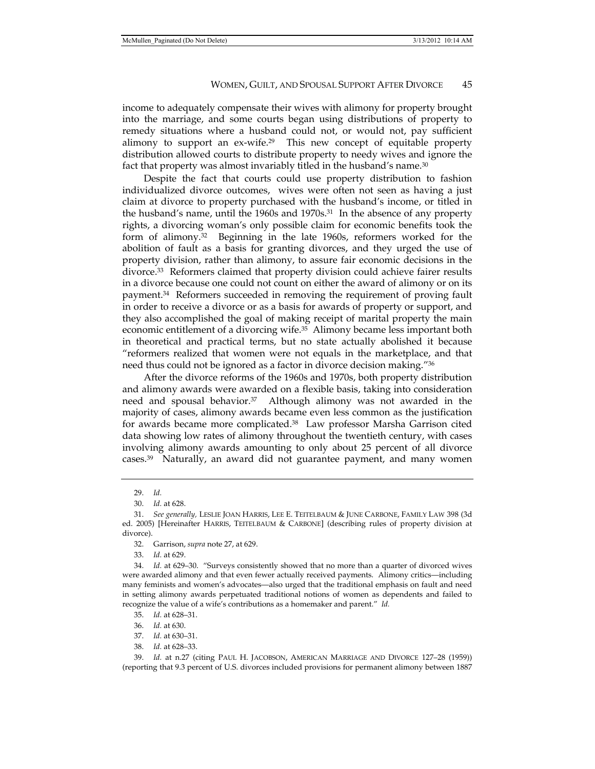income to adequately compensate their wives with alimony for property brought into the marriage, and some courts began using distributions of property to remedy situations where a husband could not, or would not, pay sufficient alimony to support an ex-wife.[29] This new concept of equitable property distribution allowed courts to distribute property to needy wives and ignore the fact that property was almost invariably titled in the husband's name.[30]

Despite the fact that courts could use property distribution to fashion individualized divorce outcomes, wives were often not seen as having a just claim at divorce to property purchased with the husband's income, or titled in the husband's name, until the 1960s and 1970s.[31] In the absence of any property rights, a divorcing woman's only possible claim for economic benefits took the form of alimony.[32] Beginning in the late 1960s, reformers worked for the abolition of fault as a basis for granting divorces, and they urged the use of property division, rather than alimony, to assure fair economic decisions in the divorce.[33] Reformers claimed that property division could achieve fairer results in a divorce because one could not count on either the award of alimony or on its payment.[34] Reformers succeeded in removing the requirement of proving fault in order to receive a divorce or as a basis for awards of property or support, and they also accomplished the goal of making receipt of marital property the main economic entitlement of a divorcing wife.[35] Alimony became less important both in theoretical and practical terms, but no state actually abolished it because "reformers realized that women were not equals in the marketplace, and that need thus could not be ignored as a factor in divorce decision making."[36]

After the divorce reforms of the 1960s and 1970s, both property distribution and alimony awards were awarded on a flexible basis, taking into consideration need and spousal behavior.[37] Although alimony was not awarded in the majority of cases, alimony awards became even less common as the justification for awards became more complicated.[38] Law professor Marsha Garrison cited data showing low rates of alimony throughout the twentieth century, with cases involving alimony awards amounting to only about 25 percent of all divorce cases.[39] Naturally, an award did not guarantee payment, and many women

---

29. *Id.*

30. *Id.* at 628.

31. *See generally*, LESLIE JOAN HARRIS, LEE E. TEITELBAUM & JUNE CARBONE, FAMILY LAW 398 (3d ed. 2005) [Hereinafter HARRIS, TEITELBAUM & CARBONE] (describing rules of property division at divorce).

32. Garrison, *supra* note 27, at 629.

33. *Id.* at 629.

34. *Id.* at 629–30. "Surveys consistently showed that no more than a quarter of divorced wives were awarded alimony and that even fewer actually received payments. Alimony critics—including many feminists and women's advocates—also urged that the traditional emphasis on fault and need in setting alimony awards perpetuated traditional notions of women as dependents and failed to recognize the value of a wife's contributions as a homemaker and parent." *Id.*

35. *Id.* at 628–31.

36. *Id.* at 630.

37. *Id.* at 630–31.

38. *Id.* at 628–33.

39. *Id.* at n.27 (citing PAUL H. JACOBSON, AMERICAN MARRIAGE AND DIVORCE 127–28 (1959)) (reporting that 9.3 percent of U.S. divorces included provisions for permanent alimony between 1887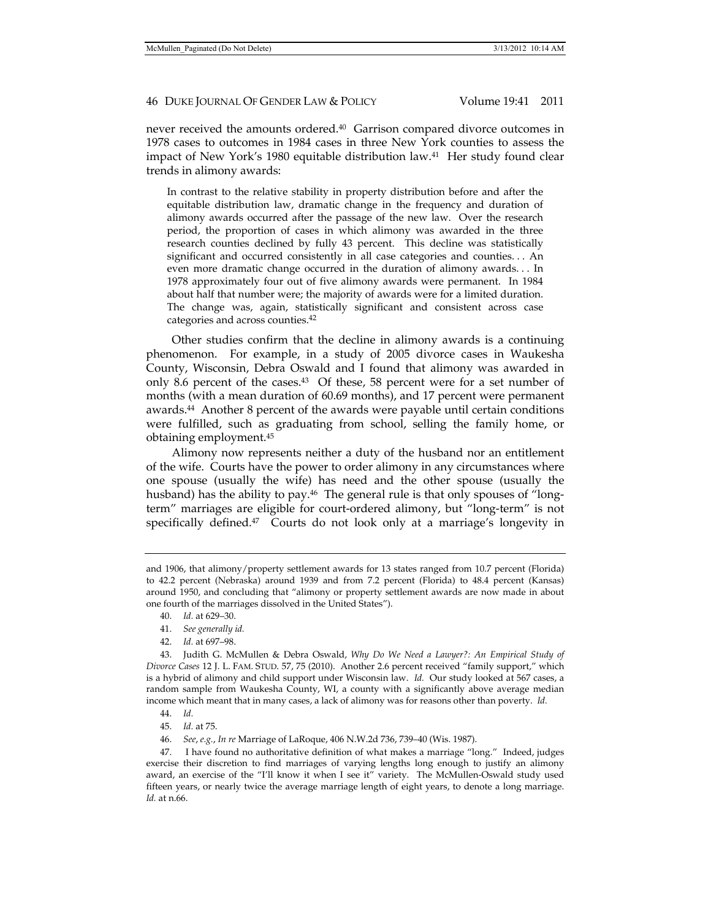never received the amounts ordered.[40] Garrison compared divorce outcomes in 1978 cases to outcomes in 1984 cases in three New York counties to assess the impact of New York's 1980 equitable distribution law.[41] Her study found clear trends in alimony awards:

> In contrast to the relative stability in property distribution before and after the equitable distribution law, dramatic change in the frequency and duration of alimony awards occurred after the passage of the new law. Over the research period, the proportion of cases in which alimony was awarded in the three research counties declined by fully 43 percent. This decline was statistically significant and occurred consistently in all case categories and counties. . . An even more dramatic change occurred in the duration of alimony awards. . . In 1978 approximately four out of five alimony awards were permanent. In 1984 about half that number were; the majority of awards were for a limited duration. The change was, again, statistically significant and consistent across case categories and across counties.[42]

Other studies confirm that the decline in alimony awards is a continuing phenomenon. For example, in a study of 2005 divorce cases in Waukesha County, Wisconsin, Debra Oswald and I found that alimony was awarded in only 8.6 percent of the cases.[43] Of these, 58 percent were for a set number of months (with a mean duration of 60.69 months), and 17 percent were permanent awards.[44] Another 8 percent of the awards were payable until certain conditions were fulfilled, such as graduating from school, selling the family home, or obtaining employment.[45]

Alimony now represents neither a duty of the husband nor an entitlement of the wife. Courts have the power to order alimony in any circumstances where one spouse (usually the wife) has need and the other spouse (usually the husband) has the ability to pay.[46] The general rule is that only spouses of "long-term" marriages are eligible for court-ordered alimony, but "long-term" is not specifically defined.[47] Courts do not look only at a marriage's longevity in

---

and 1906, that alimony/property settlement awards for 13 states ranged from 10.7 percent (Florida) to 42.2 percent (Nebraska) around 1939 and from 7.2 percent (Florida) to 48.4 percent (Kansas) around 1950, and concluding that "alimony or property settlement awards are now made in about one fourth of the marriages dissolved in the United States").

40. *Id.* at 629–30.

41. *See generally id.*

42. *Id.* at 697–98.

43. Judith G. McMullen & Debra Oswald, *Why Do We Need a Lawyer?: An Empirical Study of Divorce Cases* 12 J. L. FAM. STUD. 57, 75 (2010). Another 2.6 percent received "family support," which is a hybrid of alimony and child support under Wisconsin law. *Id.* Our study looked at 567 cases, a random sample from Waukesha County, WI, a county with a significantly above average median income which meant that in many cases, a lack of alimony was for reasons other than poverty. *Id.*

44. *Id.*

45. *Id.* at 75.

46. *See, e.g.*, *In re* Marriage of LaRoque, 406 N.W.2d 736, 739–40 (Wis. 1987).

47. I have found no authoritative definition of what makes a marriage "long." Indeed, judges exercise their discretion to find marriages of varying lengths long enough to justify an alimony award, an exercise of the "I'll know it when I see it" variety. The McMullen-Oswald study used fifteen years, or nearly twice the average marriage length of eight years, to denote a long marriage. *Id.* at n.66.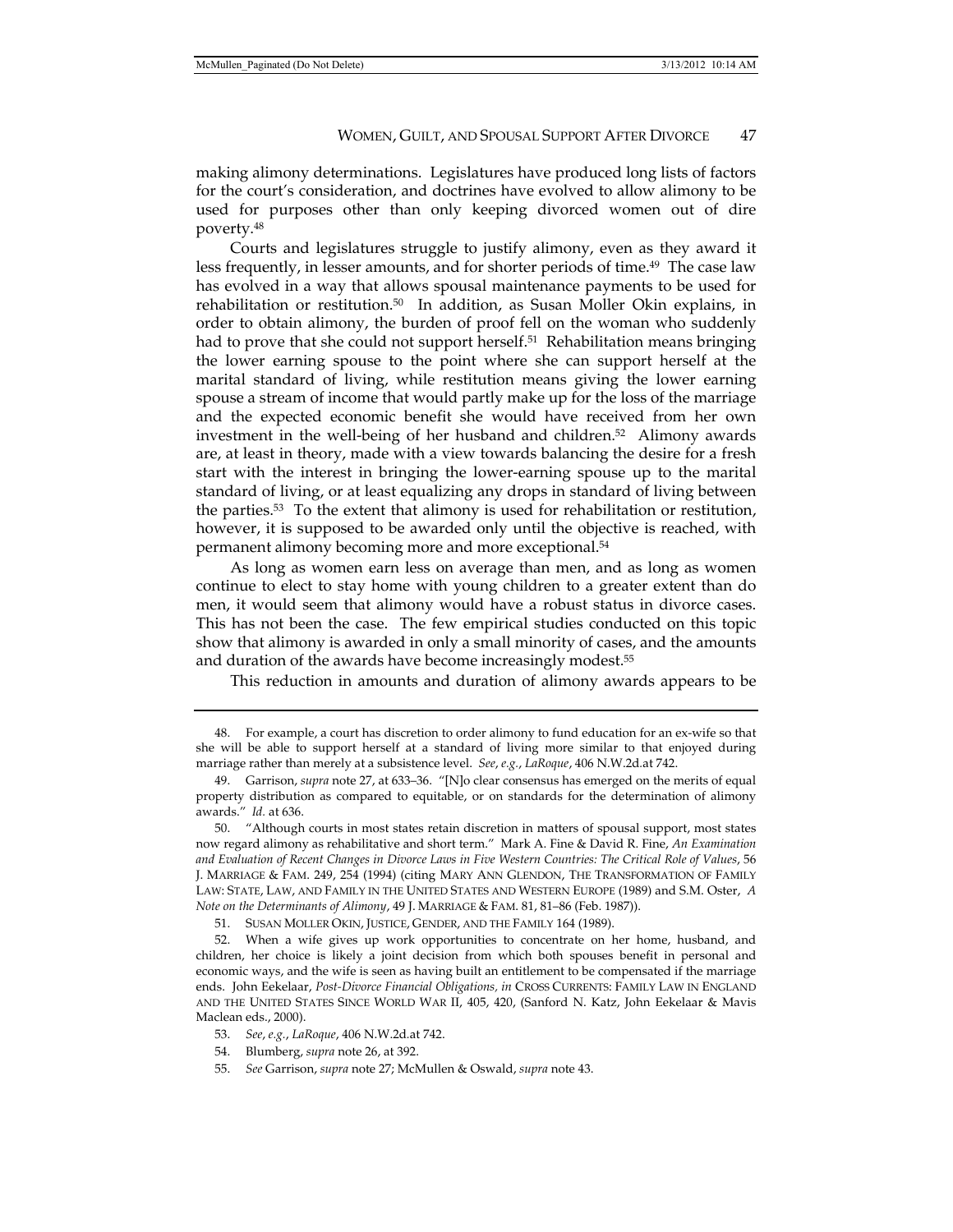making alimony determinations. Legislatures have produced long lists of factors for the court's consideration, and doctrines have evolved to allow alimony to be used for purposes other than only keeping divorced women out of dire poverty.[48]

Courts and legislatures struggle to justify alimony, even as they award it less frequently, in lesser amounts, and for shorter periods of time.[49] The case law has evolved in a way that allows spousal maintenance payments to be used for rehabilitation or restitution.[50] In addition, as Susan Moller Okin explains, in order to obtain alimony, the burden of proof fell on the woman who suddenly had to prove that she could not support herself.[51] Rehabilitation means bringing the lower earning spouse to the point where she can support herself at the marital standard of living, while restitution means giving the lower earning spouse a stream of income that would partly make up for the loss of the marriage and the expected economic benefit she would have received from her own investment in the well-being of her husband and children.[52] Alimony awards are, at least in theory, made with a view towards balancing the desire for a fresh start with the interest in bringing the lower-earning spouse up to the marital standard of living, or at least equalizing any drops in standard of living between the parties.[53] To the extent that alimony is used for rehabilitation or restitution, however, it is supposed to be awarded only until the objective is reached, with permanent alimony becoming more and more exceptional.[54]

As long as women earn less on average than men, and as long as women continue to elect to stay home with young children to a greater extent than do men, it would seem that alimony would have a robust status in divorce cases. This has not been the case. The few empirical studies conducted on this topic show that alimony is awarded in only a small minority of cases, and the amounts and duration of the awards have become increasingly modest.[55]

This reduction in amounts and duration of alimony awards appears to be

---

48. For example, a court has discretion to order alimony to fund education for an ex-wife so that she will be able to support herself at a standard of living more similar to that enjoyed during marriage rather than merely at a subsistence level. *See*, *e.g.*, *LaRoque*, 406 N.W.2d.at 742.

49. Garrison, *supra* note 27, at 633–36. "[N]o clear consensus has emerged on the merits of equal property distribution as compared to equitable, or on standards for the determination of alimony awards." *Id.* at 636.

50. "Although courts in most states retain discretion in matters of spousal support, most states now regard alimony as rehabilitative and short term." Mark A. Fine & David R. Fine, *An Examination and Evaluation of Recent Changes in Divorce Laws in Five Western Countries: The Critical Role of Values*, 56 J. MARRIAGE & FAM. 249, 254 (1994) (citing MARY ANN GLENDON, THE TRANSFORMATION OF FAMILY LAW: STATE, LAW, AND FAMILY IN THE UNITED STATES AND WESTERN EUROPE (1989) and S.M. Oster, *A Note on the Determinants of Alimony*, 49 J. MARRIAGE & FAM. 81, 81–86 (Feb. 1987)).

51. SUSAN MOLLER OKIN, JUSTICE, GENDER, AND THE FAMILY 164 (1989).

52. When a wife gives up work opportunities to concentrate on her home, husband, and children, her choice is likely a joint decision from which both spouses benefit in personal and economic ways, and the wife is seen as having built an entitlement to be compensated if the marriage ends. John Eekelaar, *Post-Divorce Financial Obligations*, *in* CROSS CURRENTS: FAMILY LAW IN ENGLAND AND THE UNITED STATES SINCE WORLD WAR II, 405, 420, (Sanford N. Katz, John Eekelaar & Mavis Maclean eds., 2000).

53. *See*, *e.g.*, *LaRoque*, 406 N.W.2d.at 742.

54. Blumberg, *supra* note 26, at 392.

55. *See* Garrison, *supra* note 27; McMullen & Oswald, *supra* note 43.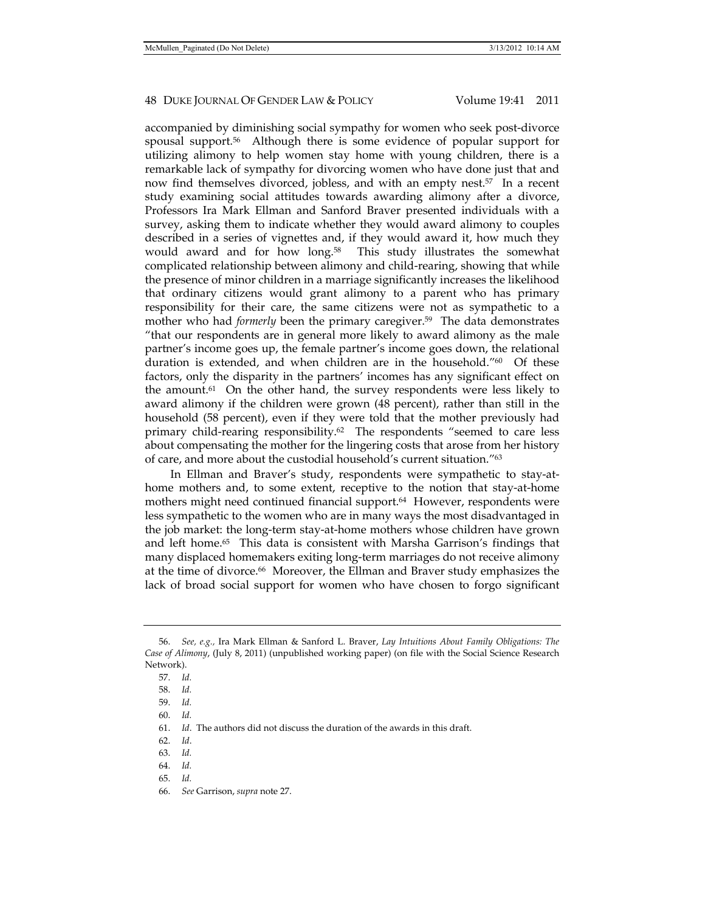accompanied by diminishing social sympathy for women who seek post-divorce spousal support.[56] Although there is some evidence of popular support for utilizing alimony to help women stay home with young children, there is a remarkable lack of sympathy for divorcing women who have done just that and now find themselves divorced, jobless, and with an empty nest.[57] In a recent study examining social attitudes towards awarding alimony after a divorce, Professors Ira Mark Ellman and Sanford Braver presented individuals with a survey, asking them to indicate whether they would award alimony to couples described in a series of vignettes and, if they would award it, how much they would award and for how long.[58] This study illustrates the somewhat complicated relationship between alimony and child-rearing, showing that while the presence of minor children in a marriage significantly increases the likelihood that ordinary citizens would grant alimony to a parent who has primary responsibility for their care, the same citizens were not as sympathetic to a mother who had *formerly* been the primary caregiver.[59] The data demonstrates "that our respondents are in general more likely to award alimony as the male partner's income goes up, the female partner's income goes down, the relational duration is extended, and when children are in the household."[60] Of these factors, only the disparity in the partners' incomes has any significant effect on the amount.[61] On the other hand, the survey respondents were less likely to award alimony if the children were grown (48 percent), rather than still in the household (58 percent), even if they were told that the mother previously had primary child-rearing responsibility.[62] The respondents "seemed to care less about compensating the mother for the lingering costs that arose from her history of care, and more about the custodial household's current situation."[63]

In Ellman and Braver's study, respondents were sympathetic to stay-at-home mothers and, to some extent, receptive to the notion that stay-at-home mothers might need continued financial support.[64] However, respondents were less sympathetic to the women who are in many ways the most disadvantaged in the job market: the long-term stay-at-home mothers whose children have grown and left home.[65] This data is consistent with Marsha Garrison's findings that many displaced homemakers exiting long-term marriages do not receive alimony at the time of divorce.[66] Moreover, the Ellman and Braver study emphasizes the lack of broad social support for women who have chosen to forgo significant

---

56. *See, e.g.,* Ira Mark Ellman & Sanford L. Braver, *Lay Intuitions About Family Obligations: The Case of Alimony*, (July 8, 2011) (unpublished working paper) (on file with the Social Science Research Network).

57. *Id.*

58. *Id.*

59. *Id.*

60. *Id.*

61. *Id*. The authors did not discuss the duration of the awards in this draft.

62. *Id*.

63. *Id.*

64. *Id.*

65. *Id.*

66. *See* Garrison, *supra* note 27.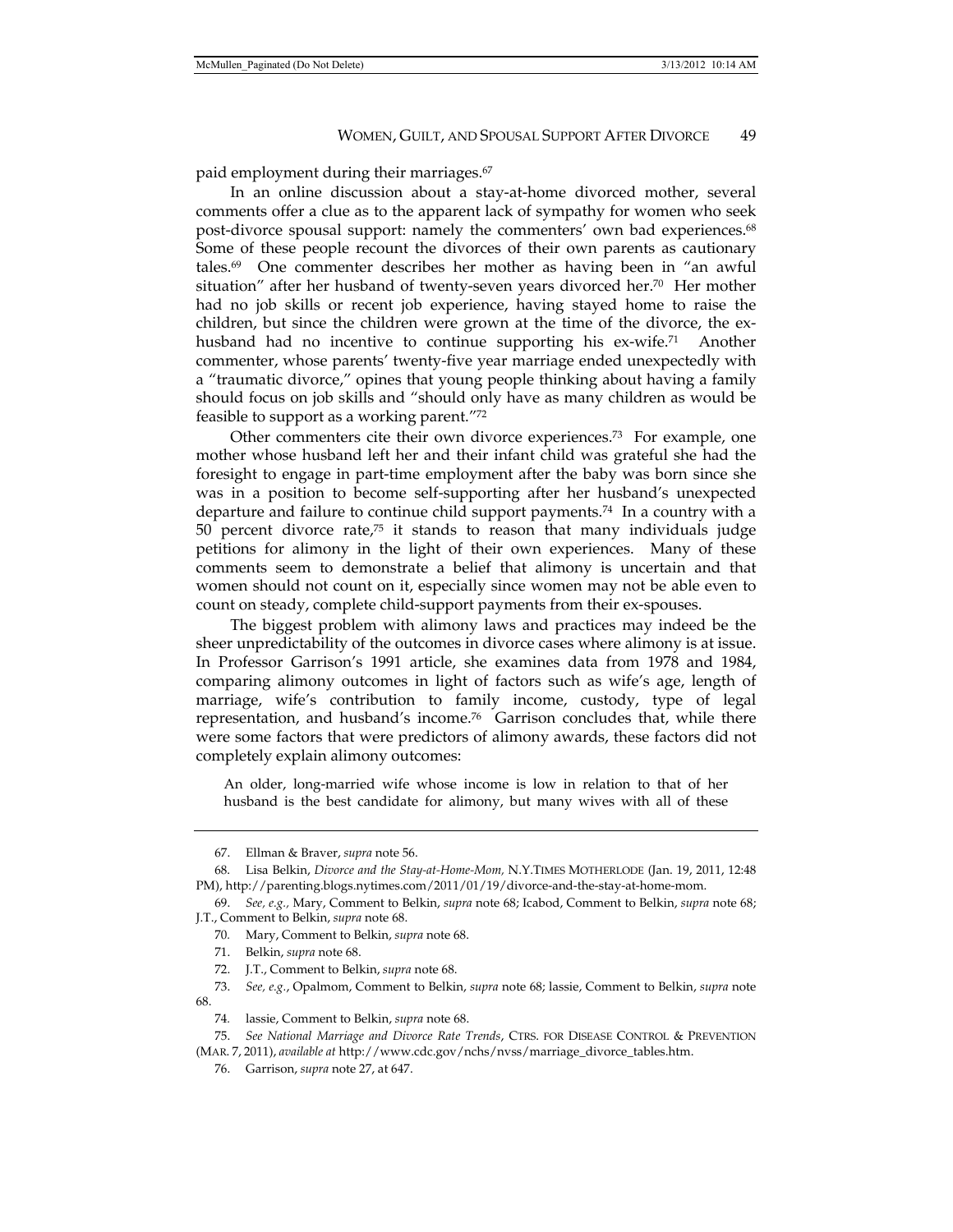paid employment during their marriages.[67]

In an online discussion about a stay-at-home divorced mother, several comments offer a clue as to the apparent lack of sympathy for women who seek post-divorce spousal support: namely the commenters' own bad experiences.[68] Some of these people recount the divorces of their own parents as cautionary tales.[69] One commenter describes her mother as having been in "an awful situation" after her husband of twenty-seven years divorced her.[70] Her mother had no job skills or recent job experience, having stayed home to raise the children, but since the children were grown at the time of the divorce, the ex-husband had no incentive to continue supporting his ex-wife.[71] Another commenter, whose parents' twenty-five year marriage ended unexpectedly with a "traumatic divorce," opines that young people thinking about having a family should focus on job skills and "should only have as many children as would be feasible to support as a working parent."[72]

Other commenters cite their own divorce experiences.[73] For example, one mother whose husband left her and their infant child was grateful she had the foresight to engage in part-time employment after the baby was born since she was in a position to become self-supporting after her husband's unexpected departure and failure to continue child support payments.[74] In a country with a 50 percent divorce rate,[75] it stands to reason that many individuals judge petitions for alimony in the light of their own experiences. Many of these comments seem to demonstrate a belief that alimony is uncertain and that women should not count on it, especially since women may not be able even to count on steady, complete child-support payments from their ex-spouses.

The biggest problem with alimony laws and practices may indeed be the sheer unpredictability of the outcomes in divorce cases where alimony is at issue. In Professor Garrison's 1991 article, she examines data from 1978 and 1984, comparing alimony outcomes in light of factors such as wife's age, length of marriage, wife's contribution to family income, custody, type of legal representation, and husband's income.[76] Garrison concludes that, while there were some factors that were predictors of alimony awards, these factors did not completely explain alimony outcomes:

> An older, long-married wife whose income is low in relation to that of her husband is the best candidate for alimony, but many wives with all of these

---

67. Ellman & Braver, *supra* note 56.

68. Lisa Belkin, *Divorce and the Stay-at-Home-Mom,* N.Y.TIMES MOTHERLODE (Jan. 19, 2011, 12:48 PM), http://parenting.blogs.nytimes.com/2011/01/19/divorce-and-the-stay-at-home-mom.

69. *See, e.g.,* Mary, Comment to Belkin, *supra* note 68; Icabod, Comment to Belkin, *supra* note 68; J.T., Comment to Belkin, *supra* note 68.

70. Mary, Comment to Belkin, *supra* note 68.

71. Belkin, *supra* note 68.

72. J.T., Comment to Belkin, *supra* note 68.

73. *See, e.g.*, Opalmom, Comment to Belkin, *supra* note 68; lassie, Comment to Belkin, *supra* note 68.

74. lassie, Comment to Belkin, *supra* note 68.

75. *See National Marriage and Divorce Rate Trends*, CTRS. FOR DISEASE CONTROL & PREVENTION (MAR. 7, 2011), *available at* http://www.cdc.gov/nchs/nvss/marriage_divorce_tables.htm.

76. Garrison, *supra* note 27, at 647.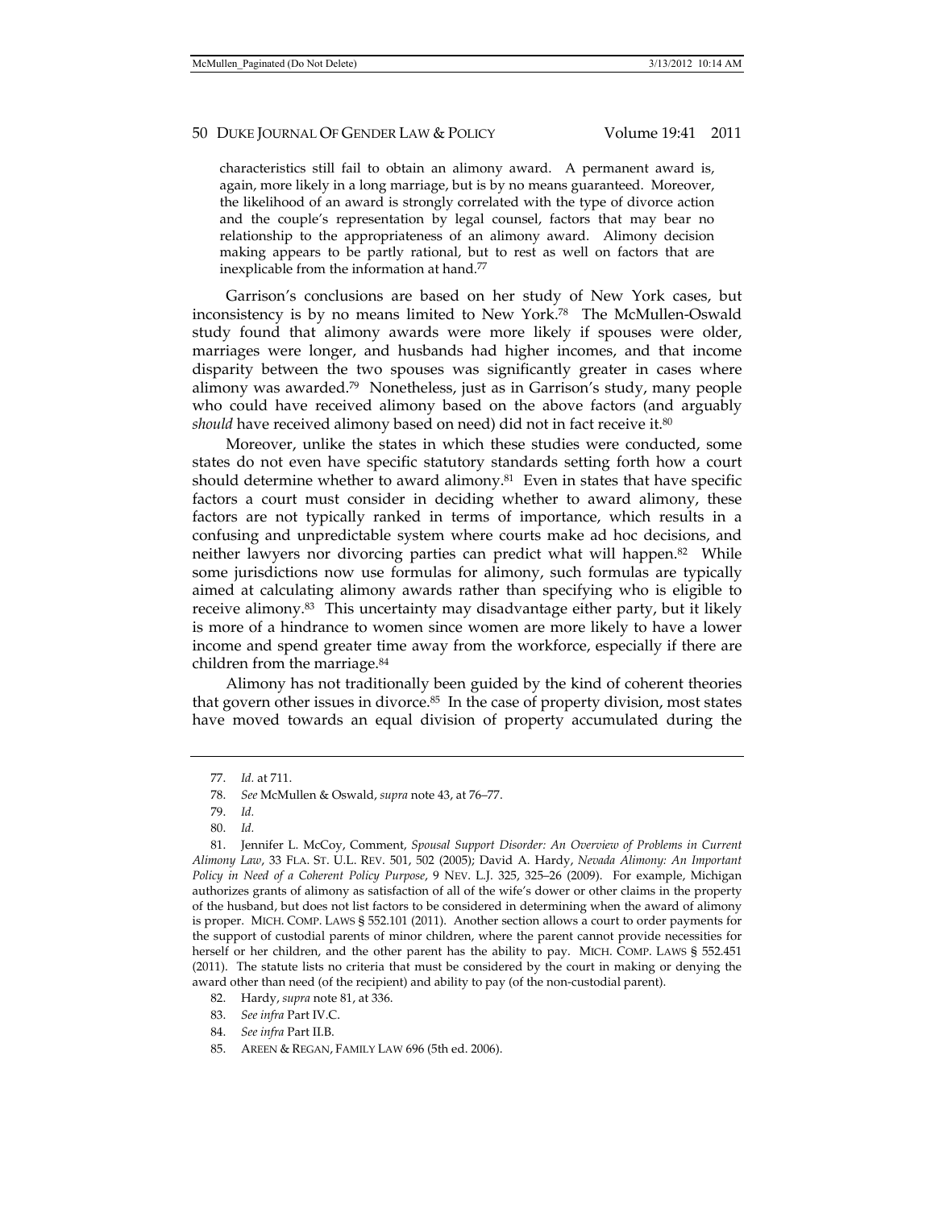characteristics still fail to obtain an alimony award. A permanent award is, again, more likely in a long marriage, but is by no means guaranteed. Moreover, the likelihood of an award is strongly correlated with the type of divorce action and the couple's representation by legal counsel, factors that may bear no relationship to the appropriateness of an alimony award. Alimony decision making appears to be partly rational, but to rest as well on factors that are inexplicable from the information at hand.[77]

Garrison's conclusions are based on her study of New York cases, but inconsistency is by no means limited to New York.[78] The McMullen-Oswald study found that alimony awards were more likely if spouses were older, marriages were longer, and husbands had higher incomes, and that income disparity between the two spouses was significantly greater in cases where alimony was awarded.[79] Nonetheless, just as in Garrison's study, many people who could have received alimony based on the above factors (and arguably *should* have received alimony based on need) did not in fact receive it.[80]

Moreover, unlike the states in which these studies were conducted, some states do not even have specific statutory standards setting forth how a court should determine whether to award alimony.[81] Even in states that have specific factors a court must consider in deciding whether to award alimony, these factors are not typically ranked in terms of importance, which results in a confusing and unpredictable system where courts make ad hoc decisions, and neither lawyers nor divorcing parties can predict what will happen.[82] While some jurisdictions now use formulas for alimony, such formulas are typically aimed at calculating alimony awards rather than specifying who is eligible to receive alimony.[83] This uncertainty may disadvantage either party, but it likely is more of a hindrance to women since women are more likely to have a lower income and spend greater time away from the workforce, especially if there are children from the marriage.[84]

Alimony has not traditionally been guided by the kind of coherent theories that govern other issues in divorce.[85] In the case of property division, most states have moved towards an equal division of property accumulated during the

---

77. *Id.* at 711.

78. *See* McMullen & Oswald, *supra* note 43, at 76–77.

79. *Id.*

80. *Id.*

81. Jennifer L. McCoy, Comment, *Spousal Support Disorder: An Overview of Problems in Current Alimony Law*, 33 FLA. ST. U.L. REV. 501, 502 (2005); David A. Hardy, *Nevada Alimony: An Important Policy in Need of a Coherent Policy Purpose*, 9 NEV. L.J. 325, 325–26 (2009). For example, Michigan authorizes grants of alimony as satisfaction of all of the wife's dower or other claims in the property of the husband, but does not list factors to be considered in determining when the award of alimony is proper. MICH. COMP. LAWS § 552.101 (2011). Another section allows a court to order payments for the support of custodial parents of minor children, where the parent cannot provide necessities for herself or her children, and the other parent has the ability to pay. MICH. COMP. LAWS § 552.451 (2011). The statute lists no criteria that must be considered by the court in making or denying the award other than need (of the recipient) and ability to pay (of the non-custodial parent).

82. Hardy, *supra* note 81, at 336.

83. *See infra* Part IV.C.

84. *See infra* Part II.B.

85. AREEN & REGAN, FAMILY LAW 696 (5th ed. 2006).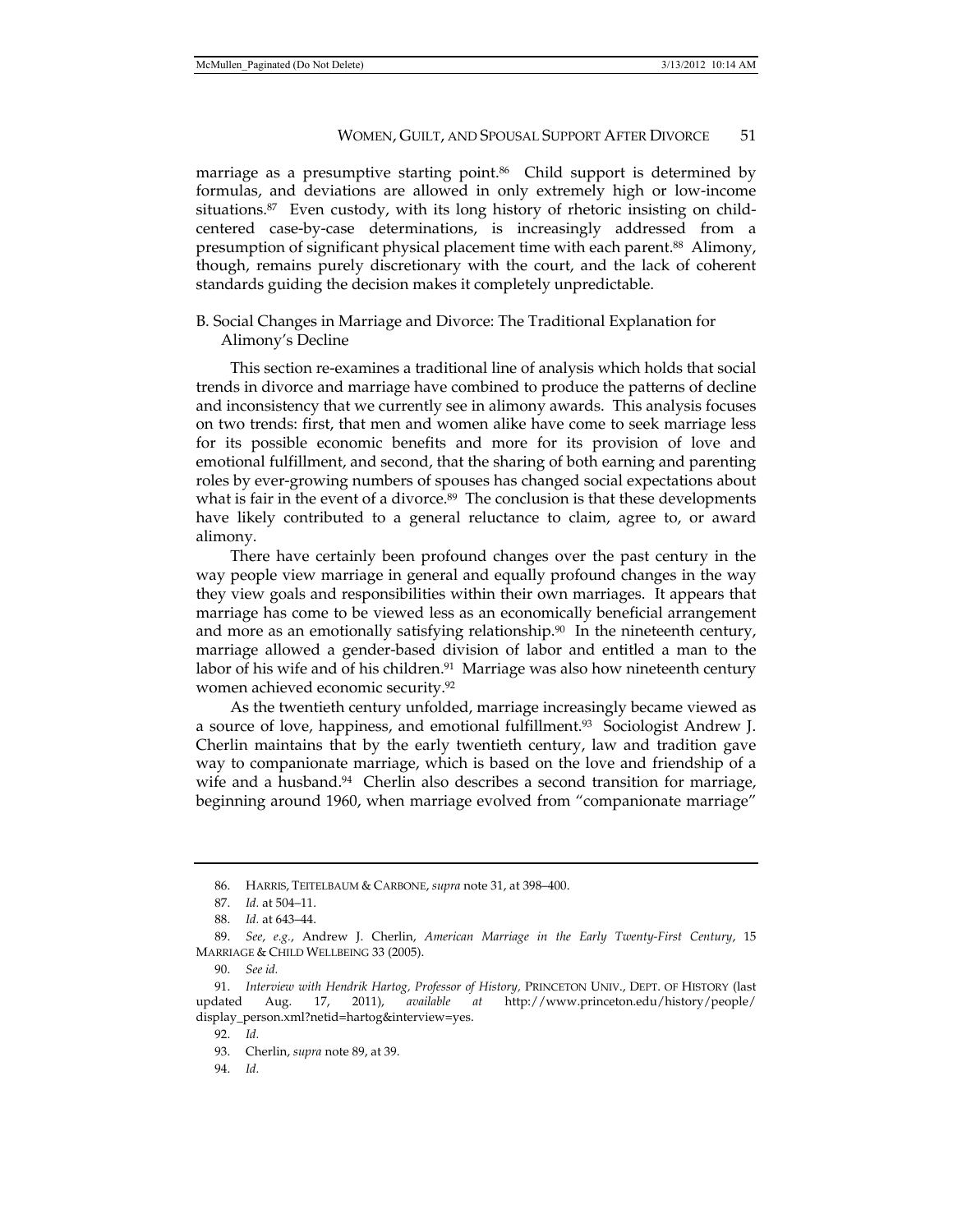marriage as a presumptive starting point.[86] Child support is determined by formulas, and deviations are allowed in only extremely high or low-income situations.[87] Even custody, with its long history of rhetoric insisting on child-centered case-by-case determinations, is increasingly addressed from a presumption of significant physical placement time with each parent.[88] Alimony, though, remains purely discretionary with the court, and the lack of coherent standards guiding the decision makes it completely unpredictable.

## B. Social Changes in Marriage and Divorce: The Traditional Explanation for Alimony's Decline

This section re-examines a traditional line of analysis which holds that social trends in divorce and marriage have combined to produce the patterns of decline and inconsistency that we currently see in alimony awards. This analysis focuses on two trends: first, that men and women alike have come to seek marriage less for its possible economic benefits and more for its provision of love and emotional fulfillment, and second, that the sharing of both earning and parenting roles by ever-growing numbers of spouses has changed social expectations about what is fair in the event of a divorce.[89] The conclusion is that these developments have likely contributed to a general reluctance to claim, agree to, or award alimony.

There have certainly been profound changes over the past century in the way people view marriage in general and equally profound changes in the way they view goals and responsibilities within their own marriages. It appears that marriage has come to be viewed less as an economically beneficial arrangement and more as an emotionally satisfying relationship.[90] In the nineteenth century, marriage allowed a gender-based division of labor and entitled a man to the labor of his wife and of his children.[91] Marriage was also how nineteenth century women achieved economic security.[92]

As the twentieth century unfolded, marriage increasingly became viewed as a source of love, happiness, and emotional fulfillment.[93] Sociologist Andrew J. Cherlin maintains that by the early twentieth century, law and tradition gave way to companionate marriage, which is based on the love and friendship of a wife and a husband.[94] Cherlin also describes a second transition for marriage, beginning around 1960, when marriage evolved from "companionate marriage"

---

86. HARRIS, TEITELBAUM & CARBONE, *supra* note 31, at 398–400.

87. *Id.* at 504–11.

88. *Id.* at 643–44.

89. *See, e.g.*, Andrew J. Cherlin, *American Marriage in the Early Twenty-First Century*, 15 MARRIAGE & CHILD WELLBEING 33 (2005).

90. *See id.*

91. *Interview with Hendrik Hartog, Professor of History,* PRINCETON UNIV., DEPT. OF HISTORY (last updated Aug. 17, 2011), *available at* http://www.princeton.edu/history/people/display_person.xml?netid=hartog&interview=yes.

92. *Id.*

93. Cherlin, *supra* note 89, at 39.

94. *Id.*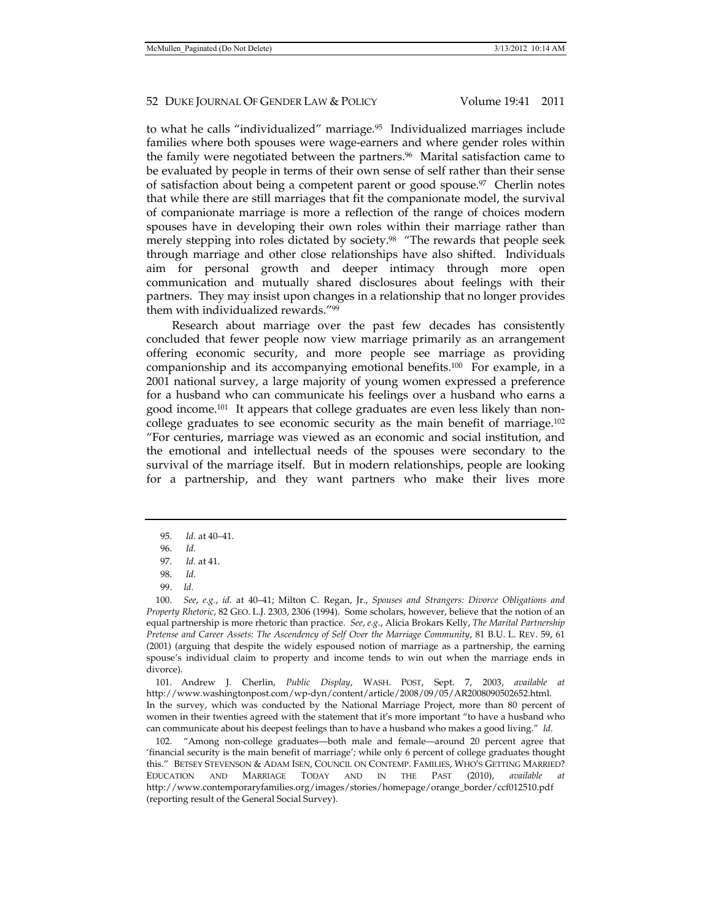to what he calls "individualized" marriage.[95] Individualized marriages include families where both spouses were wage-earners and where gender roles within the family were negotiated between the partners.[96] Marital satisfaction came to be evaluated by people in terms of their own sense of self rather than their sense of satisfaction about being a competent parent or good spouse.[97] Cherlin notes that while there are still marriages that fit the companionate model, the survival of companionate marriage is more a reflection of the range of choices modern spouses have in developing their own roles within their marriage rather than merely stepping into roles dictated by society.[98] "The rewards that people seek through marriage and other close relationships have also shifted. Individuals aim for personal growth and deeper intimacy through more open communication and mutually shared disclosures about feelings with their partners. They may insist upon changes in a relationship that no longer provides them with individualized rewards."[99]

Research about marriage over the past few decades has consistently concluded that fewer people now view marriage primarily as an arrangement offering economic security, and more people see marriage as providing companionship and its accompanying emotional benefits.[100] For example, in a 2001 national survey, a large majority of young women expressed a preference for a husband who can communicate his feelings over a husband who earns a good income.[101] It appears that college graduates are even less likely than non-college graduates to see economic security as the main benefit of marriage.[102] "For centuries, marriage was viewed as an economic and social institution, and the emotional and intellectual needs of the spouses were secondary to the survival of the marriage itself. But in modern relationships, people are looking for a partnership, and they want partners who make their lives more

---

95. *Id.* at 40–41.

96. *Id.*

97. *Id.* at 41.

98. *Id.*

99. *Id.*

100. *See*, *e.g.*, *id.* at 40–41; Milton C. Regan, Jr., *Spouses and Strangers: Divorce Obligations and Property Rhetoric*, 82 GEO. L.J. 2303, 2306 (1994). Some scholars, however, believe that the notion of an equal partnership is more rhetoric than practice. *See*, *e.g.*, Alicia Brokars Kelly, *The Marital Partnership Pretense and Career Assets: The Ascendency of Self Over the Marriage Community*, 81 B.U. L. REV. 59, 61 (2001) (arguing that despite the widely espoused notion of marriage as a partnership, the earning spouse's individual claim to property and income tends to win out when the marriage ends in divorce).

101. Andrew J. Cherlin, *Public Display*, WASH. POST, Sept. 7, 2003, *available at* http://www.washingtonpost.com/wp-dyn/content/article/2008/09/05/AR2008090502652.html. In the survey, which was conducted by the National Marriage Project, more than 80 percent of women in their twenties agreed with the statement that it's more important "to have a husband who can communicate about his deepest feelings than to have a husband who makes a good living." *Id.*

102. "Among non-college graduates—both male and female—around 20 percent agree that 'financial security is the main benefit of marriage'; while only 6 percent of college graduates thought this." BETSEY STEVENSON & ADAM ISEN, COUNCIL ON CONTEMP. FAMILIES, WHO'S GETTING MARRIED? EDUCATION AND MARRIAGE TODAY AND IN THE PAST (2010), *available at* http://www.contemporaryfamilies.org/images/stories/homepage/orange_border/ccf012510.pdf (reporting result of the General Social Survey).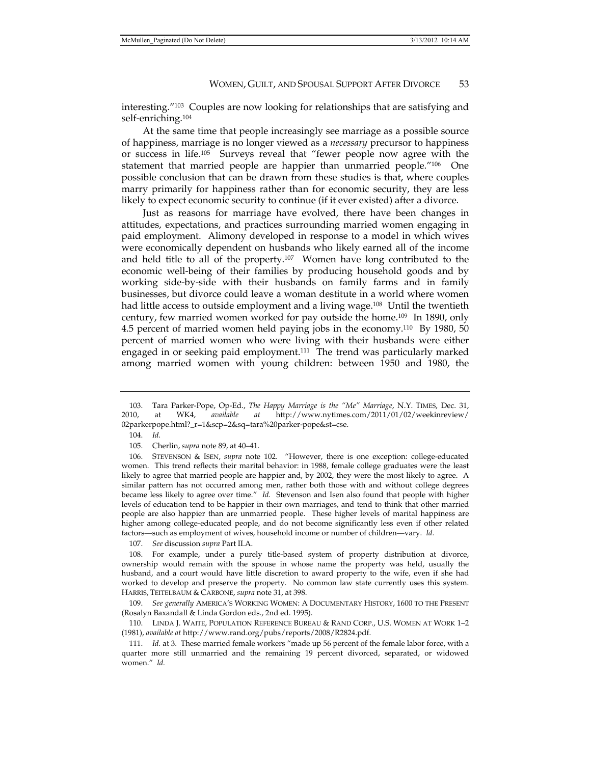interesting."[103] Couples are now looking for relationships that are satisfying and self-enriching.[104]

At the same time that people increasingly see marriage as a possible source of happiness, marriage is no longer viewed as a *necessary* precursor to happiness or success in life.[105] Surveys reveal that "fewer people now agree with the statement that married people are happier than unmarried people."[106] One possible conclusion that can be drawn from these studies is that, where couples marry primarily for happiness rather than for economic security, they are less likely to expect economic security to continue (if it ever existed) after a divorce.

Just as reasons for marriage have evolved, there have been changes in attitudes, expectations, and practices surrounding married women engaging in paid employment. Alimony developed in response to a model in which wives were economically dependent on husbands who likely earned all of the income and held title to all of the property.[107] Women have long contributed to the economic well-being of their families by producing household goods and by working side-by-side with their husbands on family farms and in family businesses, but divorce could leave a woman destitute in a world where women had little access to outside employment and a living wage.[108] Until the twentieth century, few married women worked for pay outside the home.[109] In 1890, only 4.5 percent of married women held paying jobs in the economy.[110] By 1980, 50 percent of married women who were living with their husbands were either engaged in or seeking paid employment.[111] The trend was particularly marked among married women with young children: between 1950 and 1980, the

---

103. Tara Parker-Pope, Op-Ed., *The Happy Marriage is the "Me" Marriage*, N.Y. TIMES, Dec. 31, 2010, at WK4, *available at* http://www.nytimes.com/2011/01/02/weekinreview/02parkerpope.html?_r=1&scp=2&sq=tara%20parker-pope&st=cse.

104. *Id.*

105. Cherlin, *supra* note 89, at 40–41.

106. STEVENSON & ISEN, *supra* note 102. "However, there is one exception: college-educated women. This trend reflects their marital behavior: in 1988, female college graduates were the least likely to agree that married people are happier and, by 2002, they were the most likely to agree. A similar pattern has not occurred among men, rather both those with and without college degrees became less likely to agree over time." *Id.* Stevenson and Isen also found that people with higher levels of education tend to be happier in their own marriages, and tend to think that other married people are also happier than are unmarried people. These higher levels of marital happiness are higher among college-educated people, and do not become significantly less even if other related factors—such as employment of wives, household income or number of children—vary. *Id.*

107. *See* discussion *supra* Part II.A.

108. For example, under a purely title-based system of property distribution at divorce, ownership would remain with the spouse in whose name the property was held, usually the husband, and a court would have little discretion to award property to the wife, even if she had worked to develop and preserve the property. No common law state currently uses this system. HARRIS, TEITELBAUM & CARBONE, *supra* note 31, at 398.

109. *See generally* AMERICA'S WORKING WOMEN: A DOCUMENTARY HISTORY, 1600 TO THE PRESENT (Rosalyn Baxandall & Linda Gordon eds., 2nd ed. 1995).

110. LINDA J. WAITE, POPULATION REFERENCE BUREAU & RAND CORP., U.S. WOMEN AT WORK 1–2 (1981), *available at* http://www.rand.org/pubs/reports/2008/R2824.pdf.

111. *Id.* at 3. These married female workers "made up 56 percent of the female labor force, with a quarter more still unmarried and the remaining 19 percent divorced, separated, or widowed women." *Id.*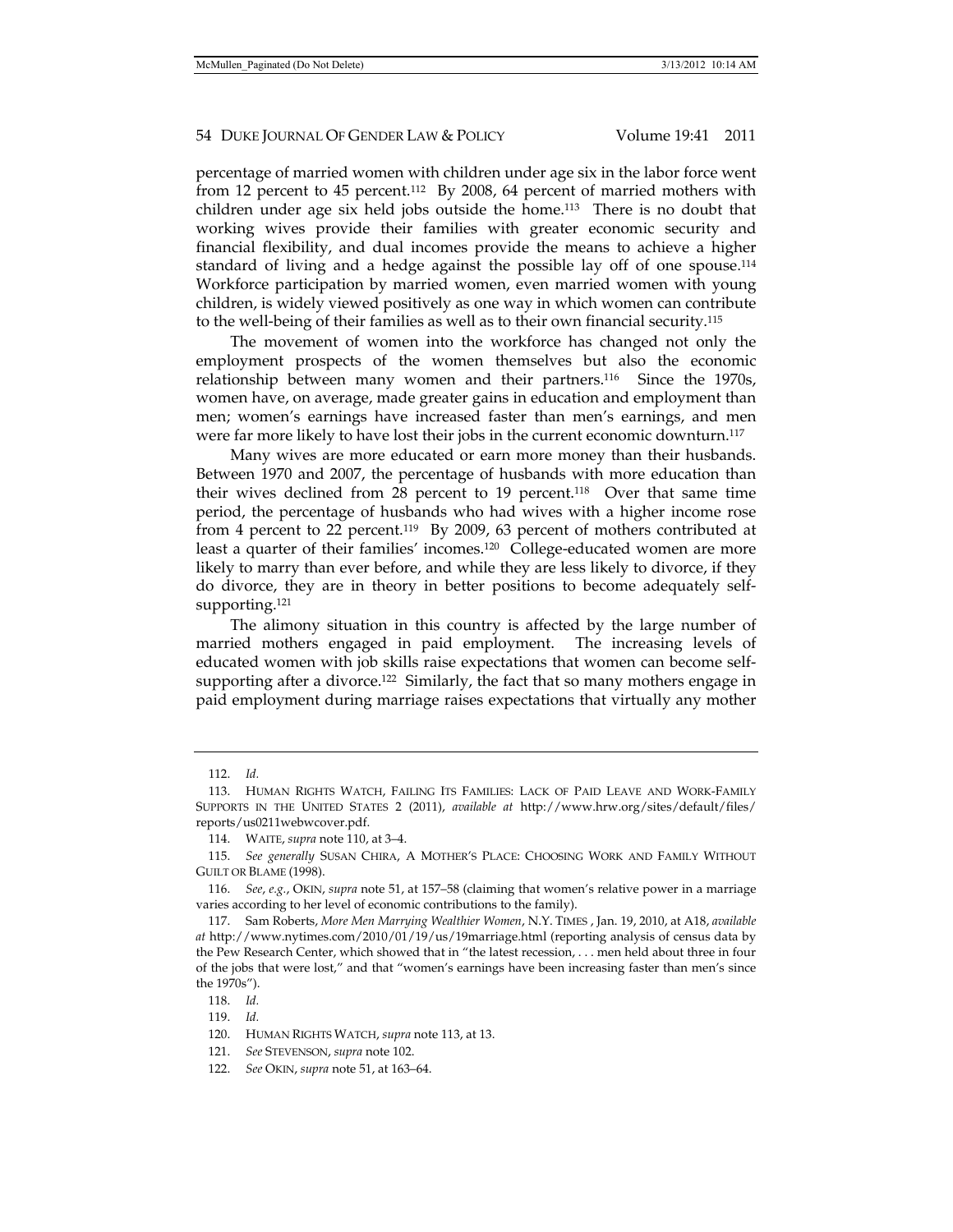percentage of married women with children under age six in the labor force went from 12 percent to 45 percent.[112] By 2008, 64 percent of married mothers with children under age six held jobs outside the home.[113] There is no doubt that working wives provide their families with greater economic security and financial flexibility, and dual incomes provide the means to achieve a higher standard of living and a hedge against the possible lay off of one spouse.[114] Workforce participation by married women, even married women with young children, is widely viewed positively as one way in which women can contribute to the well-being of their families as well as to their own financial security.[115]

The movement of women into the workforce has changed not only the employment prospects of the women themselves but also the economic relationship between many women and their partners.[116] Since the 1970s, women have, on average, made greater gains in education and employment than men; women's earnings have increased faster than men's earnings, and men were far more likely to have lost their jobs in the current economic downturn.[117]

Many wives are more educated or earn more money than their husbands. Between 1970 and 2007, the percentage of husbands with more education than their wives declined from 28 percent to 19 percent.[118] Over that same time period, the percentage of husbands who had wives with a higher income rose from 4 percent to 22 percent.[119] By 2009, 63 percent of mothers contributed at least a quarter of their families' incomes.[120] College-educated women are more likely to marry than ever before, and while they are less likely to divorce, if they do divorce, they are in theory in better positions to become adequately self-supporting.[121]

The alimony situation in this country is affected by the large number of married mothers engaged in paid employment. The increasing levels of educated women with job skills raise expectations that women can become self-supporting after a divorce.[122] Similarly, the fact that so many mothers engage in paid employment during marriage raises expectations that virtually any mother

---

112. *Id.*

113. HUMAN RIGHTS WATCH, FAILING ITS FAMILIES: LACK OF PAID LEAVE AND WORK-FAMILY SUPPORTS IN THE UNITED STATES 2 (2011), *available at* http://www.hrw.org/sites/default/files/reports/us0211webwcover.pdf.

114. WAITE, *supra* note 110, at 3–4.

115. *See generally* SUSAN CHIRA, A MOTHER'S PLACE: CHOOSING WORK AND FAMILY WITHOUT GUILT OR BLAME (1998).

116. *See, e.g.*, OKIN, *supra* note 51, at 157–58 (claiming that women's relative power in a marriage varies according to her level of economic contributions to the family).

117. Sam Roberts, *More Men Marrying Wealthier Women*, N.Y. TIMES , Jan. 19, 2010, at A18, *available at* http://www.nytimes.com/2010/01/19/us/19marriage.html (reporting analysis of census data by the Pew Research Center, which showed that in "the latest recession, . . . men held about three in four of the jobs that were lost," and that "women's earnings have been increasing faster than men's since the 1970s").

118. *Id.*

119. *Id.*

120. HUMAN RIGHTS WATCH, *supra* note 113, at 13.

121. *See* STEVENSON, *supra* note 102.

122. *See* OKIN, *supra* note 51, at 163–64.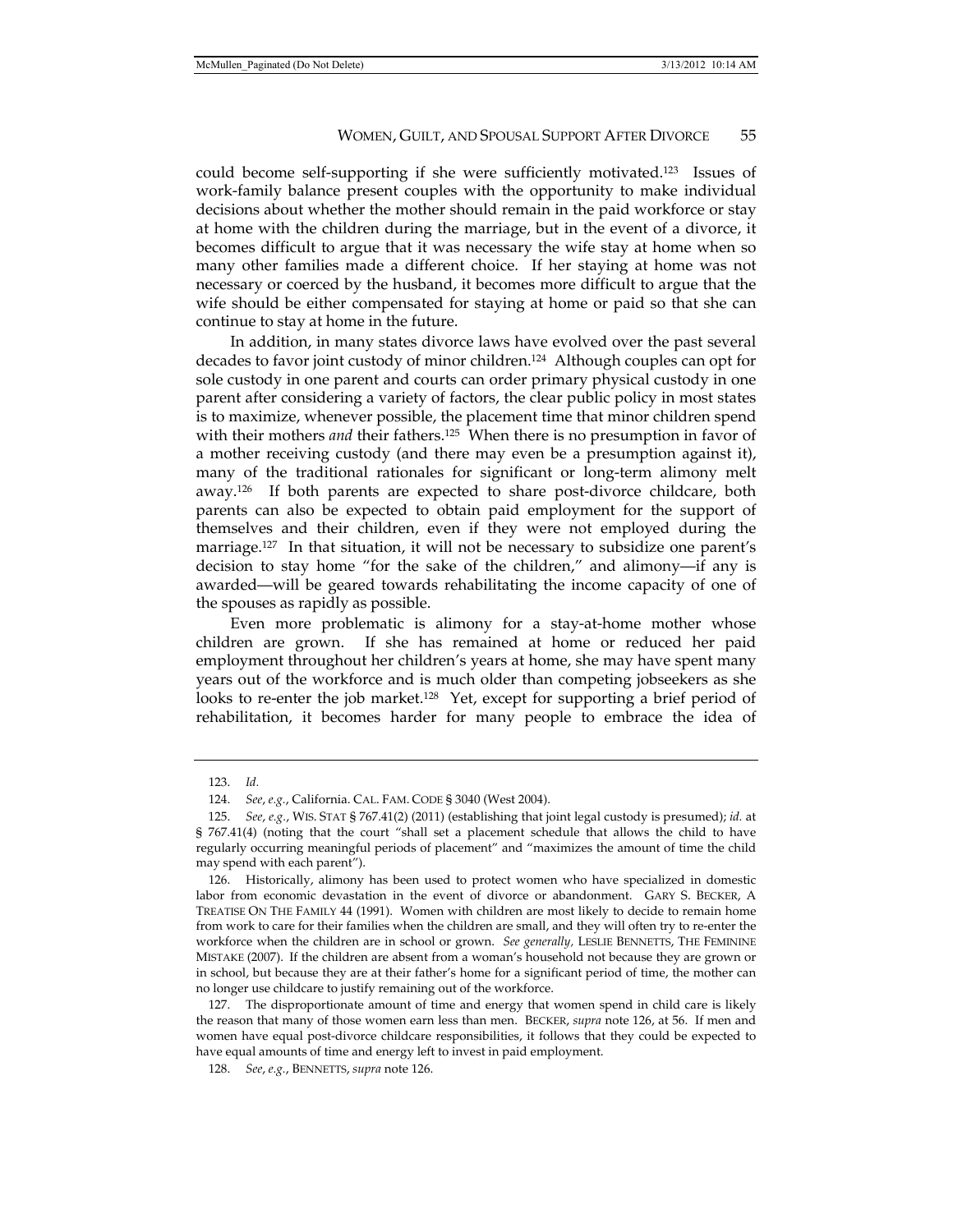could become self-supporting if she were sufficiently motivated.[123] Issues of work-family balance present couples with the opportunity to make individual decisions about whether the mother should remain in the paid workforce or stay at home with the children during the marriage, but in the event of a divorce, it becomes difficult to argue that it was necessary the wife stay at home when so many other families made a different choice. If her staying at home was not necessary or coerced by the husband, it becomes more difficult to argue that the wife should be either compensated for staying at home or paid so that she can continue to stay at home in the future.

In addition, in many states divorce laws have evolved over the past several decades to favor joint custody of minor children.[124] Although couples can opt for sole custody in one parent and courts can order primary physical custody in one parent after considering a variety of factors, the clear public policy in most states is to maximize, whenever possible, the placement time that minor children spend with their mothers *and* their fathers.[125] When there is no presumption in favor of a mother receiving custody (and there may even be a presumption against it), many of the traditional rationales for significant or long-term alimony melt away.[126] If both parents are expected to share post-divorce childcare, both parents can also be expected to obtain paid employment for the support of themselves and their children, even if they were not employed during the marriage.[127] In that situation, it will not be necessary to subsidize one parent's decision to stay home "for the sake of the children," and alimony—if any is awarded—will be geared towards rehabilitating the income capacity of one of the spouses as rapidly as possible.

Even more problematic is alimony for a stay-at-home mother whose children are grown. If she has remained at home or reduced her paid employment throughout her children's years at home, she may have spent many years out of the workforce and is much older than competing jobseekers as she looks to re-enter the job market.[128] Yet, except for supporting a brief period of rehabilitation, it becomes harder for many people to embrace the idea of

---

123. *Id.*

124. *See*, *e.g.*, California. CAL. FAM. CODE § 3040 (West 2004).

125. *See*, *e.g.*, WIS. STAT § 767.41(2) (2011) (establishing that joint legal custody is presumed); *id.* at § 767.41(4) (noting that the court "shall set a placement schedule that allows the child to have regularly occurring meaningful periods of placement" and "maximizes the amount of time the child may spend with each parent").

126. Historically, alimony has been used to protect women who have specialized in domestic labor from economic devastation in the event of divorce or abandonment. GARY S. BECKER, A TREATISE ON THE FAMILY 44 (1991). Women with children are most likely to decide to remain home from work to care for their families when the children are small, and they will often try to re-enter the workforce when the children are in school or grown. *See generally,* LESLIE BENNETTS, THE FEMININE MISTAKE (2007). If the children are absent from a woman's household not because they are grown or in school, but because they are at their father's home for a significant period of time, the mother can no longer use childcare to justify remaining out of the workforce.

127. The disproportionate amount of time and energy that women spend in child care is likely the reason that many of those women earn less than men. BECKER, *supra* note 126, at 56. If men and women have equal post-divorce childcare responsibilities, it follows that they could be expected to have equal amounts of time and energy left to invest in paid employment.

128. *See*, *e.g.*, BENNETTS, *supra* note 126.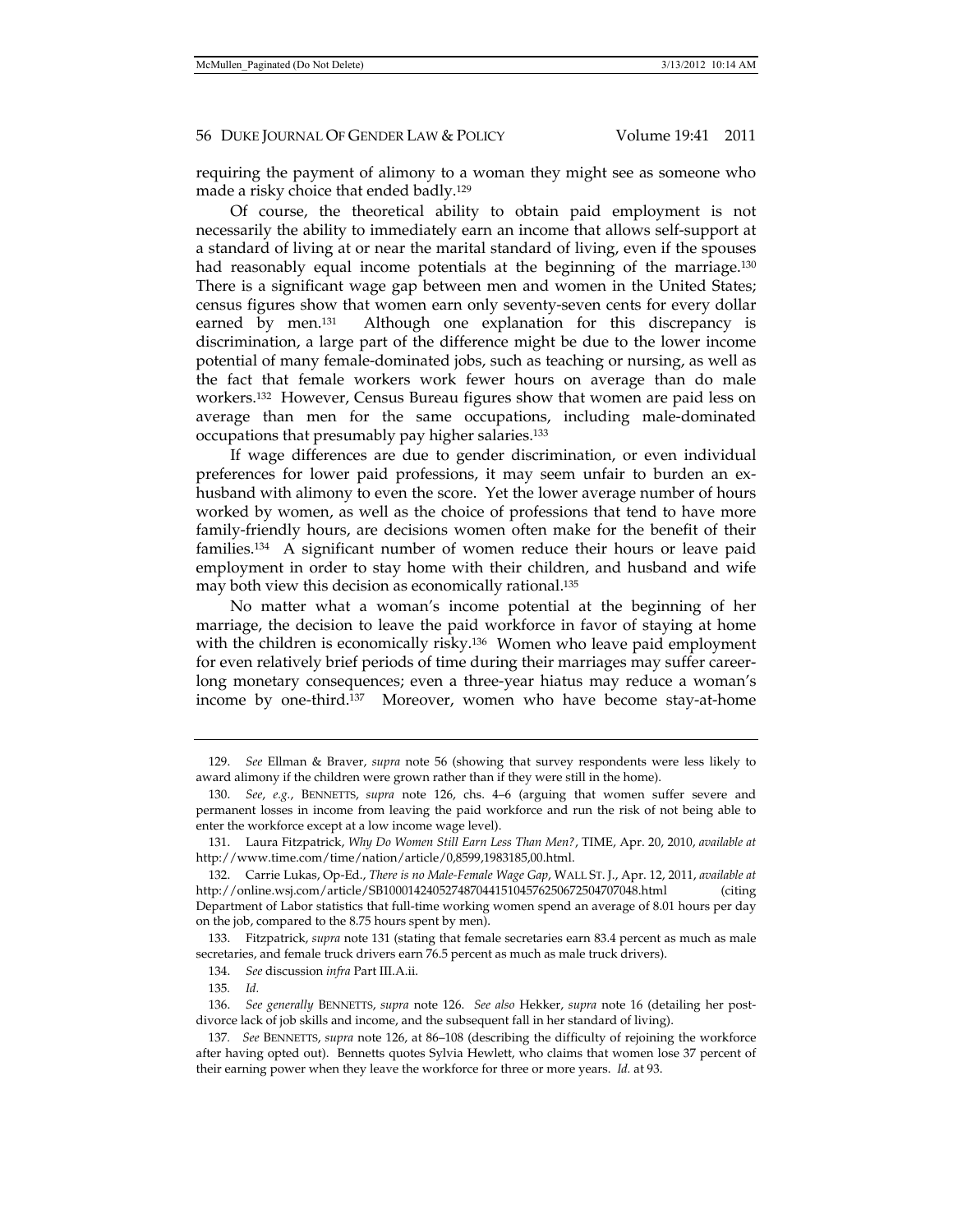requiring the payment of alimony to a woman they might see as someone who made a risky choice that ended badly.[129]

Of course, the theoretical ability to obtain paid employment is not necessarily the ability to immediately earn an income that allows self-support at a standard of living at or near the marital standard of living, even if the spouses had reasonably equal income potentials at the beginning of the marriage.[130] There is a significant wage gap between men and women in the United States; census figures show that women earn only seventy-seven cents for every dollar earned by men.[131] Although one explanation for this discrepancy is discrimination, a large part of the difference might be due to the lower income potential of many female-dominated jobs, such as teaching or nursing, as well as the fact that female workers work fewer hours on average than do male workers.[132] However, Census Bureau figures show that women are paid less on average than men for the same occupations, including male-dominated occupations that presumably pay higher salaries.[133]

If wage differences are due to gender discrimination, or even individual preferences for lower paid professions, it may seem unfair to burden an ex-husband with alimony to even the score. Yet the lower average number of hours worked by women, as well as the choice of professions that tend to have more family-friendly hours, are decisions women often make for the benefit of their families.[134] A significant number of women reduce their hours or leave paid employment in order to stay home with their children, and husband and wife may both view this decision as economically rational.[135]

No matter what a woman's income potential at the beginning of her marriage, the decision to leave the paid workforce in favor of staying at home with the children is economically risky.[136] Women who leave paid employment for even relatively brief periods of time during their marriages may suffer career-long monetary consequences; even a three-year hiatus may reduce a woman's income by one-third.[137] Moreover, women who have become stay-at-home

---

129. *See* Ellman & Braver, *supra* note 56 (showing that survey respondents were less likely to award alimony if the children were grown rather than if they were still in the home).

130. *See, e.g.*, BENNETTS, *supra* note 126, chs. 4–6 (arguing that women suffer severe and permanent losses in income from leaving the paid workforce and run the risk of not being able to enter the workforce except at a low income wage level).

131. Laura Fitzpatrick, *Why Do Women Still Earn Less Than Men?*, TIME, Apr. 20, 2010, *available at* http://www.time.com/time/nation/article/0,8599,1983185,00.html.

132. Carrie Lukas, Op-Ed., *There is no Male-Female Wage Gap*, WALL ST. J., Apr. 12, 2011, *available at* http://online.wsj.com/article/SB10001424052748704415104576250672504707048.html (citing Department of Labor statistics that full-time working women spend an average of 8.01 hours per day on the job, compared to the 8.75 hours spent by men).

133. Fitzpatrick, *supra* note 131 (stating that female secretaries earn 83.4 percent as much as male secretaries, and female truck drivers earn 76.5 percent as much as male truck drivers).

134. *See* discussion *infra* Part III.A.ii.

135. *Id.*

136. *See generally* BENNETTS, *supra* note 126. *See also* Hekker, *supra* note 16 (detailing her post-divorce lack of job skills and income, and the subsequent fall in her standard of living).

137. *See* BENNETTS, *supra* note 126, at 86–108 (describing the difficulty of rejoining the workforce after having opted out). Bennetts quotes Sylvia Hewlett, who claims that women lose 37 percent of their earning power when they leave the workforce for three or more years. *Id.* at 93.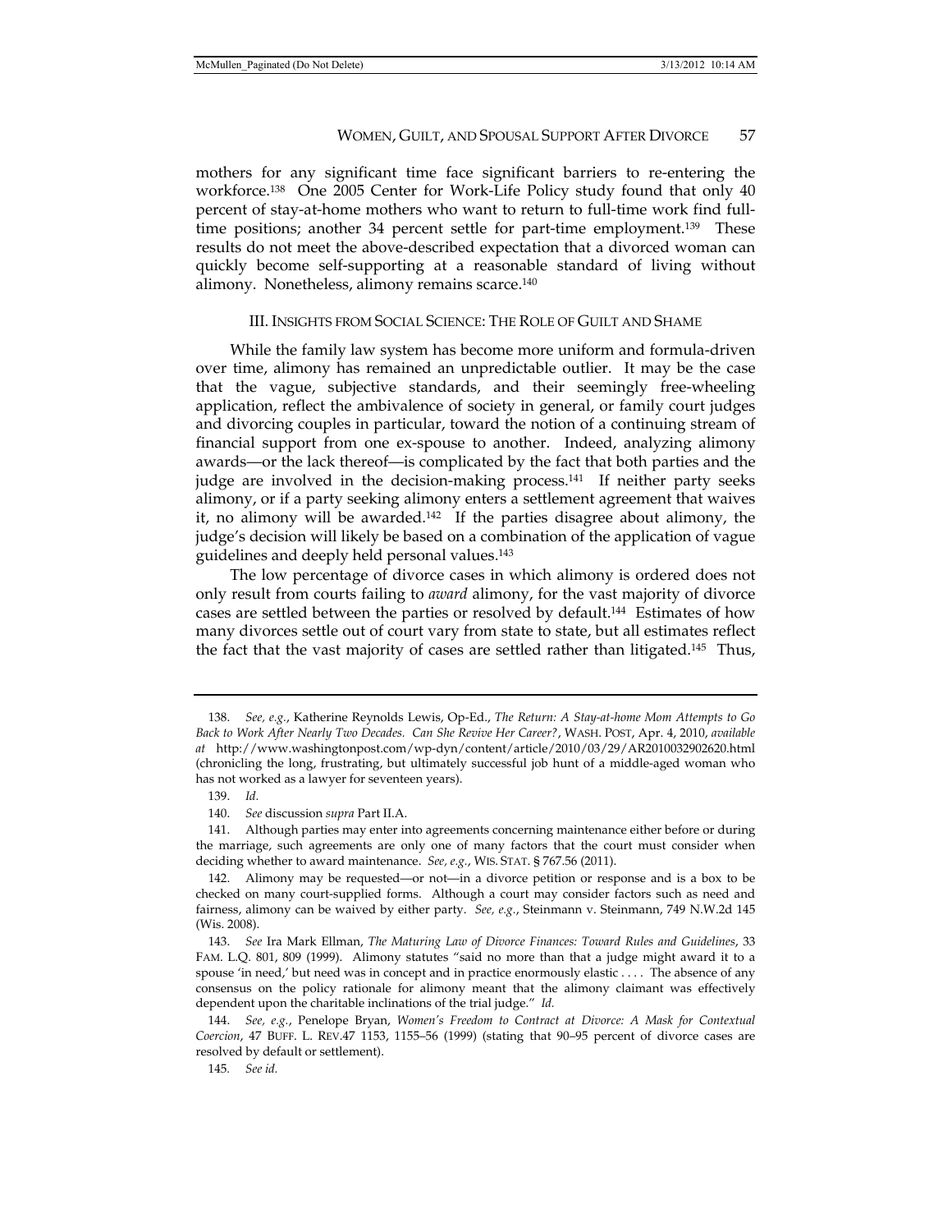mothers for any significant time face significant barriers to re-entering the workforce.[138] One 2005 Center for Work-Life Policy study found that only 40 percent of stay-at-home mothers who want to return to full-time work find full-time positions; another 34 percent settle for part-time employment.[139] These results do not meet the above-described expectation that a divorced woman can quickly become self-supporting at a reasonable standard of living without alimony. Nonetheless, alimony remains scarce.[140]

## III. Insights from Social Science: The Role of Guilt and Shame

While the family law system has become more uniform and formula-driven over time, alimony has remained an unpredictable outlier. It may be the case that the vague, subjective standards, and their seemingly free-wheeling application, reflect the ambivalence of society in general, or family court judges and divorcing couples in particular, toward the notion of a continuing stream of financial support from one ex-spouse to another. Indeed, analyzing alimony awards—or the lack thereof—is complicated by the fact that both parties and the judge are involved in the decision-making process.[141] If neither party seeks alimony, or if a party seeking alimony enters a settlement agreement that waives it, no alimony will be awarded.[142] If the parties disagree about alimony, the judge's decision will likely be based on a combination of the application of vague guidelines and deeply held personal values.[143]

The low percentage of divorce cases in which alimony is ordered does not only result from courts failing to *award* alimony, for the vast majority of divorce cases are settled between the parties or resolved by default.[144] Estimates of how many divorces settle out of court vary from state to state, but all estimates reflect the fact that the vast majority of cases are settled rather than litigated.[145] Thus,

---

138. *See, e.g.*, Katherine Reynolds Lewis, Op-Ed., *The Return: A Stay-at-home Mom Attempts to Go Back to Work After Nearly Two Decades. Can She Revive Her Career?*, WASH. POST, Apr. 4, 2010, *available at* http://www.washingtonpost.com/wp-dyn/content/article/2010/03/29/AR2010032902620.html (chronicling the long, frustrating, but ultimately successful job hunt of a middle-aged woman who has not worked as a lawyer for seventeen years).

139. *Id.*

140. *See* discussion *supra* Part II.A.

141. Although parties may enter into agreements concerning maintenance either before or during the marriage, such agreements are only one of many factors that the court must consider when deciding whether to award maintenance. *See, e.g.*, WIS. STAT. § 767.56 (2011).

142. Alimony may be requested—or not—in a divorce petition or response and is a box to be checked on many court-supplied forms. Although a court may consider factors such as need and fairness, alimony can be waived by either party. *See, e.g.*, Steinmann v. Steinmann, 749 N.W.2d 145 (Wis. 2008).

143. *See* Ira Mark Ellman, *The Maturing Law of Divorce Finances: Toward Rules and Guidelines*, 33 FAM. L.Q. 801, 809 (1999). Alimony statutes "said no more than that a judge might award it to a spouse 'in need,' but need was in concept and in practice enormously elastic . . . . The absence of any consensus on the policy rationale for alimony meant that the alimony claimant was effectively dependent upon the charitable inclinations of the trial judge." *Id.*

144. *See, e.g.*, Penelope Bryan, *Women's Freedom to Contract at Divorce: A Mask for Contextual Coercion*, 47 BUFF. L. REV.47 1153, 1155–56 (1999) (stating that 90–95 percent of divorce cases are resolved by default or settlement).

145. *See id.*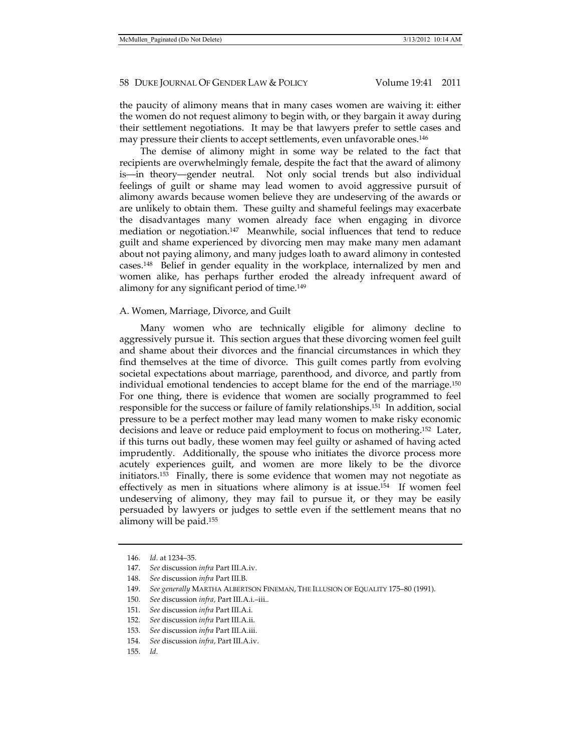the paucity of alimony means that in many cases women are waiving it: either the women do not request alimony to begin with, or they bargain it away during their settlement negotiations. It may be that lawyers prefer to settle cases and may pressure their clients to accept settlements, even unfavorable ones.[146]

The demise of alimony might in some way be related to the fact that recipients are overwhelmingly female, despite the fact that the award of alimony is—in theory—gender neutral. Not only social trends but also individual feelings of guilt or shame may lead women to avoid aggressive pursuit of alimony awards because women believe they are undeserving of the awards or are unlikely to obtain them. These guilty and shameful feelings may exacerbate the disadvantages many women already face when engaging in divorce mediation or negotiation.[147] Meanwhile, social influences that tend to reduce guilt and shame experienced by divorcing men may make many men adamant about not paying alimony, and many judges loath to award alimony in contested cases.[148] Belief in gender equality in the workplace, internalized by men and women alike, has perhaps further eroded the already infrequent award of alimony for any significant period of time.[149]

## A. Women, Marriage, Divorce, and Guilt

Many women who are technically eligible for alimony decline to aggressively pursue it. This section argues that these divorcing women feel guilt and shame about their divorces and the financial circumstances in which they find themselves at the time of divorce. This guilt comes partly from evolving societal expectations about marriage, parenthood, and divorce, and partly from individual emotional tendencies to accept blame for the end of the marriage.[150] For one thing, there is evidence that women are socially programmed to feel responsible for the success or failure of family relationships.[151] In addition, social pressure to be a perfect mother may lead many women to make risky economic decisions and leave or reduce paid employment to focus on mothering.[152] Later, if this turns out badly, these women may feel guilty or ashamed of having acted imprudently. Additionally, the spouse who initiates the divorce process more acutely experiences guilt, and women are more likely to be the divorce initiators.[153] Finally, there is some evidence that women may not negotiate as effectively as men in situations where alimony is at issue.[154] If women feel undeserving of alimony, they may fail to pursue it, or they may be easily persuaded by lawyers or judges to settle even if the settlement means that no alimony will be paid.[155]

---

146. *Id.* at 1234–35.
147. *See* discussion *infra* Part III.A.iv.
148. *See* discussion *infra* Part III.B.
149. *See generally* MARTHA ALBERTSON FINEMAN, THE ILLUSION OF EQUALITY 175–80 (1991).
150. *See* discussion *infra,* Part III.A.i.–iii..
151. *See* discussion *infra* Part III.A.i.
152. *See* discussion *infra* Part III.A.ii.
153. *See* discussion *infra* Part III.A.iii.
154. *See* discussion *infra,* Part III.A.iv.
155. *Id.*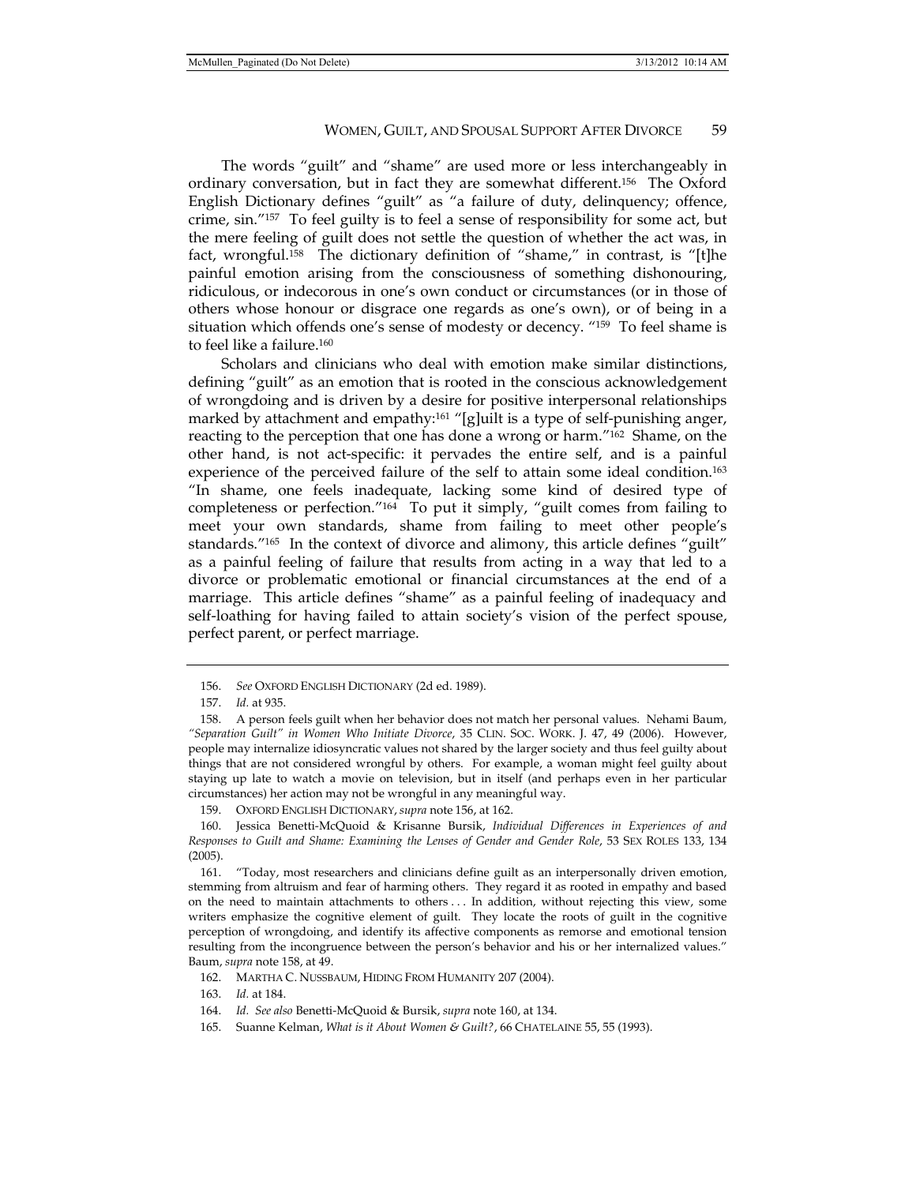The words "guilt" and "shame" are used more or less interchangeably in ordinary conversation, but in fact they are somewhat different.[156] The Oxford English Dictionary defines "guilt" as "a failure of duty, delinquency; offence, crime, sin."[157] To feel guilty is to feel a sense of responsibility for some act, but the mere feeling of guilt does not settle the question of whether the act was, in fact, wrongful.[158] The dictionary definition of "shame," in contrast, is "[t]he painful emotion arising from the consciousness of something dishonouring, ridiculous, or indecorous in one's own conduct or circumstances (or in those of others whose honour or disgrace one regards as one's own), or of being in a situation which offends one's sense of modesty or decency. "[159] To feel shame is to feel like a failure.[160]

Scholars and clinicians who deal with emotion make similar distinctions, defining "guilt" as an emotion that is rooted in the conscious acknowledgement of wrongdoing and is driven by a desire for positive interpersonal relationships marked by attachment and empathy:[161] "[g]uilt is a type of self-punishing anger, reacting to the perception that one has done a wrong or harm."[162] Shame, on the other hand, is not act-specific: it pervades the entire self, and is a painful experience of the perceived failure of the self to attain some ideal condition.[163] "In shame, one feels inadequate, lacking some kind of desired type of completeness or perfection."[164] To put it simply, "guilt comes from failing to meet your own standards, shame from failing to meet other people's standards."[165] In the context of divorce and alimony, this article defines "guilt" as a painful feeling of failure that results from acting in a way that led to a divorce or problematic emotional or financial circumstances at the end of a marriage. This article defines "shame" as a painful feeling of inadequacy and self-loathing for having failed to attain society's vision of the perfect spouse, perfect parent, or perfect marriage.

---

156. *See* OXFORD ENGLISH DICTIONARY (2d ed. 1989).

157. *Id.* at 935.

158. A person feels guilt when her behavior does not match her personal values. Nehami Baum, *"Separation Guilt" in Women Who Initiate Divorce*, 35 CLIN. SOC. WORK. J. 47, 49 (2006). However, people may internalize idiosyncratic values not shared by the larger society and thus feel guilty about things that are not considered wrongful by others. For example, a woman might feel guilty about staying up late to watch a movie on television, but in itself (and perhaps even in her particular circumstances) her action may not be wrongful in any meaningful way.

159. OXFORD ENGLISH DICTIONARY, *supra* note 156, at 162.

160. Jessica Benetti-McQuoid & Krisanne Bursik, *Individual Differences in Experiences of and Responses to Guilt and Shame: Examining the Lenses of Gender and Gender Role*, 53 SEX ROLES 133, 134 (2005).

161. "Today, most researchers and clinicians define guilt as an interpersonally driven emotion, stemming from altruism and fear of harming others. They regard it as rooted in empathy and based on the need to maintain attachments to others . . . In addition, without rejecting this view, some writers emphasize the cognitive element of guilt. They locate the roots of guilt in the cognitive perception of wrongdoing, and identify its affective components as remorse and emotional tension resulting from the incongruence between the person's behavior and his or her internalized values." Baum, *supra* note 158, at 49.

162. MARTHA C. NUSSBAUM, HIDING FROM HUMANITY 207 (2004).

163. *Id.* at 184.

164. *Id. See also* Benetti-McQuoid & Bursik, *supra* note 160, at 134.

165. Suanne Kelman, *What is it About Women & Guilt?*, 66 CHATELAINE 55, 55 (1993).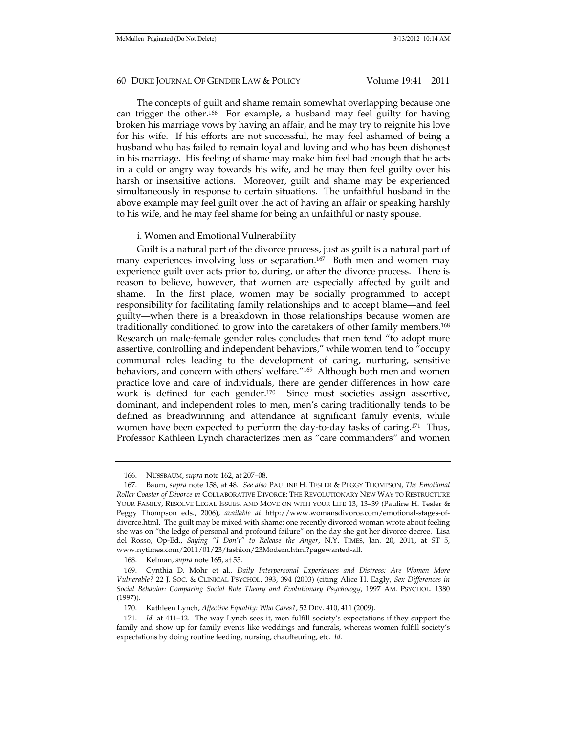The concepts of guilt and shame remain somewhat overlapping because one can trigger the other.[166] For example, a husband may feel guilty for having broken his marriage vows by having an affair, and he may try to reignite his love for his wife. If his efforts are not successful, he may feel ashamed of being a husband who has failed to remain loyal and loving and who has been dishonest in his marriage. His feeling of shame may make him feel bad enough that he acts in a cold or angry way towards his wife, and he may then feel guilty over his harsh or insensitive actions. Moreover, guilt and shame may be experienced simultaneously in response to certain situations. The unfaithful husband in the above example may feel guilt over the act of having an affair or speaking harshly to his wife, and he may feel shame for being an unfaithful or nasty spouse.

#### i. Women and Emotional Vulnerability

Guilt is a natural part of the divorce process, just as guilt is a natural part of many experiences involving loss or separation.[167] Both men and women may experience guilt over acts prior to, during, or after the divorce process. There is reason to believe, however, that women are especially affected by guilt and shame. In the first place, women may be socially programmed to accept responsibility for facilitating family relationships and to accept blame—and feel guilty—when there is a breakdown in those relationships because women are traditionally conditioned to grow into the caretakers of other family members.[168] Research on male-female gender roles concludes that men tend "to adopt more assertive, controlling and independent behaviors," while women tend to "occupy communal roles leading to the development of caring, nurturing, sensitive behaviors, and concern with others' welfare."[169] Although both men and women practice love and care of individuals, there are gender differences in how care work is defined for each gender.[170] Since most societies assign assertive, dominant, and independent roles to men, men's caring traditionally tends to be defined as breadwinning and attendance at significant family events, while women have been expected to perform the day-to-day tasks of caring.[171] Thus, Professor Kathleen Lynch characterizes men as "care commanders" and women

---

166. NUSSBAUM, *supra* note 162, at 207–08.

167. Baum, *supra* note 158, at 48. *See also* PAULINE H. TESLER & PEGGY THOMPSON, *The Emotional Roller Coaster of Divorce in* COLLABORATIVE DIVORCE: THE REVOLUTIONARY NEW WAY TO RESTRUCTURE YOUR FAMILY, RESOLVE LEGAL ISSUES, AND MOVE ON WITH YOUR LIFE 13, 13–39 (Pauline H. Tesler & Peggy Thompson eds., 2006), *available at* http://www.womansdivorce.com/emotional-stages-of-divorce.html. The guilt may be mixed with shame: one recently divorced woman wrote about feeling she was on "the ledge of personal and profound failure" on the day she got her divorce decree. Lisa del Rosso, Op-Ed., *Saying "I Don't" to Release the Anger*, N.Y. TIMES, Jan. 20, 2011, at ST 5, www.nytimes.com/2011/01/23/fashion/23Modern.html?pagewanted-all.

168. Kelman, *supra* note 165, at 55.

169. Cynthia D. Mohr et al., *Daily Interpersonal Experiences and Distress: Are Women More Vulnerable?* 22 J. SOC. & CLINICAL PSYCHOL. 393, 394 (2003) (citing Alice H. Eagly, *Sex Differences in Social Behavior: Comparing Social Role Theory and Evolutionary Psychology*, 1997 AM. PSYCHOL. 1380 (1997)).

170. Kathleen Lynch, *Affective Equality: Who Cares?*, 52 DEV. 410, 411 (2009).

171. *Id.* at 411–12. The way Lynch sees it, men fulfill society's expectations if they support the family and show up for family events like weddings and funerals, whereas women fulfill society's expectations by doing routine feeding, nursing, chauffeuring, etc. *Id.*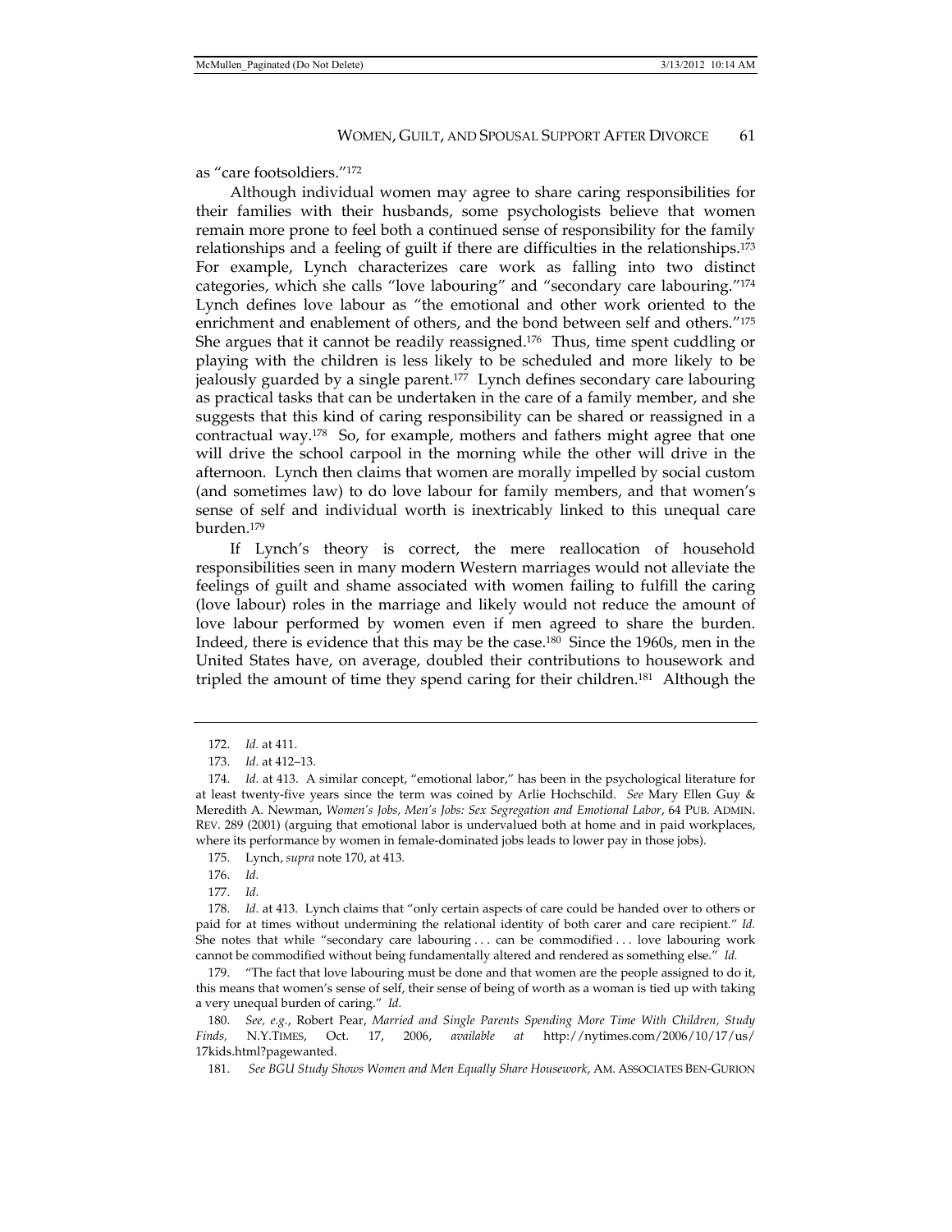as "care footsoldiers."[172]

Although individual women may agree to share caring responsibilities for their families with their husbands, some psychologists believe that women remain more prone to feel both a continued sense of responsibility for the family relationships and a feeling of guilt if there are difficulties in the relationships.[173] For example, Lynch characterizes care work as falling into two distinct categories, which she calls "love labouring" and "secondary care labouring."[174] Lynch defines love labour as "the emotional and other work oriented to the enrichment and enablement of others, and the bond between self and others."[175] She argues that it cannot be readily reassigned.[176] Thus, time spent cuddling or playing with the children is less likely to be scheduled and more likely to be jealously guarded by a single parent.[177] Lynch defines secondary care labouring as practical tasks that can be undertaken in the care of a family member, and she suggests that this kind of caring responsibility can be shared or reassigned in a contractual way.[178] So, for example, mothers and fathers might agree that one will drive the school carpool in the morning while the other will drive in the afternoon. Lynch then claims that women are morally impelled by social custom (and sometimes law) to do love labour for family members, and that women's sense of self and individual worth is inextricably linked to this unequal care burden.[179]

If Lynch's theory is correct, the mere reallocation of household responsibilities seen in many modern Western marriages would not alleviate the feelings of guilt and shame associated with women failing to fulfill the caring (love labour) roles in the marriage and likely would not reduce the amount of love labour performed by women even if men agreed to share the burden. Indeed, there is evidence that this may be the case.[180] Since the 1960s, men in the United States have, on average, doubled their contributions to housework and tripled the amount of time they spend caring for their children.[181] Although the

---

172. *Id.* at 411.

173. *Id.* at 412–13.

174. *Id.* at 413. A similar concept, "emotional labor," has been in the psychological literature for at least twenty-five years since the term was coined by Arlie Hochschild. *See* Mary Ellen Guy & Meredith A. Newman, *Women's Jobs, Men's Jobs: Sex Segregation and Emotional Labor*, 64 PUB. ADMIN. REV. 289 (2001) (arguing that emotional labor is undervalued both at home and in paid workplaces, where its performance by women in female-dominated jobs leads to lower pay in those jobs).

175. Lynch, *supra* note 170, at 413.

176. *Id.*

177. *Id.*

178. *Id.* at 413. Lynch claims that "only certain aspects of care could be handed over to others or paid for at times without undermining the relational identity of both carer and care recipient." *Id.* She notes that while "secondary care labouring . . . can be commodified . . . love labouring work cannot be commodified without being fundamentally altered and rendered as something else." *Id.*

179. "The fact that love labouring must be done and that women are the people assigned to do it, this means that women's sense of self, their sense of being of worth as a woman is tied up with taking a very unequal burden of caring." *Id.*

180. *See, e.g.*, Robert Pear, *Married and Single Parents Spending More Time With Children, Study Finds,* N.Y.TIMES, Oct. 17, 2006, *available at* http://nytimes.com/2006/10/17/us/17kids.html?pagewanted.

181. *See BGU Study Shows Women and Men Equally Share Housework*, AM. ASSOCIATES BEN-GURION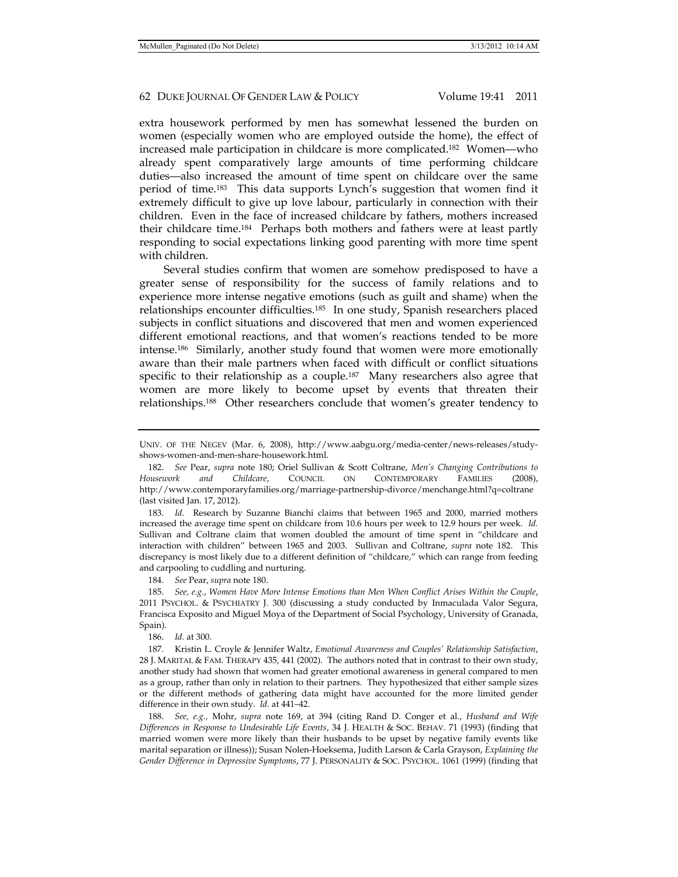extra housework performed by men has somewhat lessened the burden on women (especially women who are employed outside the home), the effect of increased male participation in childcare is more complicated.[182] Women—who already spent comparatively large amounts of time performing childcare duties—also increased the amount of time spent on childcare over the same period of time.[183] This data supports Lynch's suggestion that women find it extremely difficult to give up love labour, particularly in connection with their children. Even in the face of increased childcare by fathers, mothers increased their childcare time.[184] Perhaps both mothers and fathers were at least partly responding to social expectations linking good parenting with more time spent with children.

Several studies confirm that women are somehow predisposed to have a greater sense of responsibility for the success of family relations and to experience more intense negative emotions (such as guilt and shame) when the relationships encounter difficulties.[185] In one study, Spanish researchers placed subjects in conflict situations and discovered that men and women experienced different emotional reactions, and that women's reactions tended to be more intense.[186] Similarly, another study found that women were more emotionally aware than their male partners when faced with difficult or conflict situations specific to their relationship as a couple.[187] Many researchers also agree that women are more likely to become upset by events that threaten their relationships.[188] Other researchers conclude that women's greater tendency to

---

UNIV. OF THE NEGEV (Mar. 6, 2008), http://www.aabgu.org/media-center/news-releases/study-shows-women-and-men-share-housework.html.

182. *See* Pear, *supra* note 180; Oriel Sullivan & Scott Coltrane, *Men's Changing Contributions to Housework and Childcare*, COUNCIL ON CONTEMPORARY FAMILIES (2008), http://www.contemporaryfamilies.org/marriage-partnership-divorce/menchange.html?q=coltrane (last visited Jan. 17, 2012).

183. *Id.* Research by Suzanne Bianchi claims that between 1965 and 2000, married mothers increased the average time spent on childcare from 10.6 hours per week to 12.9 hours per week. *Id.* Sullivan and Coltrane claim that women doubled the amount of time spent in "childcare and interaction with children" between 1965 and 2003. Sullivan and Coltrane, *supra* note 182. This discrepancy is most likely due to a different definition of "childcare," which can range from feeding and carpooling to cuddling and nurturing.

184. *See* Pear, *supra* note 180.

185. *See, e.g.*, *Women Have More Intense Emotions than Men When Conflict Arises Within the Couple*, 2011 PSYCHOL. & PSYCHIATRY J. 300 (discussing a study conducted by Inmaculada Valor Segura, Francisca Exposito and Miguel Moya of the Department of Social Psychology, University of Granada, Spain).

186. *Id.* at 300.

187. Kristin L. Croyle & Jennifer Waltz, *Emotional Awareness and Couples' Relationship Satisfaction*, 28 J. MARITAL & FAM. THERAPY 435, 441 (2002). The authors noted that in contrast to their own study, another study had shown that women had greater emotional awareness in general compared to men as a group, rather than only in relation to their partners. They hypothesized that either sample sizes or the different methods of gathering data might have accounted for the more limited gender difference in their own study. *Id.* at 441–42.

188. *See, e.g.*, Mohr, *supra* note 169, at 394 (citing Rand D. Conger et al., *Husband and Wife Differences in Response to Undesirable Life Events*, 34 J. HEALTH & SOC. BEHAV. 71 (1993) (finding that married women were more likely than their husbands to be upset by negative family events like marital separation or illness)); Susan Nolen-Hoeksema, Judith Larson & Carla Grayson, *Explaining the Gender Difference in Depressive Symptoms*, 77 J. PERSONALITY & SOC. PSYCHOL. 1061 (1999) (finding that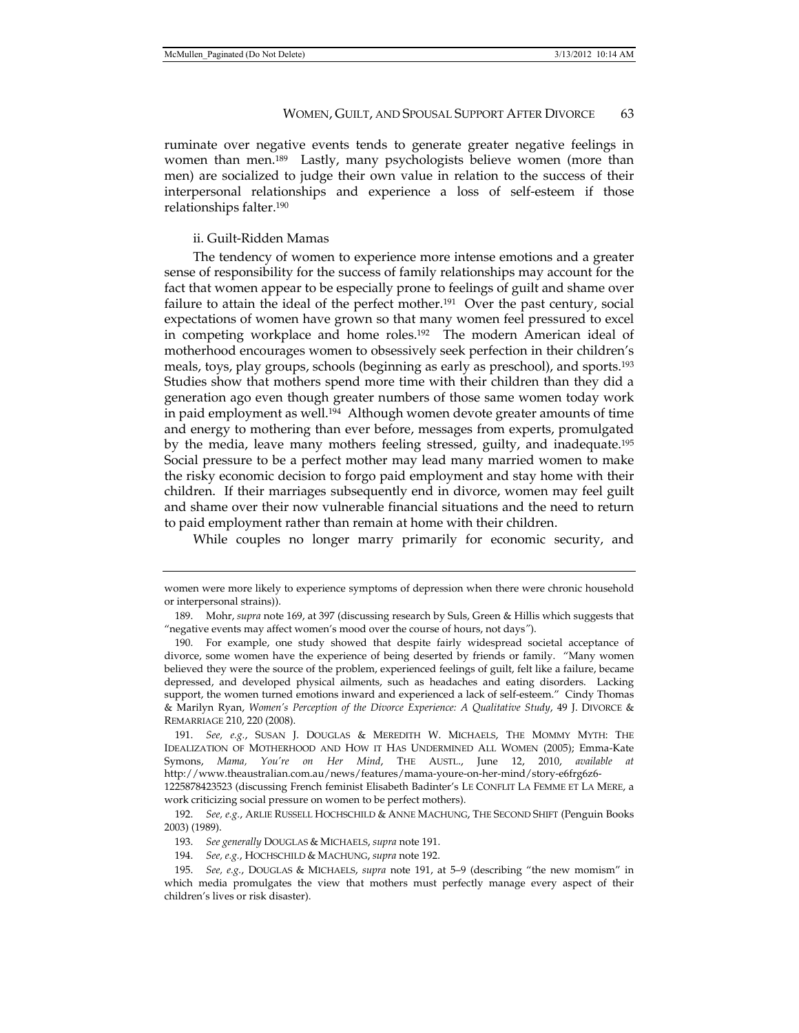ruminate over negative events tends to generate greater negative feelings in women than men.[189] Lastly, many psychologists believe women (more than men) are socialized to judge their own value in relation to the success of their interpersonal relationships and experience a loss of self-esteem if those relationships falter.[190]

### ii. Guilt-Ridden Mamas

The tendency of women to experience more intense emotions and a greater sense of responsibility for the success of family relationships may account for the fact that women appear to be especially prone to feelings of guilt and shame over failure to attain the ideal of the perfect mother.[191] Over the past century, social expectations of women have grown so that many women feel pressured to excel in competing workplace and home roles.[192] The modern American ideal of motherhood encourages women to obsessively seek perfection in their children's meals, toys, play groups, schools (beginning as early as preschool), and sports.[193] Studies show that mothers spend more time with their children than they did a generation ago even though greater numbers of those same women today work in paid employment as well.[194] Although women devote greater amounts of time and energy to mothering than ever before, messages from experts, promulgated by the media, leave many mothers feeling stressed, guilty, and inadequate.[195] Social pressure to be a perfect mother may lead many married women to make the risky economic decision to forgo paid employment and stay home with their children. If their marriages subsequently end in divorce, women may feel guilt and shame over their now vulnerable financial situations and the need to return to paid employment rather than remain at home with their children.

While couples no longer marry primarily for economic security, and

---

women were more likely to experience symptoms of depression when there were chronic household or interpersonal strains)).

189. Mohr, *supra* note 169, at 397 (discussing research by Suls, Green & Hillis which suggests that "negative events may affect women's mood over the course of hours, not days").

190. For example, one study showed that despite fairly widespread societal acceptance of divorce, some women have the experience of being deserted by friends or family. "Many women believed they were the source of the problem, experienced feelings of guilt, felt like a failure, became depressed, and developed physical ailments, such as headaches and eating disorders. Lacking support, the women turned emotions inward and experienced a lack of self-esteem." Cindy Thomas & Marilyn Ryan, *Women's Perception of the Divorce Experience: A Qualitative Study*, 49 J. DIVORCE & REMARRIAGE 210, 220 (2008).

191. *See, e.g.*, SUSAN J. DOUGLAS & MEREDITH W. MICHAELS, THE MOMMY MYTH: THE IDEALIZATION OF MOTHERHOOD AND HOW IT HAS UNDERMINED ALL WOMEN (2005); Emma-Kate Symons, *Mama, You're on Her Mind*, THE AUSTL., June 12, 2010, *available at* http://www.theaustralian.com.au/news/features/mama-youre-on-her-mind/story-e6frg6z6-1225878423523 (discussing French feminist Elisabeth Badinter's LE CONFLIT LA FEMME ET LA MERE, a work criticizing social pressure on women to be perfect mothers).

192. *See, e.g.*, ARLIE RUSSELL HOCHSCHILD & ANNE MACHUNG, THE SECOND SHIFT (Penguin Books 2003) (1989).

193. *See generally* DOUGLAS & MICHAELS, *supra* note 191.

194. *See, e.g.*, HOCHSCHILD & MACHUNG, *supra* note 192.

195. *See, e.g.*, DOUGLAS & MICHAELS, *supra* note 191, at 5–9 (describing "the new momism" in which media promulgates the view that mothers must perfectly manage every aspect of their children's lives or risk disaster).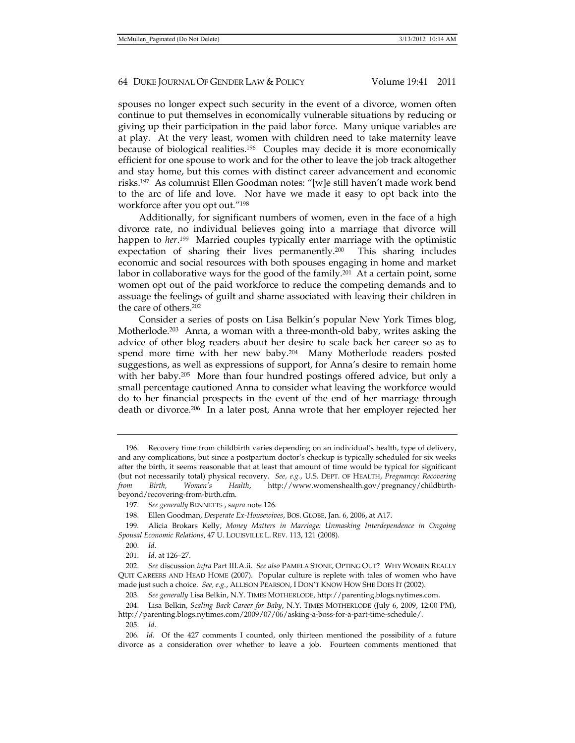spouses no longer expect such security in the event of a divorce, women often continue to put themselves in economically vulnerable situations by reducing or giving up their participation in the paid labor force. Many unique variables are at play. At the very least, women with children need to take maternity leave because of biological realities.[196] Couples may decide it is more economically efficient for one spouse to work and for the other to leave the job track altogether and stay home, but this comes with distinct career advancement and economic risks.[197] As columnist Ellen Goodman notes: "[w]e still haven't made work bend to the arc of life and love. Nor have we made it easy to opt back into the workforce after you opt out."[198]

Additionally, for significant numbers of women, even in the face of a high divorce rate, no individual believes going into a marriage that divorce will happen to *her*.[199] Married couples typically enter marriage with the optimistic expectation of sharing their lives permanently.[200] This sharing includes economic and social resources with both spouses engaging in home and market labor in collaborative ways for the good of the family.[201] At a certain point, some women opt out of the paid workforce to reduce the competing demands and to assuage the feelings of guilt and shame associated with leaving their children in the care of others.[202]

Consider a series of posts on Lisa Belkin's popular New York Times blog, Motherlode.[203] Anna, a woman with a three-month-old baby, writes asking the advice of other blog readers about her desire to scale back her career so as to spend more time with her new baby.[204] Many Motherlode readers posted suggestions, as well as expressions of support, for Anna's desire to remain home with her baby.[205] More than four hundred postings offered advice, but only a small percentage cautioned Anna to consider what leaving the workforce would do to her financial prospects in the event of the end of her marriage through death or divorce.[206] In a later post, Anna wrote that her employer rejected her

---

196. Recovery time from childbirth varies depending on an individual's health, type of delivery, and any complications, but since a postpartum doctor's checkup is typically scheduled for six weeks after the birth, it seems reasonable that at least that amount of time would be typical for significant (but not necessarily total) physical recovery. *See, e.g.*, U.S. DEPT. OF HEALTH, *Pregnancy: Recovering from Birth, Women's Health*, http://www.womenshealth.gov/pregnancy/childbirth-beyond/recovering-from-birth.cfm.

197. *See generally* BENNETTS , *supra* note 126.

198. Ellen Goodman, *Desperate Ex-Housewives*, BOS. GLOBE, Jan. 6, 2006, at A17.

199. Alicia Brokars Kelly, *Money Matters in Marriage: Unmasking Interdependence in Ongoing Spousal Economic Relations*, 47 U. LOUISVILLE L. REV. 113, 121 (2008).

200. *Id.*

201. *Id.* at 126–27.

202. *See* discussion *infra* Part III.A.ii. *See also* PAMELA STONE, OPTING OUT? WHY WOMEN REALLY QUIT CAREERS AND HEAD HOME (2007). Popular culture is replete with tales of women who have made just such a choice. *See, e.g.*, ALLISON PEARSON, I DON'T KNOW HOW SHE DOES IT (2002).

203. *See generally* Lisa Belkin, N.Y. TIMES MOTHERLODE, http://parenting.blogs.nytimes.com.

204. Lisa Belkin, *Scaling Back Career for Baby*, N.Y. TIMES MOTHERLODE (July 6, 2009, 12:00 PM), http://parenting.blogs.nytimes.com/2009/07/06/asking-a-boss-for-a-part-time-schedule/.

205. *Id.*

206. *Id.* Of the 427 comments I counted, only thirteen mentioned the possibility of a future divorce as a consideration over whether to leave a job. Fourteen comments mentioned that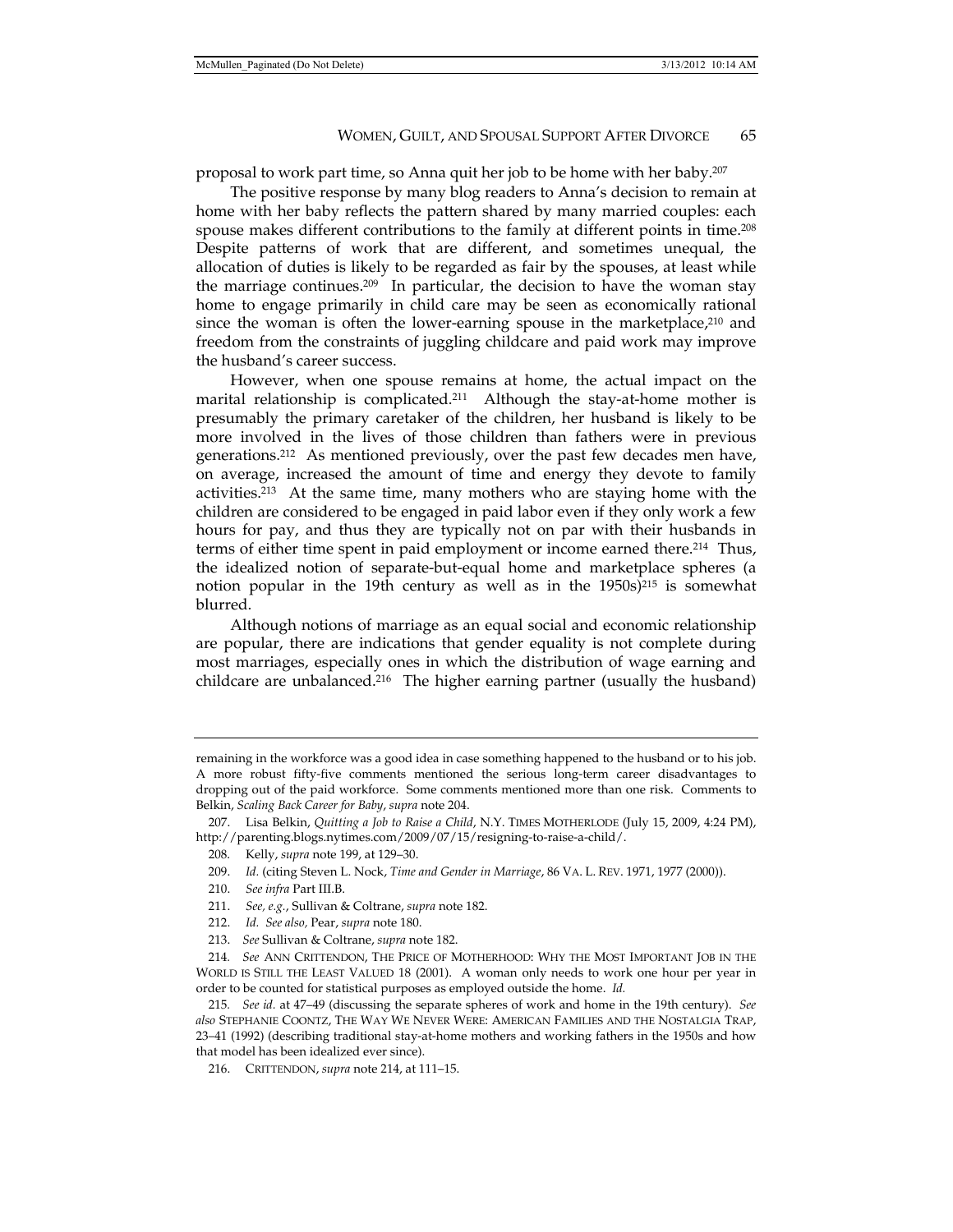proposal to work part time, so Anna quit her job to be home with her baby.[207]

The positive response by many blog readers to Anna's decision to remain at home with her baby reflects the pattern shared by many married couples: each spouse makes different contributions to the family at different points in time.[208] Despite patterns of work that are different, and sometimes unequal, the allocation of duties is likely to be regarded as fair by the spouses, at least while the marriage continues.[209] In particular, the decision to have the woman stay home to engage primarily in child care may be seen as economically rational since the woman is often the lower-earning spouse in the marketplace,[210] and freedom from the constraints of juggling childcare and paid work may improve the husband's career success.

However, when one spouse remains at home, the actual impact on the marital relationship is complicated.[211] Although the stay-at-home mother is presumably the primary caretaker of the children, her husband is likely to be more involved in the lives of those children than fathers were in previous generations.[212] As mentioned previously, over the past few decades men have, on average, increased the amount of time and energy they devote to family activities.[213] At the same time, many mothers who are staying home with the children are considered to be engaged in paid labor even if they only work a few hours for pay, and thus they are typically not on par with their husbands in terms of either time spent in paid employment or income earned there.[214] Thus, the idealized notion of separate-but-equal home and marketplace spheres (a notion popular in the 19th century as well as in the 1950s)[215] is somewhat blurred.

Although notions of marriage as an equal social and economic relationship are popular, there are indications that gender equality is not complete during most marriages, especially ones in which the distribution of wage earning and childcare are unbalanced.[216] The higher earning partner (usually the husband)

---

remaining in the workforce was a good idea in case something happened to the husband or to his job. A more robust fifty-five comments mentioned the serious long-term career disadvantages to dropping out of the paid workforce. Some comments mentioned more than one risk. Comments to Belkin, *Scaling Back Career for Baby*, *supra* note 204.

207. Lisa Belkin, *Quitting a Job to Raise a Child*, N.Y. TIMES MOTHERLODE (July 15, 2009, 4:24 PM), http://parenting.blogs.nytimes.com/2009/07/15/resigning-to-raise-a-child/.

208. Kelly, *supra* note 199, at 129–30.

209. *Id.* (citing Steven L. Nock, *Time and Gender in Marriage*, 86 VA. L. REV. 1971, 1977 (2000)).

210. *See infra* Part III.B.

211. *See, e.g.*, Sullivan & Coltrane, *supra* note 182.

212. *Id. See also,* Pear, *supra* note 180.

213. *See* Sullivan & Coltrane, *supra* note 182.

214. *See* ANN CRITTENDON, THE PRICE OF MOTHERHOOD: WHY THE MOST IMPORTANT JOB IN THE WORLD IS STILL THE LEAST VALUED 18 (2001). A woman only needs to work one hour per year in order to be counted for statistical purposes as employed outside the home. *Id.*

215. *See id.* at 47–49 (discussing the separate spheres of work and home in the 19th century). *See also* STEPHANIE COONTZ, THE WAY WE NEVER WERE: AMERICAN FAMILIES AND THE NOSTALGIA TRAP, 23–41 (1992) (describing traditional stay-at-home mothers and working fathers in the 1950s and how that model has been idealized ever since).

216. CRITTENDON, *supra* note 214, at 111–15.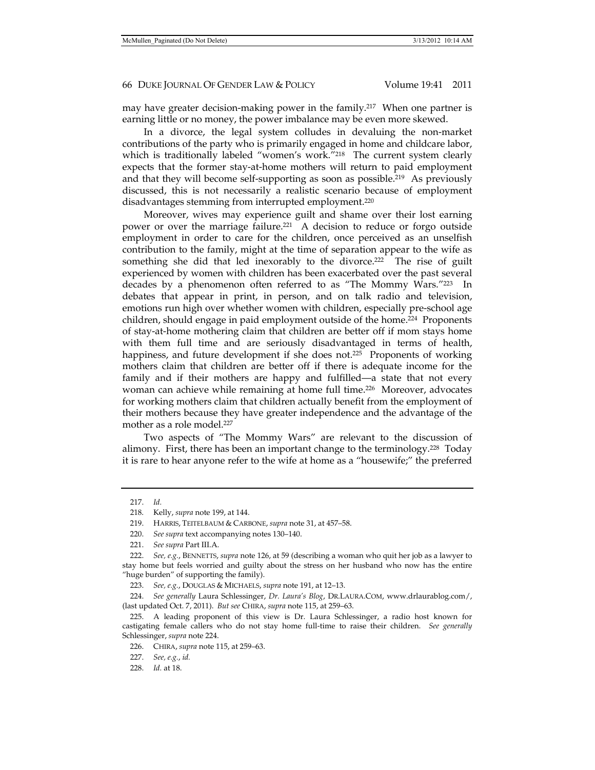may have greater decision-making power in the family.[217] When one partner is earning little or no money, the power imbalance may be even more skewed.

In a divorce, the legal system colludes in devaluing the non-market contributions of the party who is primarily engaged in home and childcare labor, which is traditionally labeled "women's work."[218] The current system clearly expects that the former stay-at-home mothers will return to paid employment and that they will become self-supporting as soon as possible.[219] As previously discussed, this is not necessarily a realistic scenario because of employment disadvantages stemming from interrupted employment.[220]

Moreover, wives may experience guilt and shame over their lost earning power or over the marriage failure.[221] A decision to reduce or forgo outside employment in order to care for the children, once perceived as an unselfish contribution to the family, might at the time of separation appear to the wife as something she did that led inexorably to the divorce.[222] The rise of guilt experienced by women with children has been exacerbated over the past several decades by a phenomenon often referred to as "The Mommy Wars."[223] In debates that appear in print, in person, and on talk radio and television, emotions run high over whether women with children, especially pre-school age children, should engage in paid employment outside of the home.[224] Proponents of stay-at-home mothering claim that children are better off if mom stays home with them full time and are seriously disadvantaged in terms of health, happiness, and future development if she does not.[225] Proponents of working mothers claim that children are better off if there is adequate income for the family and if their mothers are happy and fulfilled—a state that not every woman can achieve while remaining at home full time.[226] Moreover, advocates for working mothers claim that children actually benefit from the employment of their mothers because they have greater independence and the advantage of the mother as a role model.[227]

Two aspects of "The Mommy Wars" are relevant to the discussion of alimony. First, there has been an important change to the terminology.[228] Today it is rare to hear anyone refer to the wife at home as a "housewife;" the preferred

---

217. *Id.*

218. Kelly, *supra* note 199, at 144.

219. HARRIS, TEITELBAUM & CARBONE, *supra* note 31, at 457–58.

220. *See supra* text accompanying notes 130–140.

221. *See supra* Part III.A.

222. *See, e.g.*, BENNETTS, *supra* note 126, at 59 (describing a woman who quit her job as a lawyer to stay home but feels worried and guilty about the stress on her husband who now has the entire "huge burden" of supporting the family).

223. *See, e.g.*, DOUGLAS & MICHAELS, *supra* note 191, at 12–13.

224. *See generally* Laura Schlessinger, *Dr. Laura's Blog*, DR.LAURA.COM, www.drlaurablog.com/, (last updated Oct. 7, 2011). *But see* CHIRA, *supra* note 115, at 259–63.

225. A leading proponent of this view is Dr. Laura Schlessinger, a radio host known for castigating female callers who do not stay home full-time to raise their children. *See generally* Schlessinger, *supra* note 224.

226. CHIRA, *supra* note 115, at 259–63.

227. *See, e.g.*, *id.*

228. *Id.* at 18.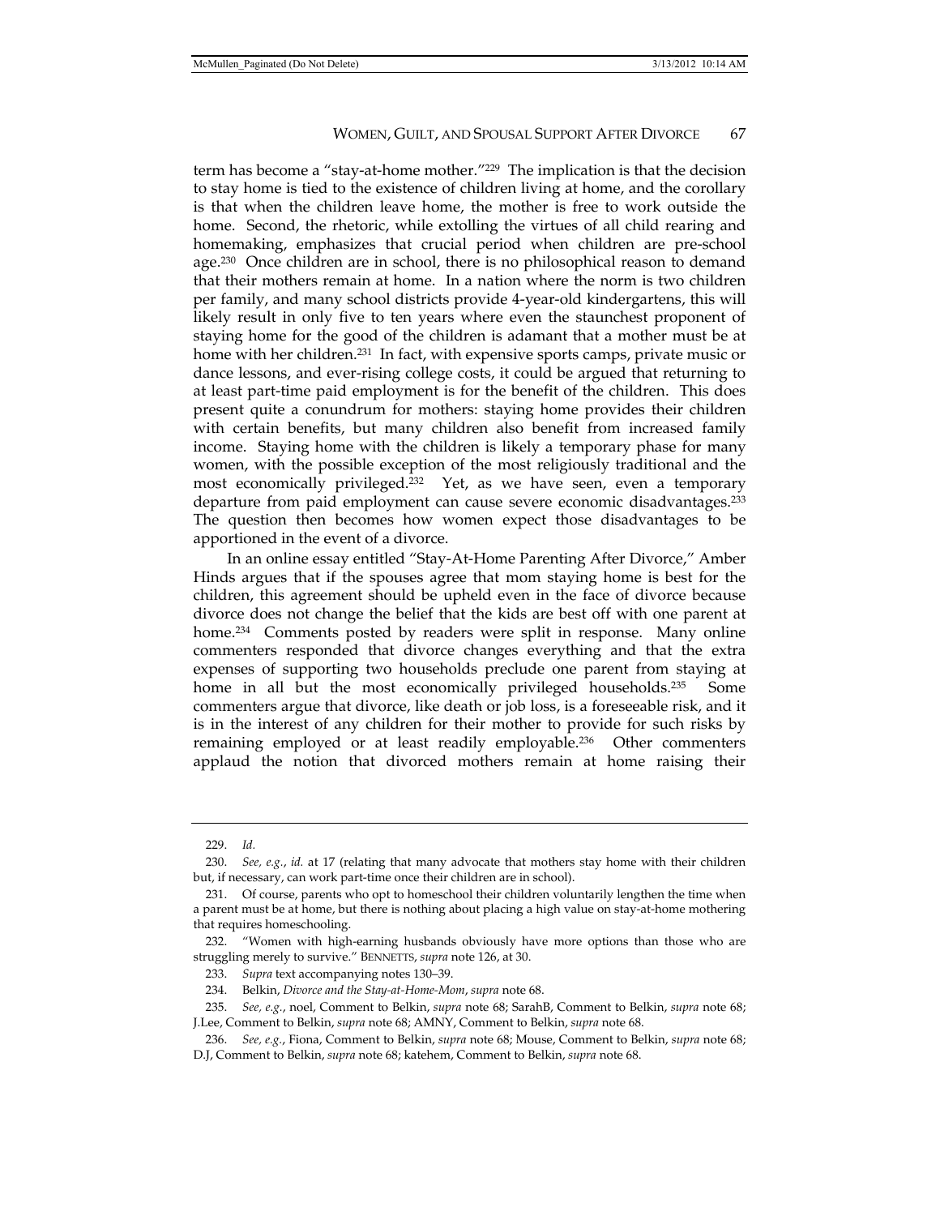term has become a "stay-at-home mother."[229] The implication is that the decision to stay home is tied to the existence of children living at home, and the corollary is that when the children leave home, the mother is free to work outside the home. Second, the rhetoric, while extolling the virtues of all child rearing and homemaking, emphasizes that crucial period when children are pre-school age.[230] Once children are in school, there is no philosophical reason to demand that their mothers remain at home. In a nation where the norm is two children per family, and many school districts provide 4-year-old kindergartens, this will likely result in only five to ten years where even the staunchest proponent of staying home for the good of the children is adamant that a mother must be at home with her children.[231] In fact, with expensive sports camps, private music or dance lessons, and ever-rising college costs, it could be argued that returning to at least part-time paid employment is for the benefit of the children. This does present quite a conundrum for mothers: staying home provides their children with certain benefits, but many children also benefit from increased family income. Staying home with the children is likely a temporary phase for many women, with the possible exception of the most religiously traditional and the most economically privileged.[232] Yet, as we have seen, even a temporary departure from paid employment can cause severe economic disadvantages.[233] The question then becomes how women expect those disadvantages to be apportioned in the event of a divorce.

In an online essay entitled "Stay-At-Home Parenting After Divorce," Amber Hinds argues that if the spouses agree that mom staying home is best for the children, this agreement should be upheld even in the face of divorce because divorce does not change the belief that the kids are best off with one parent at home.[234] Comments posted by readers were split in response. Many online commenters responded that divorce changes everything and that the extra expenses of supporting two households preclude one parent from staying at home in all but the most economically privileged households.[235] Some commenters argue that divorce, like death or job loss, is a foreseeable risk, and it is in the interest of any children for their mother to provide for such risks by remaining employed or at least readily employable.[236] Other commenters applaud the notion that divorced mothers remain at home raising their

---

229. *Id.*

230. *See, e.g.*, *id.* at 17 (relating that many advocate that mothers stay home with their children but, if necessary, can work part-time once their children are in school).

231. Of course, parents who opt to homeschool their children voluntarily lengthen the time when a parent must be at home, but there is nothing about placing a high value on stay-at-home mothering that requires homeschooling.

232. "Women with high-earning husbands obviously have more options than those who are struggling merely to survive." BENNETTS, *supra* note 126, at 30.

233. *Supra* text accompanying notes 130–39.

234. Belkin, *Divorce and the Stay-at-Home-Mom*, *supra* note 68.

235. *See, e.g.*, noel, Comment to Belkin, *supra* note 68; SarahB, Comment to Belkin, *supra* note 68; J.Lee, Comment to Belkin, *supra* note 68; AMNY, Comment to Belkin, *supra* note 68.

236. *See, e.g.*, Fiona, Comment to Belkin, *supra* note 68; Mouse, Comment to Belkin, *supra* note 68; D.J, Comment to Belkin, *supra* note 68; katehem, Comment to Belkin, *supra* note 68.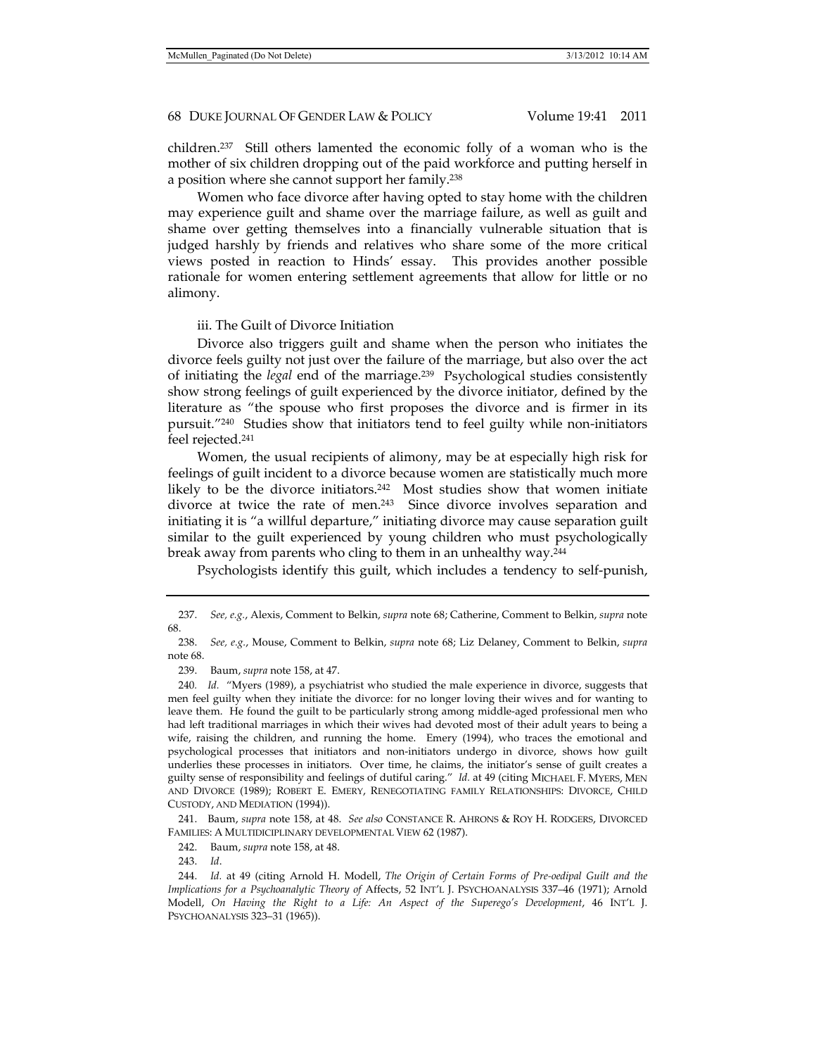children.[237] Still others lamented the economic folly of a woman who is the mother of six children dropping out of the paid workforce and putting herself in a position where she cannot support her family.[238]

Women who face divorce after having opted to stay home with the children may experience guilt and shame over the marriage failure, as well as guilt and shame over getting themselves into a financially vulnerable situation that is judged harshly by friends and relatives who share some of the more critical views posted in reaction to Hinds' essay. This provides another possible rationale for women entering settlement agreements that allow for little or no alimony.

iii. The Guilt of Divorce Initiation

Divorce also triggers guilt and shame when the person who initiates the divorce feels guilty not just over the failure of the marriage, but also over the act of initiating the *legal* end of the marriage.[239] Psychological studies consistently show strong feelings of guilt experienced by the divorce initiator, defined by the literature as "the spouse who first proposes the divorce and is firmer in its pursuit."[240] Studies show that initiators tend to feel guilty while non-initiators feel rejected.[241]

Women, the usual recipients of alimony, may be at especially high risk for feelings of guilt incident to a divorce because women are statistically much more likely to be the divorce initiators.[242] Most studies show that women initiate divorce at twice the rate of men.[243] Since divorce involves separation and initiating it is "a willful departure," initiating divorce may cause separation guilt similar to the guilt experienced by young children who must psychologically break away from parents who cling to them in an unhealthy way.[244]

Psychologists identify this guilt, which includes a tendency to self-punish,

---

237. *See, e.g.*, Alexis, Comment to Belkin, *supra* note 68; Catherine, Comment to Belkin, *supra* note 68.

238. *See, e.g.*, Mouse, Comment to Belkin, *supra* note 68; Liz Delaney, Comment to Belkin, *supra* note 68.

239. Baum, *supra* note 158, at 47.

240. *Id.* "Myers (1989), a psychiatrist who studied the male experience in divorce, suggests that men feel guilty when they initiate the divorce: for no longer loving their wives and for wanting to leave them. He found the guilt to be particularly strong among middle-aged professional men who had left traditional marriages in which their wives had devoted most of their adult years to being a wife, raising the children, and running the home. Emery (1994), who traces the emotional and psychological processes that initiators and non-initiators undergo in divorce, shows how guilt underlies these processes in initiators. Over time, he claims, the initiator's sense of guilt creates a guilty sense of responsibility and feelings of dutiful caring." *Id.* at 49 (citing MICHAEL F. MYERS, MEN AND DIVORCE (1989); ROBERT E. EMERY, RENEGOTIATING FAMILY RELATIONSHIPS: DIVORCE, CHILD CUSTODY, AND MEDIATION (1994)).

241. Baum, *supra* note 158, at 48. *See also* CONSTANCE R. AHRONS & ROY H. RODGERS, DIVORCED FAMILIES: A MULTIDICIPLINARY DEVELOPMENTAL VIEW 62 (1987).

242. Baum, *supra* note 158, at 48.

243. *Id*.

244. *Id.* at 49 (citing Arnold H. Modell, *The Origin of Certain Forms of Pre-oedipal Guilt and the Implications for a Psychoanalytic Theory of* Affects, 52 INT'L J. PSYCHOANALYSIS 337–46 (1971); Arnold Modell, *On Having the Right to a Life: An Aspect of the Superego's Development*, 46 INT'L J. PSYCHOANALYSIS 323–31 (1965)).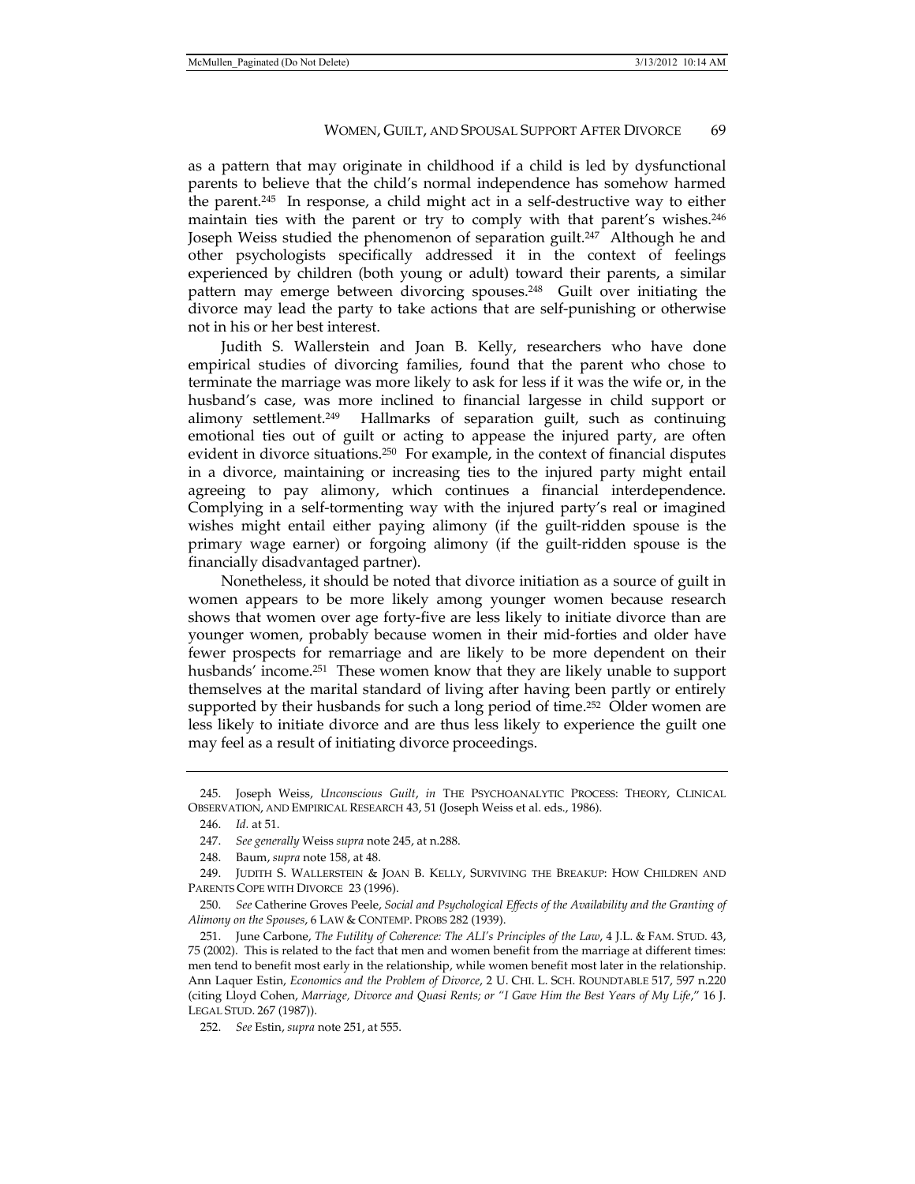as a pattern that may originate in childhood if a child is led by dysfunctional parents to believe that the child's normal independence has somehow harmed the parent.[245] In response, a child might act in a self-destructive way to either maintain ties with the parent or try to comply with that parent's wishes.[246] Joseph Weiss studied the phenomenon of separation guilt.[247] Although he and other psychologists specifically addressed it in the context of feelings experienced by children (both young or adult) toward their parents, a similar pattern may emerge between divorcing spouses.[248] Guilt over initiating the divorce may lead the party to take actions that are self-punishing or otherwise not in his or her best interest.

Judith S. Wallerstein and Joan B. Kelly, researchers who have done empirical studies of divorcing families, found that the parent who chose to terminate the marriage was more likely to ask for less if it was the wife or, in the husband's case, was more inclined to financial largesse in child support or alimony settlement.[249] Hallmarks of separation guilt, such as continuing emotional ties out of guilt or acting to appease the injured party, are often evident in divorce situations.[250] For example, in the context of financial disputes in a divorce, maintaining or increasing ties to the injured party might entail agreeing to pay alimony, which continues a financial interdependence. Complying in a self-tormenting way with the injured party's real or imagined wishes might entail either paying alimony (if the guilt-ridden spouse is the primary wage earner) or forgoing alimony (if the guilt-ridden spouse is the financially disadvantaged partner).

Nonetheless, it should be noted that divorce initiation as a source of guilt in women appears to be more likely among younger women because research shows that women over age forty-five are less likely to initiate divorce than are younger women, probably because women in their mid-forties and older have fewer prospects for remarriage and are likely to be more dependent on their husbands' income.[251] These women know that they are likely unable to support themselves at the marital standard of living after having been partly or entirely supported by their husbands for such a long period of time.[252] Older women are less likely to initiate divorce and are thus less likely to experience the guilt one may feel as a result of initiating divorce proceedings.

---

245. Joseph Weiss, *Unconscious Guilt*, *in* THE PSYCHOANALYTIC PROCESS: THEORY, CLINICAL OBSERVATION, AND EMPIRICAL RESEARCH 43, 51 (Joseph Weiss et al. eds., 1986).

246. *Id.* at 51.

247. *See generally* Weiss *supra* note 245, at n.288.

248. Baum, *supra* note 158, at 48.

249. JUDITH S. WALLERSTEIN & JOAN B. KELLY, SURVIVING THE BREAKUP: HOW CHILDREN AND PARENTS COPE WITH DIVORCE 23 (1996).

250. *See* Catherine Groves Peele, *Social and Psychological Effects of the Availability and the Granting of Alimony on the Spouses*, 6 LAW & CONTEMP. PROBS 282 (1939).

251. June Carbone, *The Futility of Coherence: The ALI's Principles of the Law*, 4 J.L. & FAM. STUD. 43, 75 (2002). This is related to the fact that men and women benefit from the marriage at different times: men tend to benefit most early in the relationship, while women benefit most later in the relationship. Ann Laquer Estin, *Economics and the Problem of Divorce*, 2 U. CHI. L. SCH. ROUNDTABLE 517, 597 n.220 (citing Lloyd Cohen, *Marriage, Divorce and Quasi Rents; or "I Gave Him the Best Years of My Life*," 16 J. LEGAL STUD. 267 (1987)).

252. *See* Estin, *supra* note 251, at 555.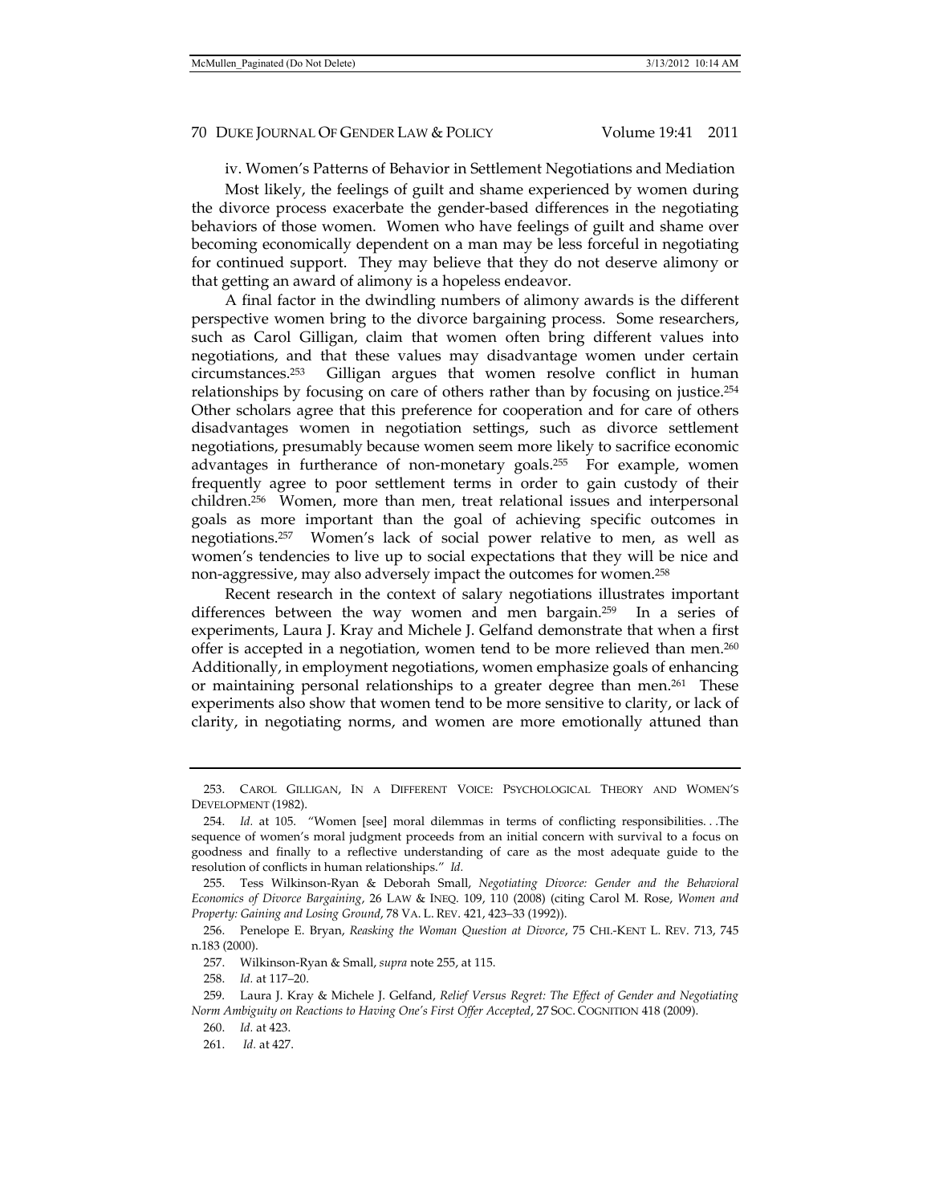iv. Women's Patterns of Behavior in Settlement Negotiations and Mediation

Most likely, the feelings of guilt and shame experienced by women during the divorce process exacerbate the gender-based differences in the negotiating behaviors of those women. Women who have feelings of guilt and shame over becoming economically dependent on a man may be less forceful in negotiating for continued support. They may believe that they do not deserve alimony or that getting an award of alimony is a hopeless endeavor.

A final factor in the dwindling numbers of alimony awards is the different perspective women bring to the divorce bargaining process. Some researchers, such as Carol Gilligan, claim that women often bring different values into negotiations, and that these values may disadvantage women under certain circumstances.[253] Gilligan argues that women resolve conflict in human relationships by focusing on care of others rather than by focusing on justice.[254] Other scholars agree that this preference for cooperation and for care of others disadvantages women in negotiation settings, such as divorce settlement negotiations, presumably because women seem more likely to sacrifice economic advantages in furtherance of non-monetary goals.[255] For example, women frequently agree to poor settlement terms in order to gain custody of their children.[256] Women, more than men, treat relational issues and interpersonal goals as more important than the goal of achieving specific outcomes in negotiations.[257] Women's lack of social power relative to men, as well as women's tendencies to live up to social expectations that they will be nice and non-aggressive, may also adversely impact the outcomes for women.[258]

Recent research in the context of salary negotiations illustrates important differences between the way women and men bargain.[259] In a series of experiments, Laura J. Kray and Michele J. Gelfand demonstrate that when a first offer is accepted in a negotiation, women tend to be more relieved than men.[260] Additionally, in employment negotiations, women emphasize goals of enhancing or maintaining personal relationships to a greater degree than men.[261] These experiments also show that women tend to be more sensitive to clarity, or lack of clarity, in negotiating norms, and women are more emotionally attuned than

---

253. CAROL GILLIGAN, IN A DIFFERENT VOICE: PSYCHOLOGICAL THEORY AND WOMEN'S DEVELOPMENT (1982).

254. *Id.* at 105. "Women [see] moral dilemmas in terms of conflicting responsibilities. . .The sequence of women's moral judgment proceeds from an initial concern with survival to a focus on goodness and finally to a reflective understanding of care as the most adequate guide to the resolution of conflicts in human relationships." *Id.*

255. Tess Wilkinson-Ryan & Deborah Small, *Negotiating Divorce: Gender and the Behavioral Economics of Divorce Bargaining*, 26 LAW & INEQ. 109, 110 (2008) (citing Carol M. Rose, *Women and Property: Gaining and Losing Ground*, 78 VA. L. REV. 421, 423–33 (1992)).

256. Penelope E. Bryan, *Reasking the Woman Question at Divorce*, 75 CHI.-KENT L. REV. 713, 745 n.183 (2000).

257. Wilkinson-Ryan & Small, *supra* note 255, at 115.

258. *Id.* at 117–20.

259. Laura J. Kray & Michele J. Gelfand, *Relief Versus Regret: The Effect of Gender and Negotiating Norm Ambiguity on Reactions to Having One's First Offer Accepted*, 27 SOC. COGNITION 418 (2009).

260. *Id.* at 423.

261. *Id.* at 427.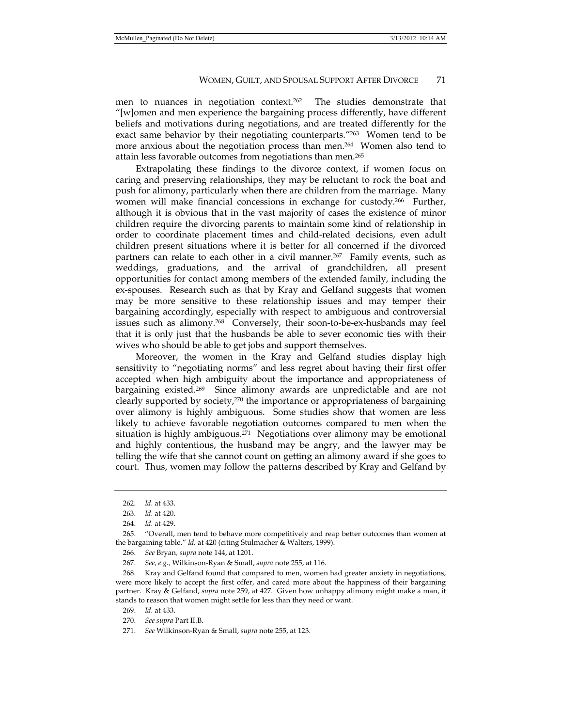men to nuances in negotiation context.[262] The studies demonstrate that "[w]omen and men experience the bargaining process differently, have different beliefs and motivations during negotiations, and are treated differently for the exact same behavior by their negotiating counterparts."[263] Women tend to be more anxious about the negotiation process than men.[264] Women also tend to attain less favorable outcomes from negotiations than men.[265]

Extrapolating these findings to the divorce context, if women focus on caring and preserving relationships, they may be reluctant to rock the boat and push for alimony, particularly when there are children from the marriage. Many women will make financial concessions in exchange for custody.[266] Further, although it is obvious that in the vast majority of cases the existence of minor children require the divorcing parents to maintain some kind of relationship in order to coordinate placement times and child-related decisions, even adult children present situations where it is better for all concerned if the divorced partners can relate to each other in a civil manner.[267] Family events, such as weddings, graduations, and the arrival of grandchildren, all present opportunities for contact among members of the extended family, including the ex-spouses. Research such as that by Kray and Gelfand suggests that women may be more sensitive to these relationship issues and may temper their bargaining accordingly, especially with respect to ambiguous and controversial issues such as alimony.[268] Conversely, their soon-to-be-ex-husbands may feel that it is only just that the husbands be able to sever economic ties with their wives who should be able to get jobs and support themselves.

Moreover, the women in the Kray and Gelfand studies display high sensitivity to "negotiating norms" and less regret about having their first offer accepted when high ambiguity about the importance and appropriateness of bargaining existed.[269] Since alimony awards are unpredictable and are not clearly supported by society,[270] the importance or appropriateness of bargaining over alimony is highly ambiguous. Some studies show that women are less likely to achieve favorable negotiation outcomes compared to men when the situation is highly ambiguous.[271] Negotiations over alimony may be emotional and highly contentious, the husband may be angry, and the lawyer may be telling the wife that she cannot count on getting an alimony award if she goes to court. Thus, women may follow the patterns described by Kray and Gelfand by

---

262. *Id.* at 433.

263. *Id.* at 420.

264. *Id.* at 429.

265. "Overall, men tend to behave more competitively and reap better outcomes than women at the bargaining table." *Id.* at 420 (citing Stulmacher & Walters, 1999).

266. *See* Bryan, *supra* note 144, at 1201.

267. *See, e.g.,* Wilkinson-Ryan & Small, *supra* note 255, at 116.

268. Kray and Gelfand found that compared to men, women had greater anxiety in negotiations, were more likely to accept the first offer, and cared more about the happiness of their bargaining partner. Kray & Gelfand, *supra* note 259, at 427. Given how unhappy alimony might make a man, it stands to reason that women might settle for less than they need or want.

269. *Id.* at 433.

270. *See supra* Part II.B.

271. *See* Wilkinson-Ryan & Small, *supra* note 255, at 123.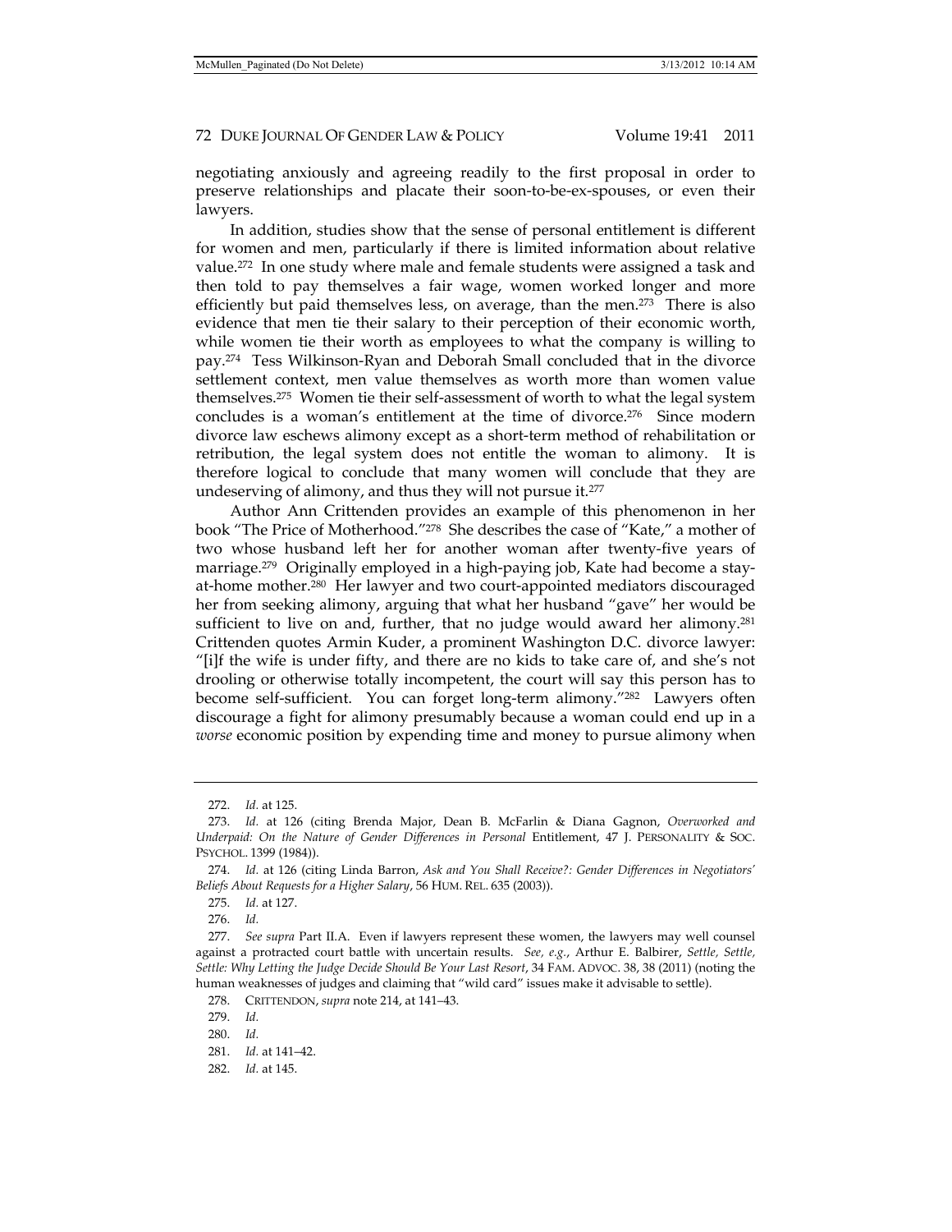negotiating anxiously and agreeing readily to the first proposal in order to preserve relationships and placate their soon-to-be-ex-spouses, or even their lawyers.

In addition, studies show that the sense of personal entitlement is different for women and men, particularly if there is limited information about relative value.[272] In one study where male and female students were assigned a task and then told to pay themselves a fair wage, women worked longer and more efficiently but paid themselves less, on average, than the men.[273] There is also evidence that men tie their salary to their perception of their economic worth, while women tie their worth as employees to what the company is willing to pay.[274] Tess Wilkinson-Ryan and Deborah Small concluded that in the divorce settlement context, men value themselves as worth more than women value themselves.[275] Women tie their self-assessment of worth to what the legal system concludes is a woman's entitlement at the time of divorce.[276] Since modern divorce law eschews alimony except as a short-term method of rehabilitation or retribution, the legal system does not entitle the woman to alimony. It is therefore logical to conclude that many women will conclude that they are undeserving of alimony, and thus they will not pursue it.[277]

Author Ann Crittenden provides an example of this phenomenon in her book "The Price of Motherhood."[278] She describes the case of "Kate," a mother of two whose husband left her for another woman after twenty-five years of marriage.[279] Originally employed in a high-paying job, Kate had become a stay-at-home mother.[280] Her lawyer and two court-appointed mediators discouraged her from seeking alimony, arguing that what her husband "gave" her would be sufficient to live on and, further, that no judge would award her alimony.[281] Crittenden quotes Armin Kuder, a prominent Washington D.C. divorce lawyer: "[i]f the wife is under fifty, and there are no kids to take care of, and she's not drooling or otherwise totally incompetent, the court will say this person has to become self-sufficient. You can forget long-term alimony."[282] Lawyers often discourage a fight for alimony presumably because a woman could end up in a *worse* economic position by expending time and money to pursue alimony when

---

272. *Id.* at 125.

273. *Id.* at 126 (citing Brenda Major, Dean B. McFarlin & Diana Gagnon, *Overworked and Underpaid: On the Nature of Gender Differences in Personal* Entitlement, 47 J. PERSONALITY & SOC. PSYCHOL. 1399 (1984)).

274. *Id.* at 126 (citing Linda Barron, *Ask and You Shall Receive?: Gender Differences in Negotiators' Beliefs About Requests for a Higher Salary*, 56 HUM. REL. 635 (2003)).

275. *Id.* at 127.

276. *Id.*

277. *See supra* Part II.A. Even if lawyers represent these women, the lawyers may well counsel against a protracted court battle with uncertain results. *See, e.g.*, Arthur E. Balbirer, *Settle, Settle, Settle: Why Letting the Judge Decide Should Be Your Last Resort*, 34 FAM. ADVOC. 38, 38 (2011) (noting the human weaknesses of judges and claiming that "wild card" issues make it advisable to settle).

278. CRITTENDON, *supra* note 214, at 141–43.

279. *Id.*

280. *Id.*

281. *Id.* at 141–42.

282. *Id.* at 145.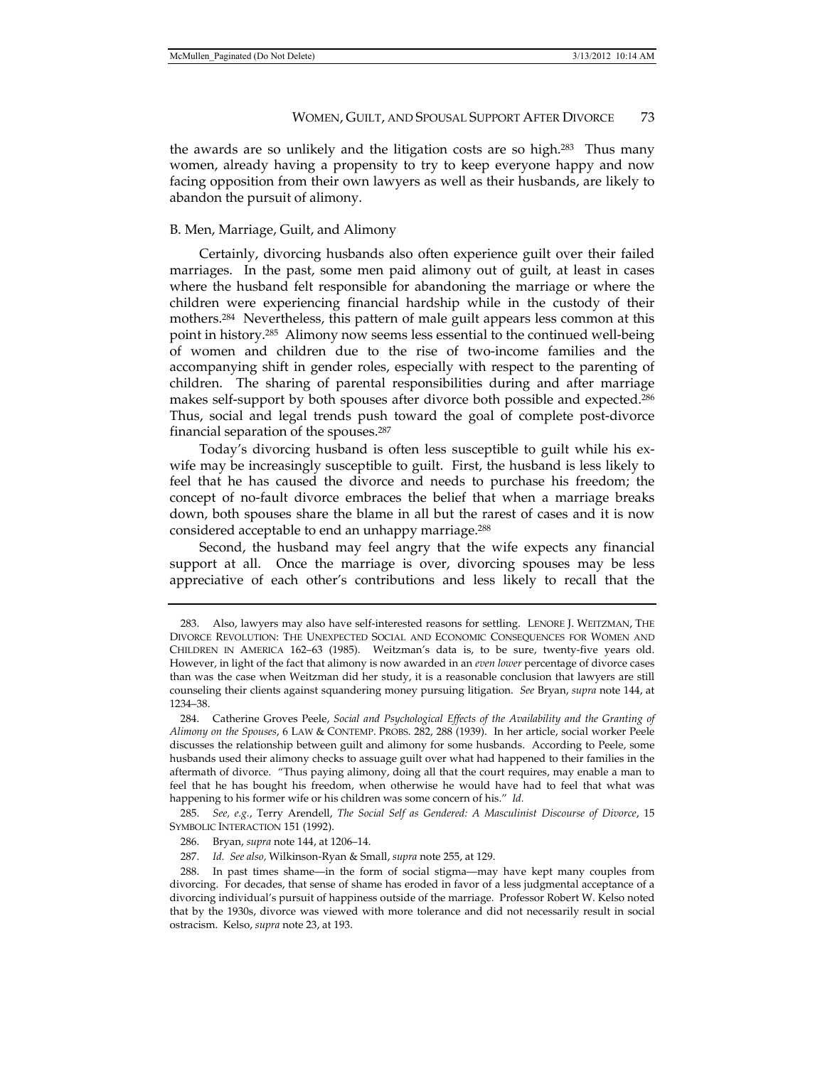the awards are so unlikely and the litigation costs are so high.[283] Thus many women, already having a propensity to try to keep everyone happy and now facing opposition from their own lawyers as well as their husbands, are likely to abandon the pursuit of alimony.

### B. Men, Marriage, Guilt, and Alimony

Certainly, divorcing husbands also often experience guilt over their failed marriages. In the past, some men paid alimony out of guilt, at least in cases where the husband felt responsible for abandoning the marriage or where the children were experiencing financial hardship while in the custody of their mothers.[284] Nevertheless, this pattern of male guilt appears less common at this point in history.[285] Alimony now seems less essential to the continued well-being of women and children due to the rise of two-income families and the accompanying shift in gender roles, especially with respect to the parenting of children. The sharing of parental responsibilities during and after marriage makes self-support by both spouses after divorce both possible and expected.[286] Thus, social and legal trends push toward the goal of complete post-divorce financial separation of the spouses.[287]

Today's divorcing husband is often less susceptible to guilt while his ex-wife may be increasingly susceptible to guilt. First, the husband is less likely to feel that he has caused the divorce and needs to purchase his freedom; the concept of no-fault divorce embraces the belief that when a marriage breaks down, both spouses share the blame in all but the rarest of cases and it is now considered acceptable to end an unhappy marriage.[288]

Second, the husband may feel angry that the wife expects any financial support at all. Once the marriage is over, divorcing spouses may be less appreciative of each other's contributions and less likely to recall that the

---

283. Also, lawyers may also have self-interested reasons for settling. LENORE J. WEITZMAN, THE DIVORCE REVOLUTION: THE UNEXPECTED SOCIAL AND ECONOMIC CONSEQUENCES FOR WOMEN AND CHILDREN IN AMERICA 162–63 (1985). Weitzman's data is, to be sure, twenty-five years old. However, in light of the fact that alimony is now awarded in an *even lower* percentage of divorce cases than was the case when Weitzman did her study, it is a reasonable conclusion that lawyers are still counseling their clients against squandering money pursuing litigation. *See* Bryan, *supra* note 144, at 1234–38.

284. Catherine Groves Peele, *Social and Psychological Effects of the Availability and the Granting of Alimony on the Spouses*, 6 LAW & CONTEMP. PROBS. 282, 288 (1939). In her article, social worker Peele discusses the relationship between guilt and alimony for some husbands. According to Peele, some husbands used their alimony checks to assuage guilt over what had happened to their families in the aftermath of divorce. "Thus paying alimony, doing all that the court requires, may enable a man to feel that he has bought his freedom, when otherwise he would have had to feel that what was happening to his former wife or his children was some concern of his." *Id.*

285. *See, e.g.*, Terry Arendell, *The Social Self as Gendered: A Masculinist Discourse of Divorce*, 15 SYMBOLIC INTERACTION 151 (1992).

286. Bryan, *supra* note 144, at 1206–14.

287. *Id. See also,* Wilkinson-Ryan & Small, *supra* note 255, at 129.

288. In past times shame—in the form of social stigma—may have kept many couples from divorcing. For decades, that sense of shame has eroded in favor of a less judgmental acceptance of a divorcing individual's pursuit of happiness outside of the marriage. Professor Robert W. Kelso noted that by the 1930s, divorce was viewed with more tolerance and did not necessarily result in social ostracism. Kelso, *supra* note 23, at 193.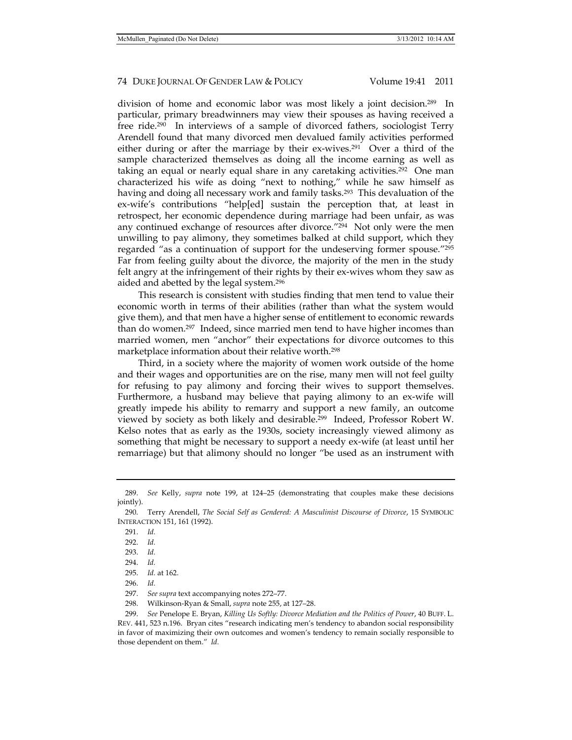division of home and economic labor was most likely a joint decision.[289] In particular, primary breadwinners may view their spouses as having received a free ride.[290] In interviews of a sample of divorced fathers, sociologist Terry Arendell found that many divorced men devalued family activities performed either during or after the marriage by their ex-wives.[291] Over a third of the sample characterized themselves as doing all the income earning as well as taking an equal or nearly equal share in any caretaking activities.[292] One man characterized his wife as doing "next to nothing," while he saw himself as having and doing all necessary work and family tasks.[293] This devaluation of the ex-wife's contributions "help[ed] sustain the perception that, at least in retrospect, her economic dependence during marriage had been unfair, as was any continued exchange of resources after divorce."[294] Not only were the men unwilling to pay alimony, they sometimes balked at child support, which they regarded "as a continuation of support for the undeserving former spouse."[295] Far from feeling guilty about the divorce, the majority of the men in the study felt angry at the infringement of their rights by their ex-wives whom they saw as aided and abetted by the legal system.[296]

This research is consistent with studies finding that men tend to value their economic worth in terms of their abilities (rather than what the system would give them), and that men have a higher sense of entitlement to economic rewards than do women.[297] Indeed, since married men tend to have higher incomes than married women, men "anchor" their expectations for divorce outcomes to this marketplace information about their relative worth.[298]

Third, in a society where the majority of women work outside of the home and their wages and opportunities are on the rise, many men will not feel guilty for refusing to pay alimony and forcing their wives to support themselves. Furthermore, a husband may believe that paying alimony to an ex-wife will greatly impede his ability to remarry and support a new family, an outcome viewed by society as both likely and desirable.[299] Indeed, Professor Robert W. Kelso notes that as early as the 1930s, society increasingly viewed alimony as something that might be necessary to support a needy ex-wife (at least until her remarriage) but that alimony should no longer "be used as an instrument with

---

289. *See* Kelly, *supra* note 199, at 124–25 (demonstrating that couples make these decisions jointly).

290. Terry Arendell, *The Social Self as Gendered: A Masculinist Discourse of Divorce*, 15 SYMBOLIC INTERACTION 151, 161 (1992).

291. *Id.*

292. *Id.*

293. *Id.*

294. *Id.*

295. *Id.* at 162.

296. *Id.*

297. *See supra* text accompanying notes 272–77.

298. Wilkinson-Ryan & Small, *supra* note 255, at 127–28.

299. *See* Penelope E. Bryan, *Killing Us Softly: Divorce Mediation and the Politics of Power*, 40 BUFF. L. REV. 441, 523 n.196. Bryan cites "research indicating men's tendency to abandon social responsibility in favor of maximizing their own outcomes and women's tendency to remain socially responsible to those dependent on them." *Id.*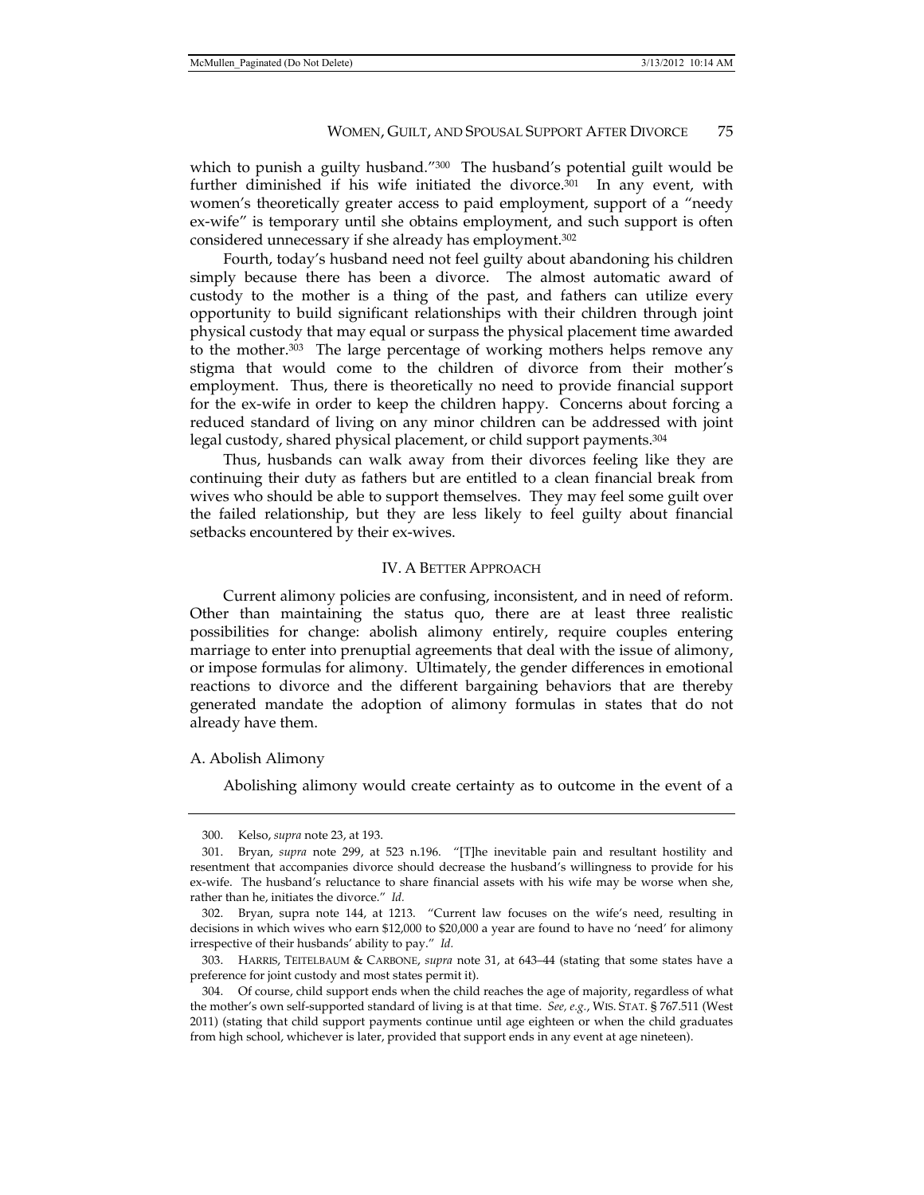which to punish a guilty husband."[300] The husband's potential guilt would be further diminished if his wife initiated the divorce.[301] In any event, with women's theoretically greater access to paid employment, support of a "needy ex-wife" is temporary until she obtains employment, and such support is often considered unnecessary if she already has employment.[302]

Fourth, today's husband need not feel guilty about abandoning his children simply because there has been a divorce. The almost automatic award of custody to the mother is a thing of the past, and fathers can utilize every opportunity to build significant relationships with their children through joint physical custody that may equal or surpass the physical placement time awarded to the mother.[303] The large percentage of working mothers helps remove any stigma that would come to the children of divorce from their mother's employment. Thus, there is theoretically no need to provide financial support for the ex-wife in order to keep the children happy. Concerns about forcing a reduced standard of living on any minor children can be addressed with joint legal custody, shared physical placement, or child support payments.[304]

Thus, husbands can walk away from their divorces feeling like they are continuing their duty as fathers but are entitled to a clean financial break from wives who should be able to support themselves. They may feel some guilt over the failed relationship, but they are less likely to feel guilty about financial setbacks encountered by their ex-wives.

## IV. A Better Approach

Current alimony policies are confusing, inconsistent, and in need of reform. Other than maintaining the status quo, there are at least three realistic possibilities for change: abolish alimony entirely, require couples entering marriage to enter into prenuptial agreements that deal with the issue of alimony, or impose formulas for alimony. Ultimately, the gender differences in emotional reactions to divorce and the different bargaining behaviors that are thereby generated mandate the adoption of alimony formulas in states that do not already have them.

### A. Abolish Alimony

Abolishing alimony would create certainty as to outcome in the event of a

---

300. Kelso, *supra* note 23, at 193.

301. Bryan, *supra* note 299, at 523 n.196. "[T]he inevitable pain and resultant hostility and resentment that accompanies divorce should decrease the husband's willingness to provide for his ex-wife. The husband's reluctance to share financial assets with his wife may be worse when she, rather than he, initiates the divorce." *Id.*

302. Bryan, supra note 144, at 1213. "Current law focuses on the wife's need, resulting in decisions in which wives who earn $12,000 to $20,000 a year are found to have no 'need' for alimony irrespective of their husbands' ability to pay." *Id.*

303. HARRIS, TEITELBAUM & CARBONE, *supra* note 31, at 643–44 (stating that some states have a preference for joint custody and most states permit it).

304. Of course, child support ends when the child reaches the age of majority, regardless of what the mother's own self-supported standard of living is at that time. *See, e.g.*, WIS. STAT. § 767.511 (West 2011) (stating that child support payments continue until age eighteen or when the child graduates from high school, whichever is later, provided that support ends in any event at age nineteen).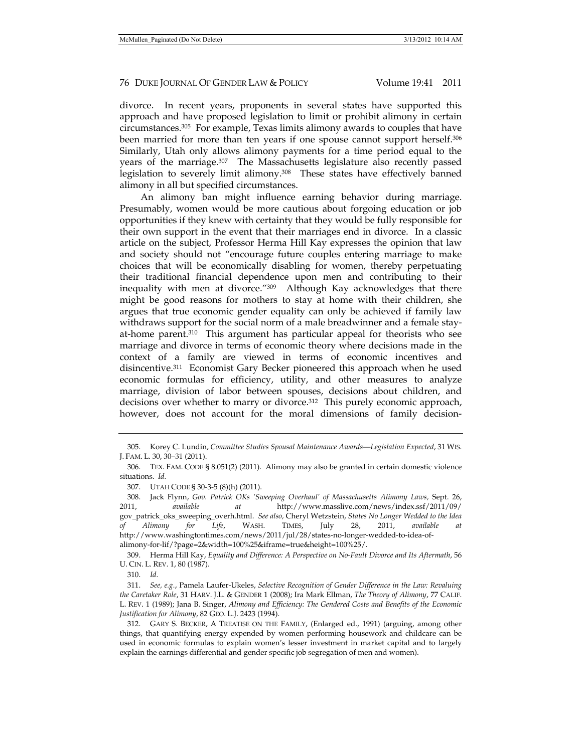divorce. In recent years, proponents in several states have supported this approach and have proposed legislation to limit or prohibit alimony in certain circumstances.[305] For example, Texas limits alimony awards to couples that have been married for more than ten years if one spouse cannot support herself.[306] Similarly, Utah only allows alimony payments for a time period equal to the years of the marriage.[307] The Massachusetts legislature also recently passed legislation to severely limit alimony.[308] These states have effectively banned alimony in all but specified circumstances.

An alimony ban might influence earning behavior during marriage. Presumably, women would be more cautious about forgoing education or job opportunities if they knew with certainty that they would be fully responsible for their own support in the event that their marriages end in divorce. In a classic article on the subject, Professor Herma Hill Kay expresses the opinion that law and society should not "encourage future couples entering marriage to make choices that will be economically disabling for women, thereby perpetuating their traditional financial dependence upon men and contributing to their inequality with men at divorce."[309] Although Kay acknowledges that there might be good reasons for mothers to stay at home with their children, she argues that true economic gender equality can only be achieved if family law withdraws support for the social norm of a male breadwinner and a female stay-at-home parent.[310] This argument has particular appeal for theorists who see marriage and divorce in terms of economic theory where decisions made in the context of a family are viewed in terms of economic incentives and disincentive.[311] Economist Gary Becker pioneered this approach when he used economic formulas for efficiency, utility, and other measures to analyze marriage, division of labor between spouses, decisions about children, and decisions over whether to marry or divorce.[312] This purely economic approach, however, does not account for the moral dimensions of family decision-

---

305. Korey C. Lundin, *Committee Studies Spousal Maintenance Awards—Legislation Expected*, 31 WIS. J. FAM. L. 30, 30–31 (2011).

306. TEX. FAM. CODE § 8.051(2) (2011). Alimony may also be granted in certain domestic violence situations. *Id.*

307. UTAH CODE § 30-3-5 (8)(h) (2011).

308. Jack Flynn, *Gov. Patrick OKs 'Sweeping Overhaul' of Massachusetts Alimony Laws*, Sept. 26, 2011, *available at* http://www.masslive.com/news/index.ssf/2011/09/gov_patrick_oks_sweeping_overh.html. *See also,* Cheryl Wetzstein, *States No Longer Wedded to the Idea of Alimony for Life*, WASH. TIMES, July 28, 2011, *available at* http://www.washingtontimes.com/news/2011/jul/28/states-no-longer-wedded-to-idea-of-alimony-for-lif/?page=2&width=100%25&iframe=true&height=100%25/.

309. Herma Hill Kay, *Equality and Difference: A Perspective on No-Fault Divorce and Its Aftermath*, 56 U. CIN. L. REV. 1, 80 (1987).

310. *Id.*

311. *See, e.g.*, Pamela Laufer-Ukeles, *Selective Recognition of Gender Difference in the Law: Revaluing the Caretaker Role*, 31 HARV. J.L. & GENDER 1 (2008); Ira Mark Ellman, *The Theory of Alimony*, 77 CALIF. L. REV. 1 (1989); Jana B. Singer, *Alimony and Efficiency: The Gendered Costs and Benefits of the Economic Justification for Alimony*, 82 GEO. L.J. 2423 (1994).

312. GARY S. BECKER, A TREATISE ON THE FAMILY, (Enlarged ed., 1991) (arguing, among other things, that quantifying energy expended by women performing housework and childcare can be used in economic formulas to explain women's lesser investment in market capital and to largely explain the earnings differential and gender specific job segregation of men and women).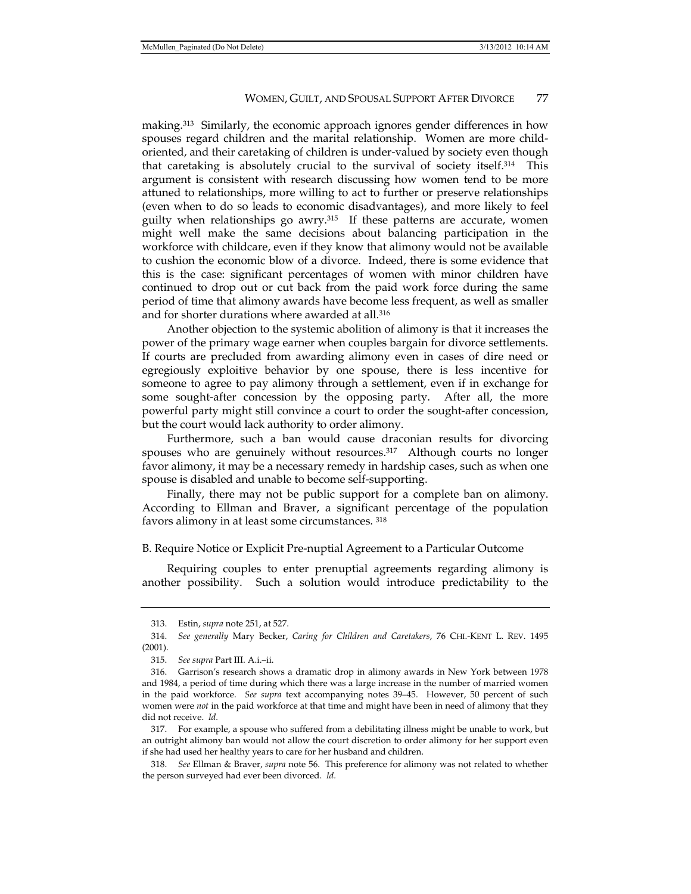making.[313] Similarly, the economic approach ignores gender differences in how spouses regard children and the marital relationship. Women are more child-oriented, and their caretaking of children is under-valued by society even though that caretaking is absolutely crucial to the survival of society itself.[314] This argument is consistent with research discussing how women tend to be more attuned to relationships, more willing to act to further or preserve relationships (even when to do so leads to economic disadvantages), and more likely to feel guilty when relationships go awry.[315] If these patterns are accurate, women might well make the same decisions about balancing participation in the workforce with childcare, even if they know that alimony would not be available to cushion the economic blow of a divorce. Indeed, there is some evidence that this is the case: significant percentages of women with minor children have continued to drop out or cut back from the paid work force during the same period of time that alimony awards have become less frequent, as well as smaller and for shorter durations where awarded at all.[316]

Another objection to the systemic abolition of alimony is that it increases the power of the primary wage earner when couples bargain for divorce settlements. If courts are precluded from awarding alimony even in cases of dire need or egregiously exploitive behavior by one spouse, there is less incentive for someone to agree to pay alimony through a settlement, even if in exchange for some sought-after concession by the opposing party. After all, the more powerful party might still convince a court to order the sought-after concession, but the court would lack authority to order alimony.

Furthermore, such a ban would cause draconian results for divorcing spouses who are genuinely without resources.[317] Although courts no longer favor alimony, it may be a necessary remedy in hardship cases, such as when one spouse is disabled and unable to become self-supporting.

Finally, there may not be public support for a complete ban on alimony. According to Ellman and Braver, a significant percentage of the population favors alimony in at least some circumstances.[318]

### B. Require Notice or Explicit Pre-nuptial Agreement to a Particular Outcome

Requiring couples to enter prenuptial agreements regarding alimony is another possibility. Such a solution would introduce predictability to the

---

313. Estin, *supra* note 251, at 527.

314. *See generally* Mary Becker, *Caring for Children and Caretakers*, 76 CHI.-KENT L. REV. 1495 (2001).

315. *See supra* Part III. A.i.–ii.

316. Garrison's research shows a dramatic drop in alimony awards in New York between 1978 and 1984, a period of time during which there was a large increase in the number of married women in the paid workforce. *See supra* text accompanying notes 39–45. However, 50 percent of such women were *not* in the paid workforce at that time and might have been in need of alimony that they did not receive. *Id.*

317. For example, a spouse who suffered from a debilitating illness might be unable to work, but an outright alimony ban would not allow the court discretion to order alimony for her support even if she had used her healthy years to care for her husband and children.

318. *See* Ellman & Braver, *supra* note 56. This preference for alimony was not related to whether the person surveyed had ever been divorced. *Id.*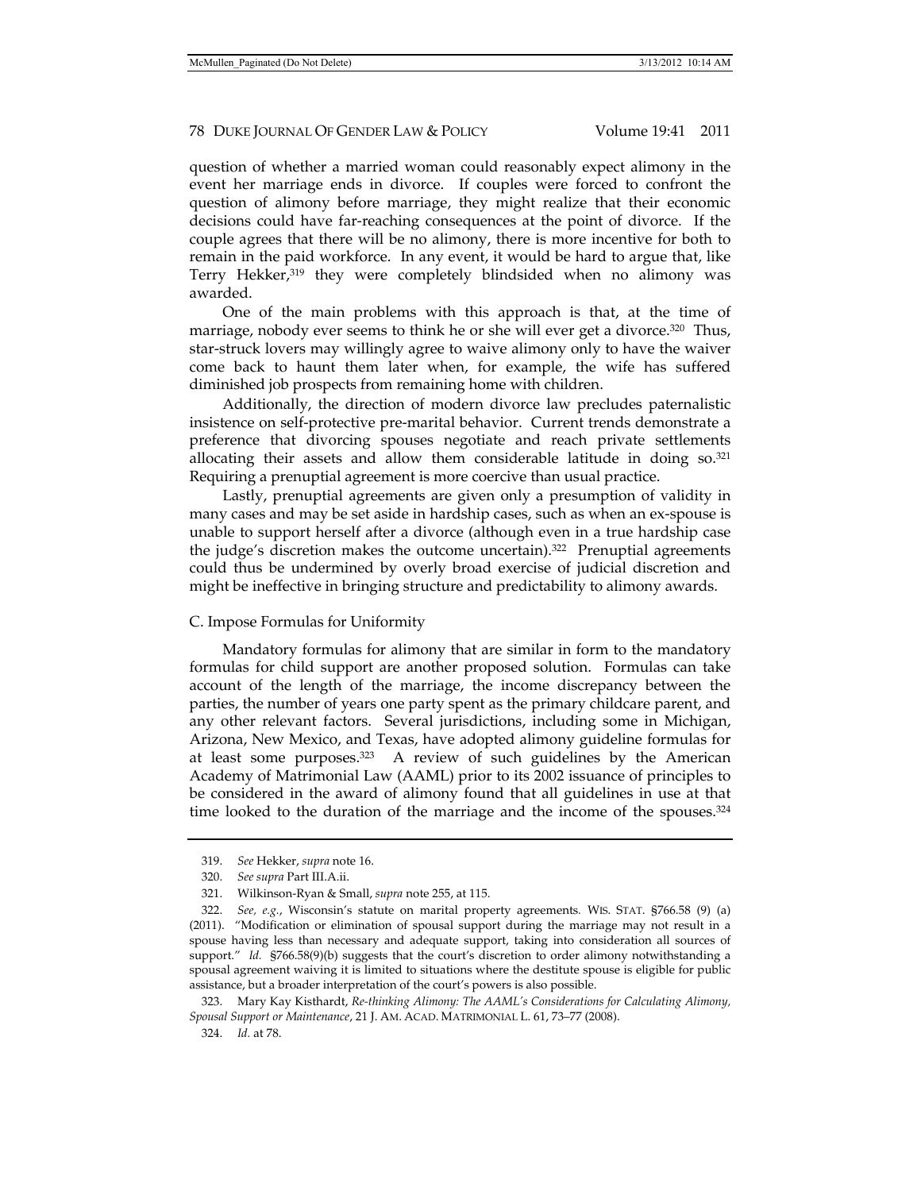question of whether a married woman could reasonably expect alimony in the event her marriage ends in divorce. If couples were forced to confront the question of alimony before marriage, they might realize that their economic decisions could have far-reaching consequences at the point of divorce. If the couple agrees that there will be no alimony, there is more incentive for both to remain in the paid workforce. In any event, it would be hard to argue that, like Terry Hekker,[319] they were completely blindsided when no alimony was awarded.

One of the main problems with this approach is that, at the time of marriage, nobody ever seems to think he or she will ever get a divorce.[320] Thus, star-struck lovers may willingly agree to waive alimony only to have the waiver come back to haunt them later when, for example, the wife has suffered diminished job prospects from remaining home with children.

Additionally, the direction of modern divorce law precludes paternalistic insistence on self-protective pre-marital behavior. Current trends demonstrate a preference that divorcing spouses negotiate and reach private settlements allocating their assets and allow them considerable latitude in doing so.[321] Requiring a prenuptial agreement is more coercive than usual practice.

Lastly, prenuptial agreements are given only a presumption of validity in many cases and may be set aside in hardship cases, such as when an ex-spouse is unable to support herself after a divorce (although even in a true hardship case the judge's discretion makes the outcome uncertain).[322] Prenuptial agreements could thus be undermined by overly broad exercise of judicial discretion and might be ineffective in bringing structure and predictability to alimony awards.

### C. Impose Formulas for Uniformity

Mandatory formulas for alimony that are similar in form to the mandatory formulas for child support are another proposed solution. Formulas can take account of the length of the marriage, the income discrepancy between the parties, the number of years one party spent as the primary childcare parent, and any other relevant factors. Several jurisdictions, including some in Michigan, Arizona, New Mexico, and Texas, have adopted alimony guideline formulas for at least some purposes.[323] A review of such guidelines by the American Academy of Matrimonial Law (AAML) prior to its 2002 issuance of principles to be considered in the award of alimony found that all guidelines in use at that time looked to the duration of the marriage and the income of the spouses.[324]

---

319. *See* Hekker, *supra* note 16.

320. *See supra* Part III.A.ii.

321. Wilkinson-Ryan & Small, *supra* note 255, at 115.

322. *See, e.g.*, Wisconsin's statute on marital property agreements. WIS. STAT. §766.58 (9) (a) (2011). "Modification or elimination of spousal support during the marriage may not result in a spouse having less than necessary and adequate support, taking into consideration all sources of support." *Id.* §766.58(9)(b) suggests that the court's discretion to order alimony notwithstanding a spousal agreement waiving it is limited to situations where the destitute spouse is eligible for public assistance, but a broader interpretation of the court's powers is also possible.

323. Mary Kay Kisthardt, *Re-thinking Alimony: The AAML's Considerations for Calculating Alimony, Spousal Support or Maintenance*, 21 J. AM. ACAD. MATRIMONIAL L. 61, 73–77 (2008).

324. *Id.* at 78.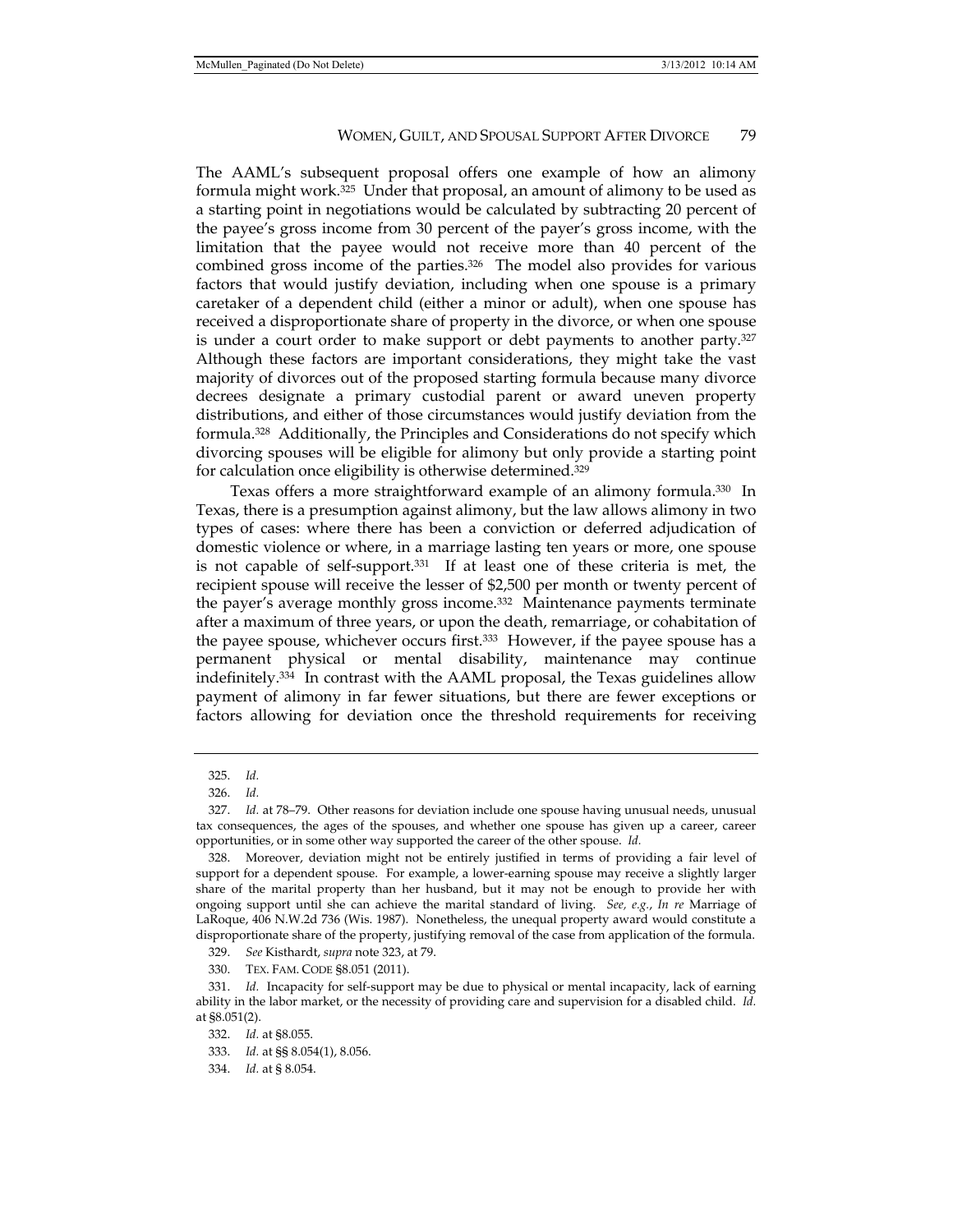The AAML's subsequent proposal offers one example of how an alimony formula might work.[325] Under that proposal, an amount of alimony to be used as a starting point in negotiations would be calculated by subtracting 20 percent of the payee's gross income from 30 percent of the payer's gross income, with the limitation that the payee would not receive more than 40 percent of the combined gross income of the parties.[326] The model also provides for various factors that would justify deviation, including when one spouse is a primary caretaker of a dependent child (either a minor or adult), when one spouse has received a disproportionate share of property in the divorce, or when one spouse is under a court order to make support or debt payments to another party.[327] Although these factors are important considerations, they might take the vast majority of divorces out of the proposed starting formula because many divorce decrees designate a primary custodial parent or award uneven property distributions, and either of those circumstances would justify deviation from the formula.[328] Additionally, the Principles and Considerations do not specify which divorcing spouses will be eligible for alimony but only provide a starting point for calculation once eligibility is otherwise determined.[329]

Texas offers a more straightforward example of an alimony formula.[330] In Texas, there is a presumption against alimony, but the law allows alimony in two types of cases: where there has been a conviction or deferred adjudication of domestic violence or where, in a marriage lasting ten years or more, one spouse is not capable of self-support.[331] If at least one of these criteria is met, the recipient spouse will receive the lesser of $2,500 per month or twenty percent of the payer's average monthly gross income.[332] Maintenance payments terminate after a maximum of three years, or upon the death, remarriage, or cohabitation of the payee spouse, whichever occurs first.[333] However, if the payee spouse has a permanent physical or mental disability, maintenance may continue indefinitely.[334] In contrast with the AAML proposal, the Texas guidelines allow payment of alimony in far fewer situations, but there are fewer exceptions or factors allowing for deviation once the threshold requirements for receiving

---

325. *Id.*

326. *Id.*

327. *Id.* at 78–79. Other reasons for deviation include one spouse having unusual needs, unusual tax consequences, the ages of the spouses, and whether one spouse has given up a career, career opportunities, or in some other way supported the career of the other spouse. *Id.*

328. Moreover, deviation might not be entirely justified in terms of providing a fair level of support for a dependent spouse. For example, a lower-earning spouse may receive a slightly larger share of the marital property than her husband, but it may not be enough to provide her with ongoing support until she can achieve the marital standard of living. *See, e.g.*, *In re* Marriage of LaRoque, 406 N.W.2d 736 (Wis. 1987). Nonetheless, the unequal property award would constitute a disproportionate share of the property, justifying removal of the case from application of the formula.

329. *See* Kisthardt, *supra* note 323, at 79.

330. TEX. FAM. CODE §8.051 (2011).

331. *Id.* Incapacity for self-support may be due to physical or mental incapacity, lack of earning ability in the labor market, or the necessity of providing care and supervision for a disabled child. *Id.* at §8.051(2).

332. *Id.* at §8.055.

333. *Id.* at §§ 8.054(1), 8.056.

334. *Id.* at § 8.054.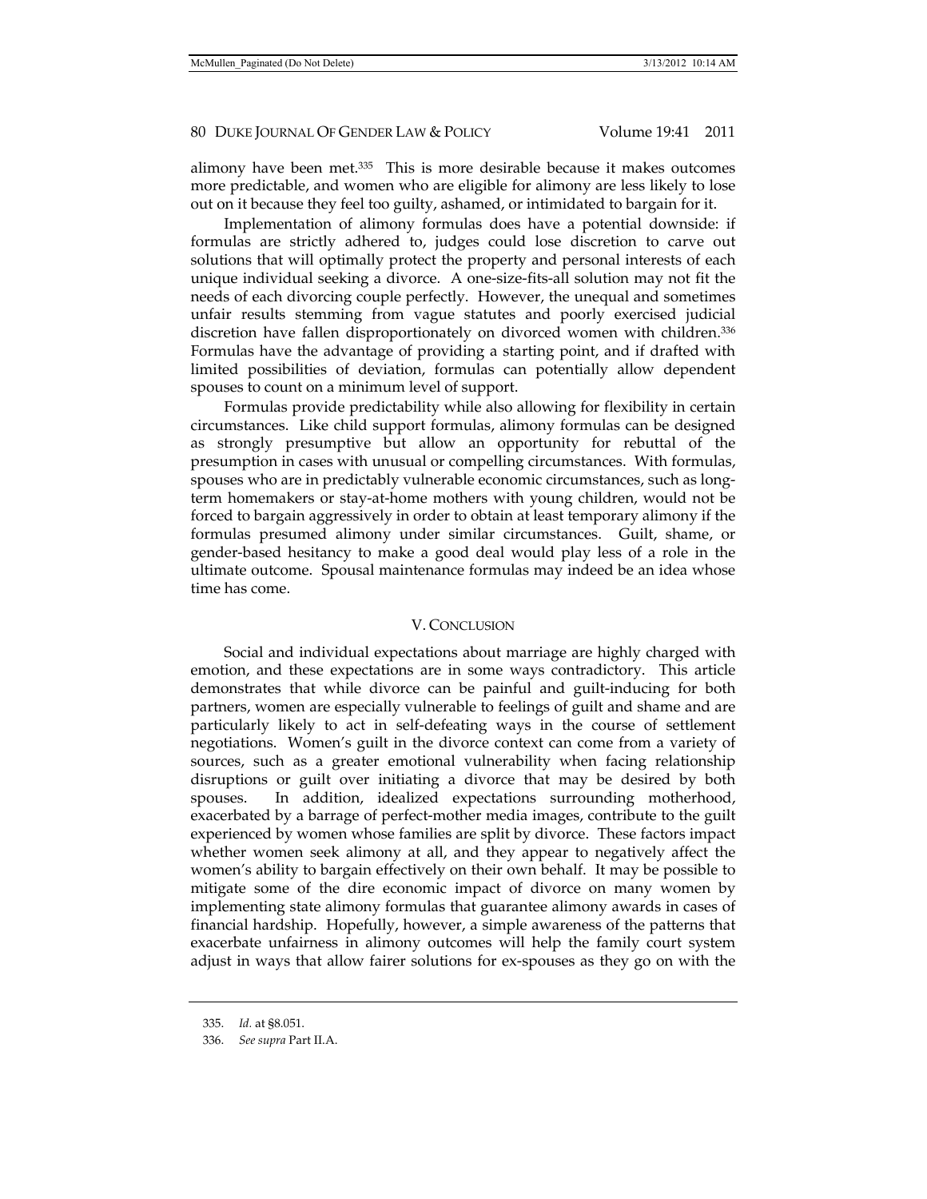alimony have been met.[335] This is more desirable because it makes outcomes more predictable, and women who are eligible for alimony are less likely to lose out on it because they feel too guilty, ashamed, or intimidated to bargain for it.

Implementation of alimony formulas does have a potential downside: if formulas are strictly adhered to, judges could lose discretion to carve out solutions that will optimally protect the property and personal interests of each unique individual seeking a divorce. A one-size-fits-all solution may not fit the needs of each divorcing couple perfectly. However, the unequal and sometimes unfair results stemming from vague statutes and poorly exercised judicial discretion have fallen disproportionately on divorced women with children.[336] Formulas have the advantage of providing a starting point, and if drafted with limited possibilities of deviation, formulas can potentially allow dependent spouses to count on a minimum level of support.

Formulas provide predictability while also allowing for flexibility in certain circumstances. Like child support formulas, alimony formulas can be designed as strongly presumptive but allow an opportunity for rebuttal of the presumption in cases with unusual or compelling circumstances. With formulas, spouses who are in predictably vulnerable economic circumstances, such as long-term homemakers or stay-at-home mothers with young children, would not be forced to bargain aggressively in order to obtain at least temporary alimony if the formulas presumed alimony under similar circumstances. Guilt, shame, or gender-based hesitancy to make a good deal would play less of a role in the ultimate outcome. Spousal maintenance formulas may indeed be an idea whose time has come.

## V. CONCLUSION

Social and individual expectations about marriage are highly charged with emotion, and these expectations are in some ways contradictory. This article demonstrates that while divorce can be painful and guilt-inducing for both partners, women are especially vulnerable to feelings of guilt and shame and are particularly likely to act in self-defeating ways in the course of settlement negotiations. Women's guilt in the divorce context can come from a variety of sources, such as a greater emotional vulnerability when facing relationship disruptions or guilt over initiating a divorce that may be desired by both spouses. In addition, idealized expectations surrounding motherhood, exacerbated by a barrage of perfect-mother media images, contribute to the guilt experienced by women whose families are split by divorce. These factors impact whether women seek alimony at all, and they appear to negatively affect the women's ability to bargain effectively on their own behalf. It may be possible to mitigate some of the dire economic impact of divorce on many women by implementing state alimony formulas that guarantee alimony awards in cases of financial hardship. Hopefully, however, a simple awareness of the patterns that exacerbate unfairness in alimony outcomes will help the family court system adjust in ways that allow fairer solutions for ex-spouses as they go on with the

---

335. *Id.* at §8.051.

336. *See supra* Part II.A.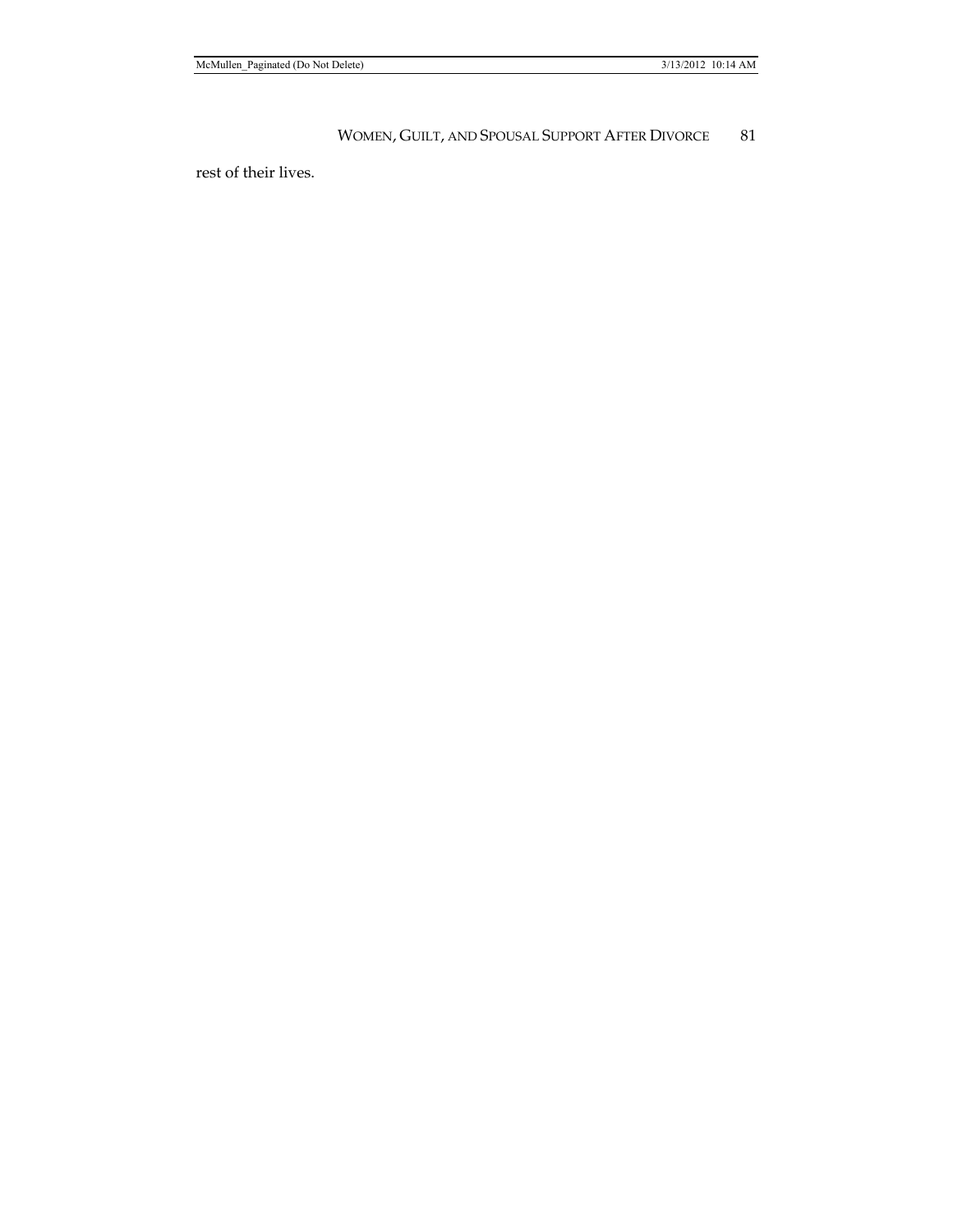rest of their lives.